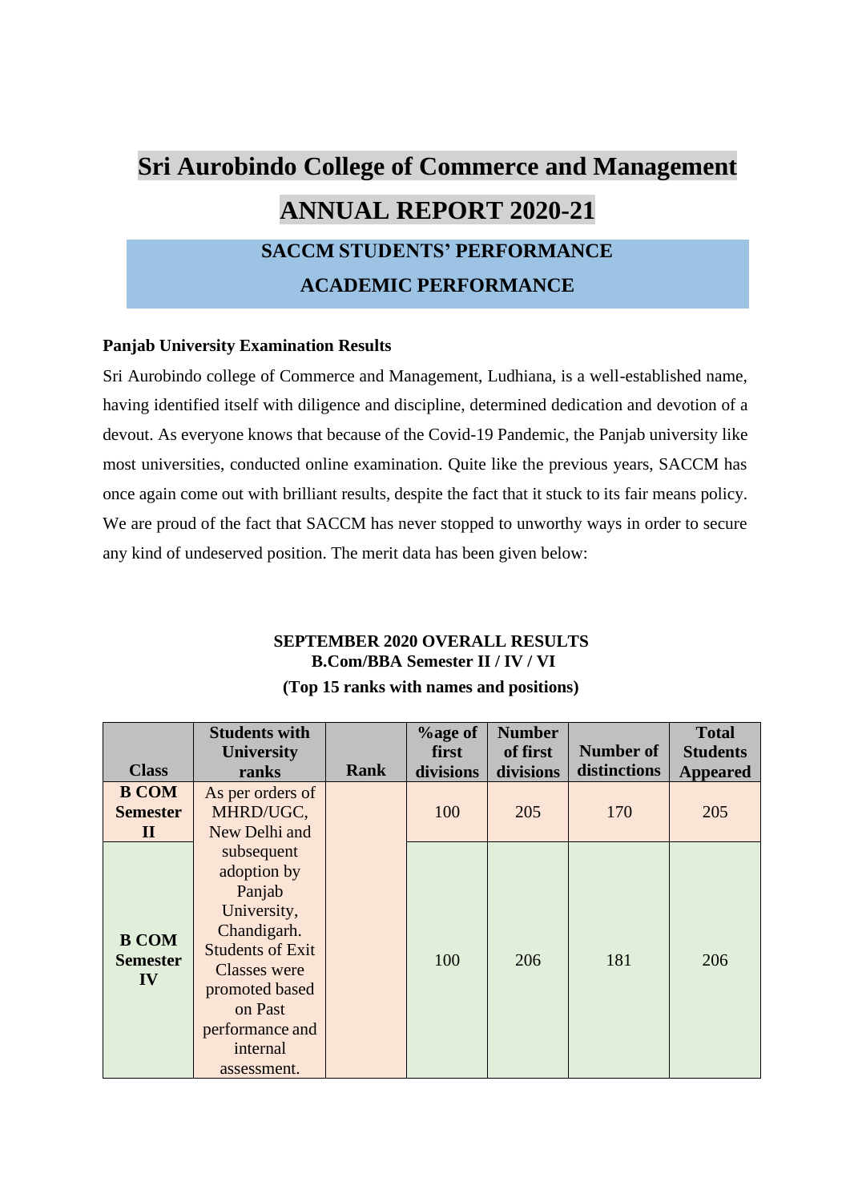# Sri Aurobindo College of Commerce and Management

# ANNUAL REPORT 2020-21

## SACCM STUDENTS' PERFORMANCE

## ACADEMIC PERFORMANCE

**Panjab University Examination Results**

Sri Aurobindo college of Commerce and Management, Ludhiana, is a well-established name, having identified itself with diligence and discipline, determined dedication and devotion of a devout. As everyone knows that because of the Covid-19 Pandemic, the Panjab university like most universities, conducted online examination. Quite like the previous years, SACCM has once again come out with brilliant results, despite the fact that it stuck to its fair means policy. We are proud of the fact that SACCM has never stopped to unworthy ways in order to secure any kind of undeserved position. The merit data has been given below:

**SEPTEMBER 2020 OVERALL RESULTS**
**B.Com/BBA Semester II / IV / VI**
**(Top 15 ranks with names and positions)**

| Class | Students with University ranks | Rank | %age of first divisions | Number of first divisions | Number of distinctions | Total Students Appeared |
|---|---|---|---|---|---|---|
| **B COM Semester II** | As per orders of MHRD/UGC, New Delhi and subsequent adoption by Panjab University, Chandigarh. Students of Exit Classes were promoted based on Past performance and internal assessment. | | 100 | 205 | 170 | 205 |
| **B COM Semester IV** | | | 100 | 206 | 181 | 206 |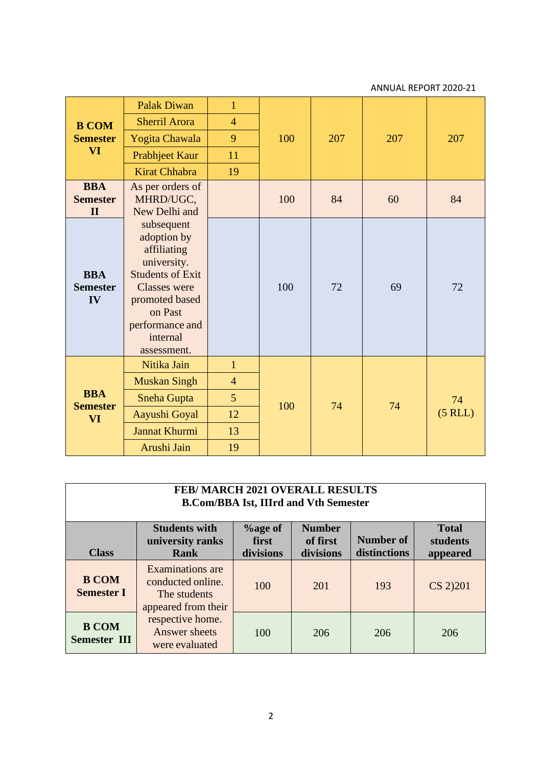| | | | | | | |
|---|---|---|---|---|---|---|
| B COM Semester VI | Palak Diwan | 1 | 100 | 207 | 207 | 207 |
| | Sherril Arora | 4 | | | | |
| | Yogita Chawala | 9 | | | | |
| | Prabhjeet Kaur | 11 | | | | |
| | Kirat Chhabra | 19 | | | | |
| BBA Semester II | As per orders of MHRD/UGC, New Delhi and subsequent adoption by affiliating university. Students of Exit Classes were promoted based on Past performance and internal assessment. | | 100 | 84 | 60 | 84 |
| BBA Semester IV | | | 100 | 72 | 69 | 72 |
| BBA Semester VI | Nitika Jain | 1 | 100 | 74 | 74 | 74 (5 RLL) |
| | Muskan Singh | 4 | | | | |
| | Sneha Gupta | 5 | | | | |
| | Aayushi Goyal | 12 | | | | |
| | Jannat Khurmi | 13 | | | | |
| | Arushi Jain | 19 | | | | |

**FEB/ MARCH 2021 OVERALL RESULTS**
**B.Com/BBA Ist, IIIrd and Vth Semester**

| Class | Students with university ranks Rank | %age of first divisions | Number of first divisions | Number of distinctions | Total students appeared |
|---|---|---|---|---|---|
| B COM Semester I | Examinations are conducted online. The students appeared from their respective home. Answer sheets were evaluated | 100 | 201 | 193 | CS 2)201 |
| B COM Semester III | | 100 | 206 | 206 | 206 |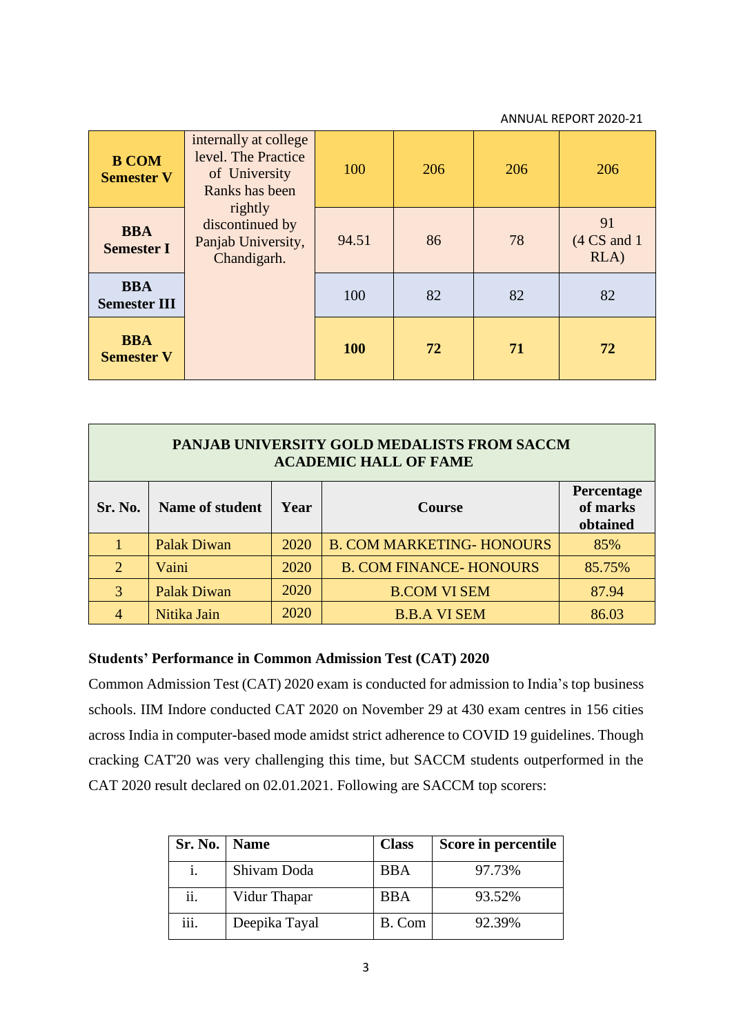| B COM Semester V | internally at college level. The Practice of University Ranks has been rightly discontinued by Panjab University, Chandigarh. | 100 | 206 | 206 | 206 |
|---|---|---|---|---|---|
| BBA Semester I | | 94.51 | 86 | 78 | 91 (4 CS and 1 RLA) |
| BBA Semester III | | 100 | 82 | 82 | 82 |
| **BBA Semester V** | | **100** | **72** | **71** | **72** |

| **PANJAB UNIVERSITY GOLD MEDALISTS FROM SACCM ACADEMIC HALL OF FAME** | | | | |
|---|---|---|---|---|
| **Sr. No.** | **Name of student** | **Year** | **Course** | **Percentage of marks obtained** |
| 1 | Palak Diwan | 2020 | B. COM MARKETING- HONOURS | 85% |
| 2 | Vaini | 2020 | B. COM FINANCE- HONOURS | 85.75% |
| 3 | Palak Diwan | 2020 | B.COM VI SEM | 87.94 |
| 4 | Nitika Jain | 2020 | B.B.A VI SEM | 86.03 |

**Students' Performance in Common Admission Test (CAT) 2020**

Common Admission Test (CAT) 2020 exam is conducted for admission to India's top business schools. IIM Indore conducted CAT 2020 on November 29 at 430 exam centres in 156 cities across India in computer-based mode amidst strict adherence to COVID 19 guidelines. Though cracking CAT'20 was very challenging this time, but SACCM students outperformed in the CAT 2020 result declared on 02.01.2021. Following are SACCM top scorers:

| Sr. No. | Name | Class | Score in percentile |
|---|---|---|---|
| i. | Shivam Doda | BBA | 97.73% |
| ii. | Vidur Thapar | BBA | 93.52% |
| iii. | Deepika Tayal | B. Com | 92.39% |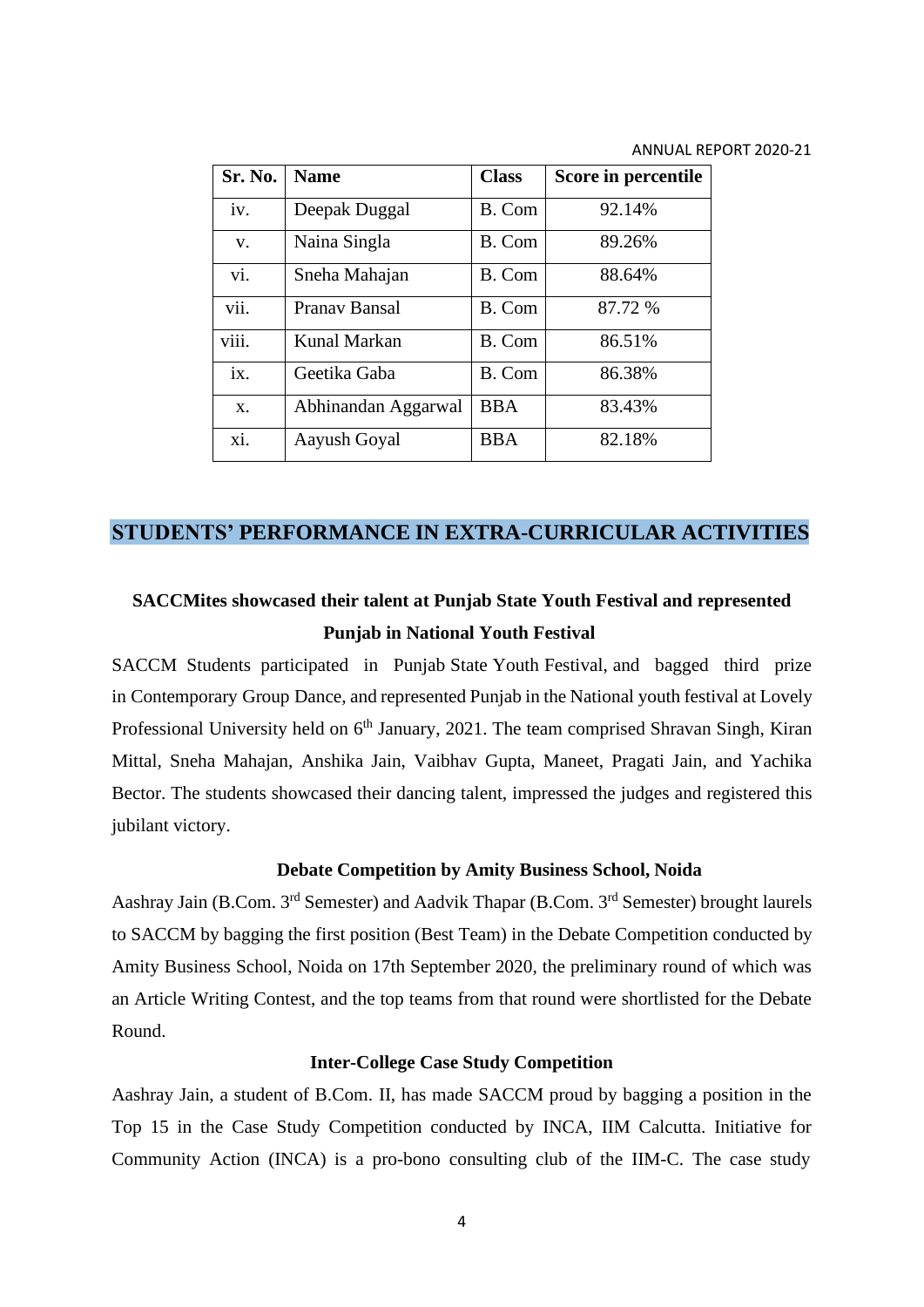| Sr. No. | Name | Class | Score in percentile |
|---|---|---|---|
| iv. | Deepak Duggal | B. Com | 92.14% |
| v. | Naina Singla | B. Com | 89.26% |
| vi. | Sneha Mahajan | B. Com | 88.64% |
| vii. | Pranav Bansal | B. Com | 87.72 % |
| viii. | Kunal Markan | B. Com | 86.51% |
| ix. | Geetika Gaba | B. Com | 86.38% |
| x. | Abhinandan Aggarwal | BBA | 83.43% |
| xi. | Aayush Goyal | BBA | 82.18% |

## STUDENTS' PERFORMANCE IN EXTRA-CURRICULAR ACTIVITIES

### SACCMites showcased their talent at Punjab State Youth Festival and represented Punjab in National Youth Festival

SACCM Students participated in Punjab State Youth Festival, and bagged third prize in Contemporary Group Dance, and represented Punjab in the National youth festival at Lovely Professional University held on 6th January, 2021. The team comprised Shravan Singh, Kiran Mittal, Sneha Mahajan, Anshika Jain, Vaibhav Gupta, Maneet, Pragati Jain, and Yachika Bector. The students showcased their dancing talent, impressed the judges and registered this jubilant victory.

### Debate Competition by Amity Business School, Noida

Aashray Jain (B.Com. 3rd Semester) and Aadvik Thapar (B.Com. 3rd Semester) brought laurels to SACCM by bagging the first position (Best Team) in the Debate Competition conducted by Amity Business School, Noida on 17th September 2020, the preliminary round of which was an Article Writing Contest, and the top teams from that round were shortlisted for the Debate Round.

### Inter-College Case Study Competition

Aashray Jain, a student of B.Com. II, has made SACCM proud by bagging a position in the Top 15 in the Case Study Competition conducted by INCA, IIM Calcutta. Initiative for Community Action (INCA) is a pro-bono consulting club of the IIM-C. The case study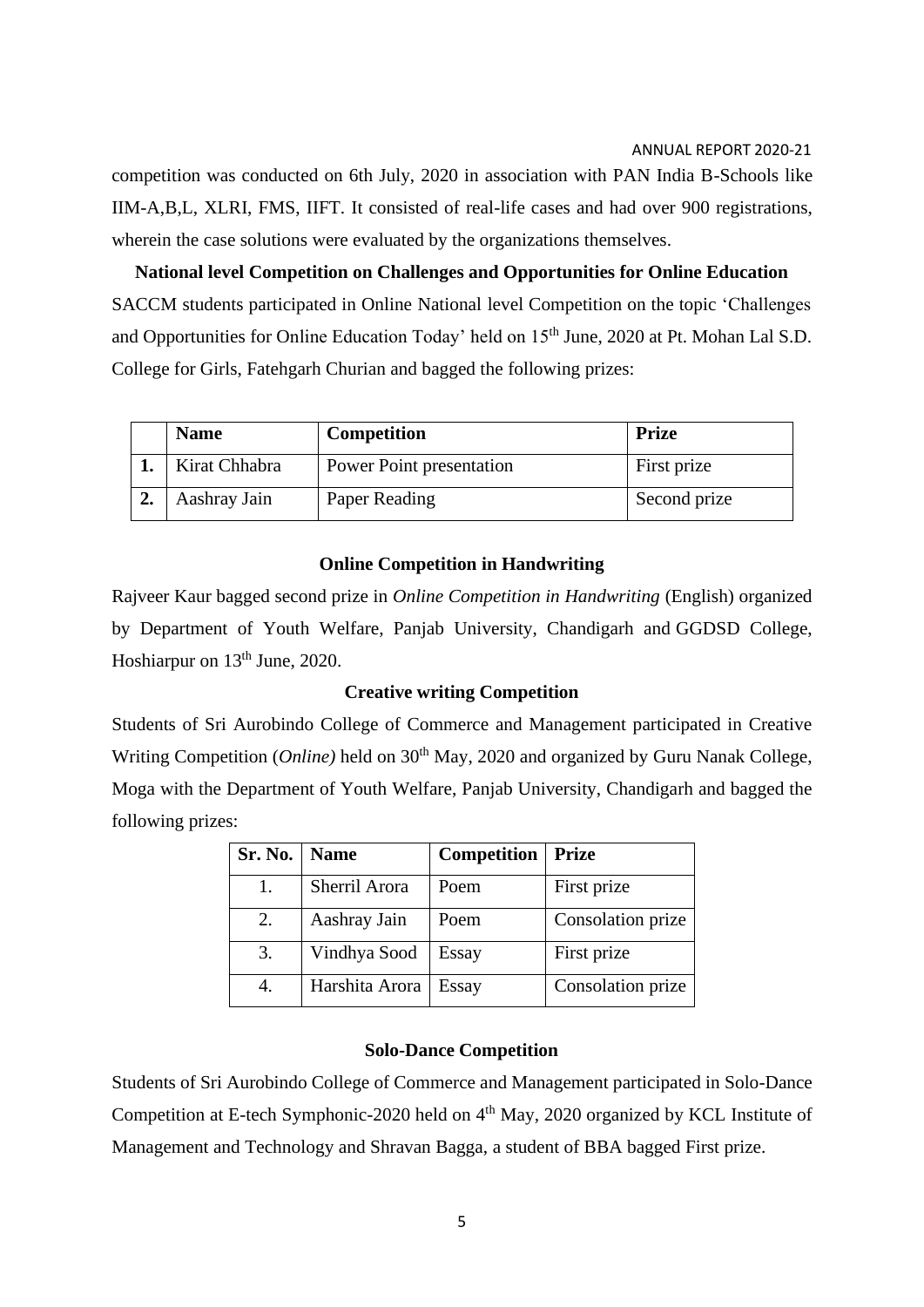competition was conducted on 6th July, 2020 in association with PAN India B-Schools like IIM-A,B,L, XLRI, FMS, IIFT. It consisted of real-life cases and had over 900 registrations, wherein the case solutions were evaluated by the organizations themselves.

**National level Competition on Challenges and Opportunities for Online Education**

SACCM students participated in Online National level Competition on the topic 'Challenges and Opportunities for Online Education Today' held on 15th June, 2020 at Pt. Mohan Lal S.D. College for Girls, Fatehgarh Churian and bagged the following prizes:

| | Name | Competition | Prize |
|---|---|---|---|
| **1.** | Kirat Chhabra | Power Point presentation | First prize |
| **2.** | Aashray Jain | Paper Reading | Second prize |

**Online Competition in Handwriting**

Rajveer Kaur bagged second prize in *Online Competition in Handwriting* (English) organized by Department of Youth Welfare, Panjab University, Chandigarh and GGDSD College, Hoshiarpur on 13th June, 2020.

**Creative writing Competition**

Students of Sri Aurobindo College of Commerce and Management participated in Creative Writing Competition (*Online)* held on 30th May, 2020 and organized by Guru Nanak College, Moga with the Department of Youth Welfare, Panjab University, Chandigarh and bagged the following prizes:

| Sr. No. | Name | Competition | Prize |
|---|---|---|---|
| 1. | Sherril Arora | Poem | First prize |
| 2. | Aashray Jain | Poem | Consolation prize |
| 3. | Vindhya Sood | Essay | First prize |
| 4. | Harshita Arora | Essay | Consolation prize |

**Solo-Dance Competition**

Students of Sri Aurobindo College of Commerce and Management participated in Solo-Dance Competition at E-tech Symphonic-2020 held on 4th May, 2020 organized by KCL Institute of Management and Technology and Shravan Bagga, a student of BBA bagged First prize.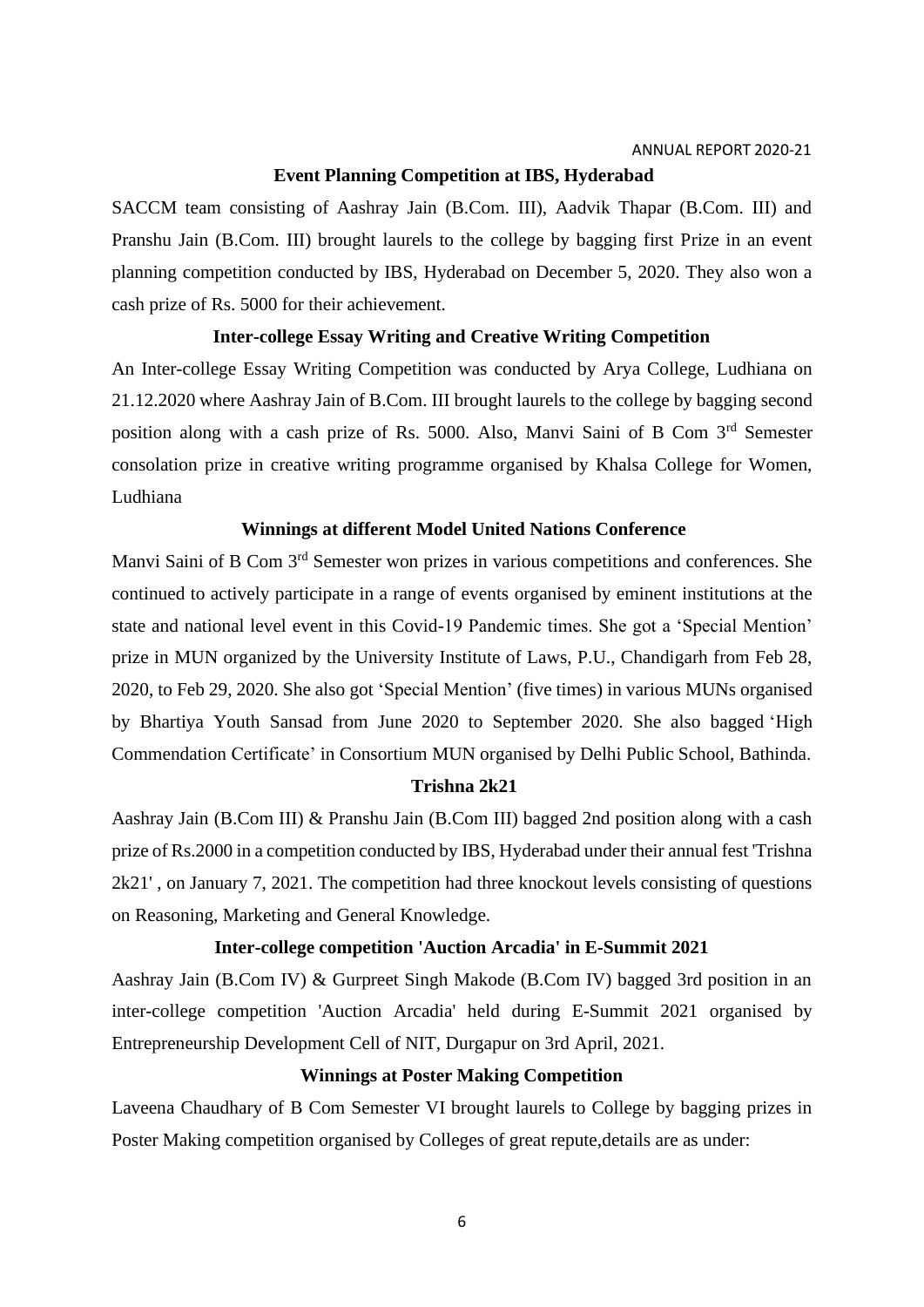### Event Planning Competition at IBS, Hyderabad

SACCM team consisting of Aashray Jain (B.Com. III), Aadvik Thapar (B.Com. III) and Pranshu Jain (B.Com. III) brought laurels to the college by bagging first Prize in an event planning competition conducted by IBS, Hyderabad on December 5, 2020. They also won a cash prize of Rs. 5000 for their achievement.

### Inter-college Essay Writing and Creative Writing Competition

An Inter-college Essay Writing Competition was conducted by Arya College, Ludhiana on 21.12.2020 where Aashray Jain of B.Com. III brought laurels to the college by bagging second position along with a cash prize of Rs. 5000. Also, Manvi Saini of B Com 3rd Semester consolation prize in creative writing programme organised by Khalsa College for Women, Ludhiana

### Winnings at different Model United Nations Conference

Manvi Saini of B Com 3rd Semester won prizes in various competitions and conferences. She continued to actively participate in a range of events organised by eminent institutions at the state and national level event in this Covid-19 Pandemic times. She got a 'Special Mention' prize in MUN organized by the University Institute of Laws, P.U., Chandigarh from Feb 28, 2020, to Feb 29, 2020. She also got 'Special Mention' (five times) in various MUNs organised by Bhartiya Youth Sansad from June 2020 to September 2020. She also bagged 'High Commendation Certificate' in Consortium MUN organised by Delhi Public School, Bathinda.

### Trishna 2k21

Aashray Jain (B.Com III) & Pranshu Jain (B.Com III) bagged 2nd position along with a cash prize of Rs.2000 in a competition conducted by IBS, Hyderabad under their annual fest 'Trishna 2k21' , on January 7, 2021. The competition had three knockout levels consisting of questions on Reasoning, Marketing and General Knowledge.

### Inter-college competition 'Auction Arcadia' in E-Summit 2021

Aashray Jain (B.Com IV) & Gurpreet Singh Makode (B.Com IV) bagged 3rd position in an inter-college competition 'Auction Arcadia' held during E-Summit 2021 organised by Entrepreneurship Development Cell of NIT, Durgapur on 3rd April, 2021.

### Winnings at Poster Making Competition

Laveena Chaudhary of B Com Semester VI brought laurels to College by bagging prizes in Poster Making competition organised by Colleges of great repute,details are as under: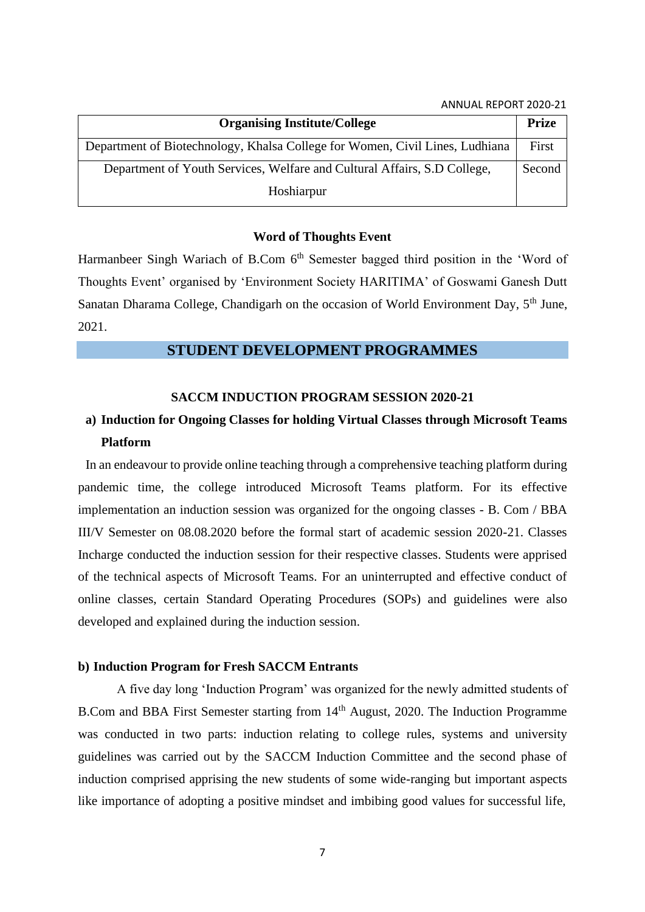| Organising Institute/College | Prize |
|---|---|
| Department of Biotechnology, Khalsa College for Women, Civil Lines, Ludhiana | First |
| Department of Youth Services, Welfare and Cultural Affairs, S.D College, Hoshiarpur | Second |

### Word of Thoughts Event

Harmanbeer Singh Wariach of B.Com 6th Semester bagged third position in the 'Word of Thoughts Event' organised by 'Environment Society HARITIMA' of Goswami Ganesh Dutt Sanatan Dharama College, Chandigarh on the occasion of World Environment Day, 5th June, 2021.

## STUDENT DEVELOPMENT PROGRAMMES

### SACCM INDUCTION PROGRAM SESSION 2020-21

**a) Induction for Ongoing Classes for holding Virtual Classes through Microsoft Teams Platform**

In an endeavour to provide online teaching through a comprehensive teaching platform during pandemic time, the college introduced Microsoft Teams platform. For its effective implementation an induction session was organized for the ongoing classes - B. Com / BBA III/V Semester on 08.08.2020 before the formal start of academic session 2020-21. Classes Incharge conducted the induction session for their respective classes. Students were apprised of the technical aspects of Microsoft Teams. For an uninterrupted and effective conduct of online classes, certain Standard Operating Procedures (SOPs) and guidelines were also developed and explained during the induction session.

**b) Induction Program for Fresh SACCM Entrants**

A five day long 'Induction Program' was organized for the newly admitted students of B.Com and BBA First Semester starting from 14th August, 2020. The Induction Programme was conducted in two parts: induction relating to college rules, systems and university guidelines was carried out by the SACCM Induction Committee and the second phase of induction comprised apprising the new students of some wide-ranging but important aspects like importance of adopting a positive mindset and imbibing good values for successful life,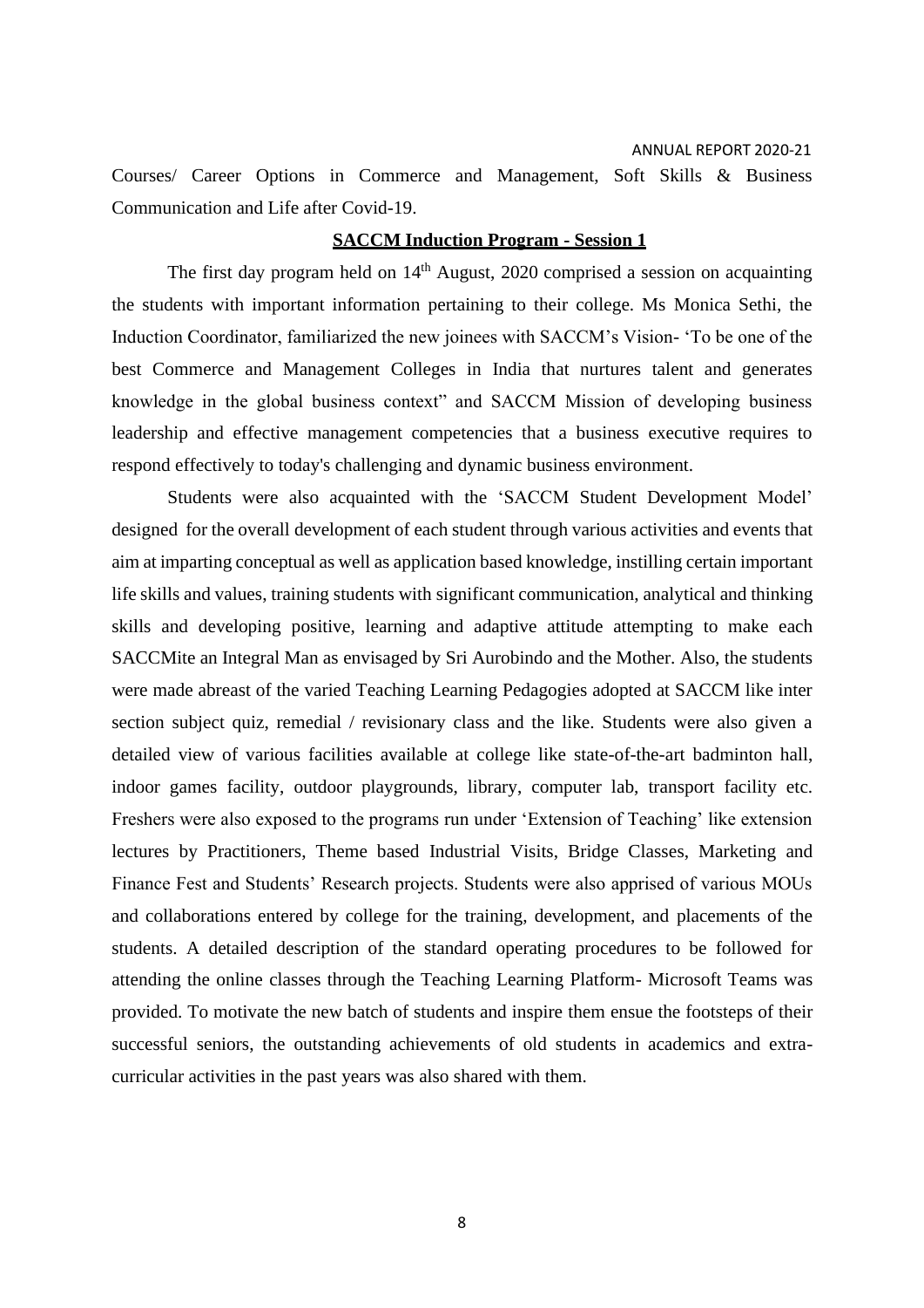Courses/ Career Options in Commerce and Management, Soft Skills & Business Communication and Life after Covid-19.

## SACCM Induction Program - Session 1

The first day program held on 14th August, 2020 comprised a session on acquainting the students with important information pertaining to their college. Ms Monica Sethi, the Induction Coordinator, familiarized the new joinees with SACCM's Vision- 'To be one of the best Commerce and Management Colleges in India that nurtures talent and generates knowledge in the global business context" and SACCM Mission of developing business leadership and effective management competencies that a business executive requires to respond effectively to today's challenging and dynamic business environment.

Students were also acquainted with the 'SACCM Student Development Model' designed for the overall development of each student through various activities and events that aim at imparting conceptual as well as application based knowledge, instilling certain important life skills and values, training students with significant communication, analytical and thinking skills and developing positive, learning and adaptive attitude attempting to make each SACCMite an Integral Man as envisaged by Sri Aurobindo and the Mother. Also, the students were made abreast of the varied Teaching Learning Pedagogies adopted at SACCM like inter section subject quiz, remedial / revisionary class and the like. Students were also given a detailed view of various facilities available at college like state-of-the-art badminton hall, indoor games facility, outdoor playgrounds, library, computer lab, transport facility etc. Freshers were also exposed to the programs run under 'Extension of Teaching' like extension lectures by Practitioners, Theme based Industrial Visits, Bridge Classes, Marketing and Finance Fest and Students' Research projects. Students were also apprised of various MOUs and collaborations entered by college for the training, development, and placements of the students. A detailed description of the standard operating procedures to be followed for attending the online classes through the Teaching Learning Platform- Microsoft Teams was provided. To motivate the new batch of students and inspire them ensue the footsteps of their successful seniors, the outstanding achievements of old students in academics and extra-curricular activities in the past years was also shared with them.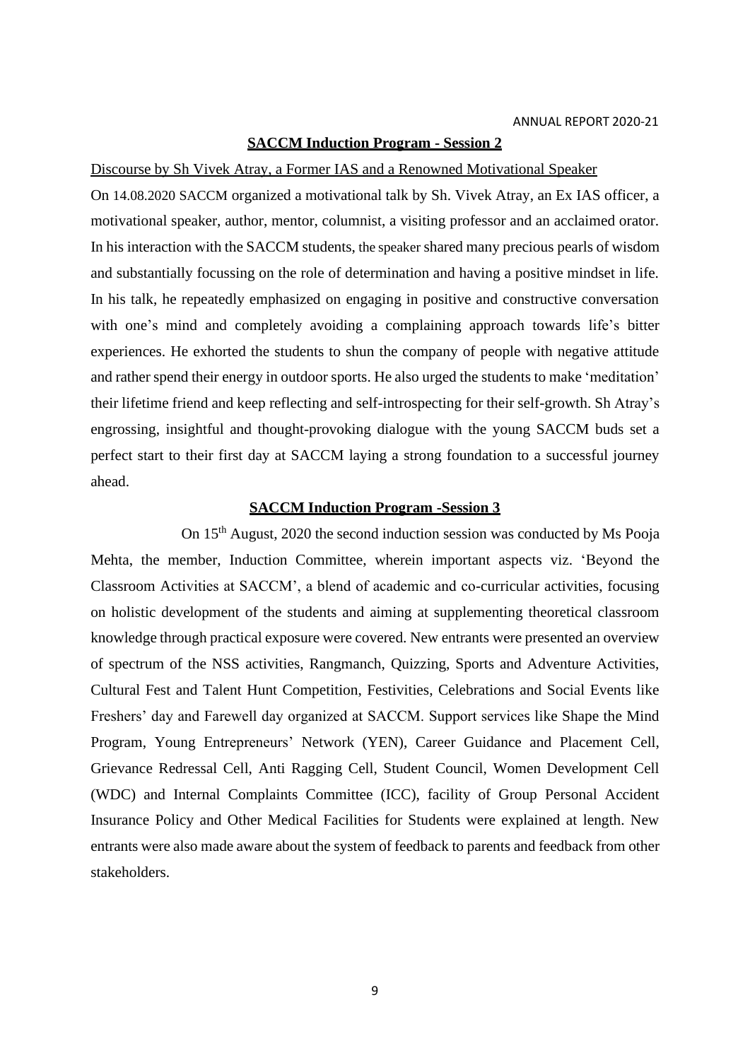## SACCM Induction Program - Session 2

Discourse by Sh Vivek Atray, a Former IAS and a Renowned Motivational Speaker

On 14.08.2020 SACCM organized a motivational talk by Sh. Vivek Atray, an Ex IAS officer, a motivational speaker, author, mentor, columnist, a visiting professor and an acclaimed orator. In his interaction with the SACCM students, the speaker shared many precious pearls of wisdom and substantially focussing on the role of determination and having a positive mindset in life. In his talk, he repeatedly emphasized on engaging in positive and constructive conversation with one's mind and completely avoiding a complaining approach towards life's bitter experiences. He exhorted the students to shun the company of people with negative attitude and rather spend their energy in outdoor sports. He also urged the students to make 'meditation' their lifetime friend and keep reflecting and self-introspecting for their self-growth. Sh Atray's engrossing, insightful and thought-provoking dialogue with the young SACCM buds set a perfect start to their first day at SACCM laying a strong foundation to a successful journey ahead.

## SACCM Induction Program -Session 3

On 15th August, 2020 the second induction session was conducted by Ms Pooja Mehta, the member, Induction Committee, wherein important aspects viz. 'Beyond the Classroom Activities at SACCM', a blend of academic and co-curricular activities, focusing on holistic development of the students and aiming at supplementing theoretical classroom knowledge through practical exposure were covered. New entrants were presented an overview of spectrum of the NSS activities, Rangmanch, Quizzing, Sports and Adventure Activities, Cultural Fest and Talent Hunt Competition, Festivities, Celebrations and Social Events like Freshers' day and Farewell day organized at SACCM. Support services like Shape the Mind Program, Young Entrepreneurs' Network (YEN), Career Guidance and Placement Cell, Grievance Redressal Cell, Anti Ragging Cell, Student Council, Women Development Cell (WDC) and Internal Complaints Committee (ICC), facility of Group Personal Accident Insurance Policy and Other Medical Facilities for Students were explained at length. New entrants were also made aware about the system of feedback to parents and feedback from other stakeholders.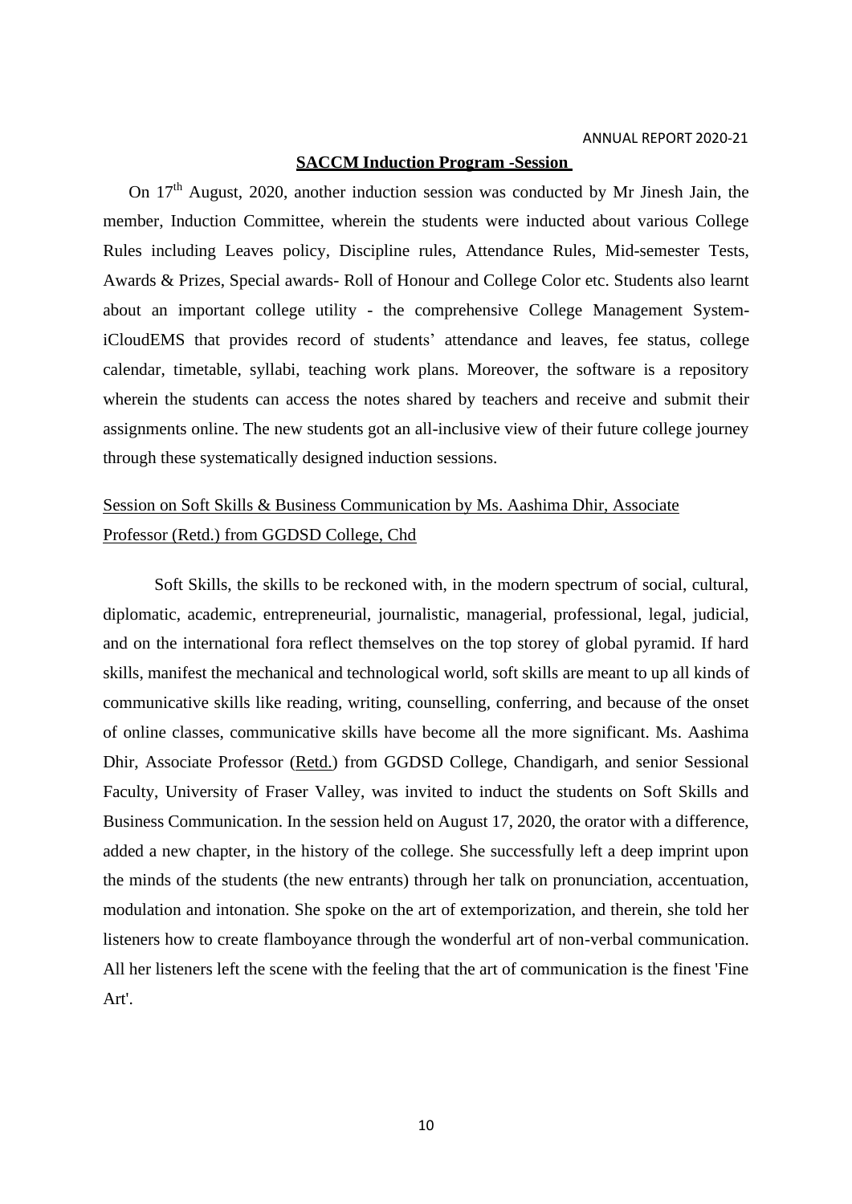## SACCM Induction Program -Session

On 17th August, 2020, another induction session was conducted by Mr Jinesh Jain, the member, Induction Committee, wherein the students were inducted about various College Rules including Leaves policy, Discipline rules, Attendance Rules, Mid-semester Tests, Awards & Prizes, Special awards- Roll of Honour and College Color etc. Students also learnt about an important college utility - the comprehensive College Management System- iCloudEMS that provides record of students' attendance and leaves, fee status, college calendar, timetable, syllabi, teaching work plans. Moreover, the software is a repository wherein the students can access the notes shared by teachers and receive and submit their assignments online. The new students got an all-inclusive view of their future college journey through these systematically designed induction sessions.

### Session on Soft Skills & Business Communication by Ms. Aashima Dhir, Associate Professor (Retd.) from GGDSD College, Chd

Soft Skills, the skills to be reckoned with, in the modern spectrum of social, cultural, diplomatic, academic, entrepreneurial, journalistic, managerial, professional, legal, judicial, and on the international fora reflect themselves on the top storey of global pyramid. If hard skills, manifest the mechanical and technological world, soft skills are meant to up all kinds of communicative skills like reading, writing, counselling, conferring, and because of the onset of online classes, communicative skills have become all the more significant. Ms. Aashima Dhir, Associate Professor (Retd.) from GGDSD College, Chandigarh, and senior Sessional Faculty, University of Fraser Valley, was invited to induct the students on Soft Skills and Business Communication. In the session held on August 17, 2020, the orator with a difference, added a new chapter, in the history of the college. She successfully left a deep imprint upon the minds of the students (the new entrants) through her talk on pronunciation, accentuation, modulation and intonation. She spoke on the art of extemporization, and therein, she told her listeners how to create flamboyance through the wonderful art of non-verbal communication. All her listeners left the scene with the feeling that the art of communication is the finest 'Fine Art'.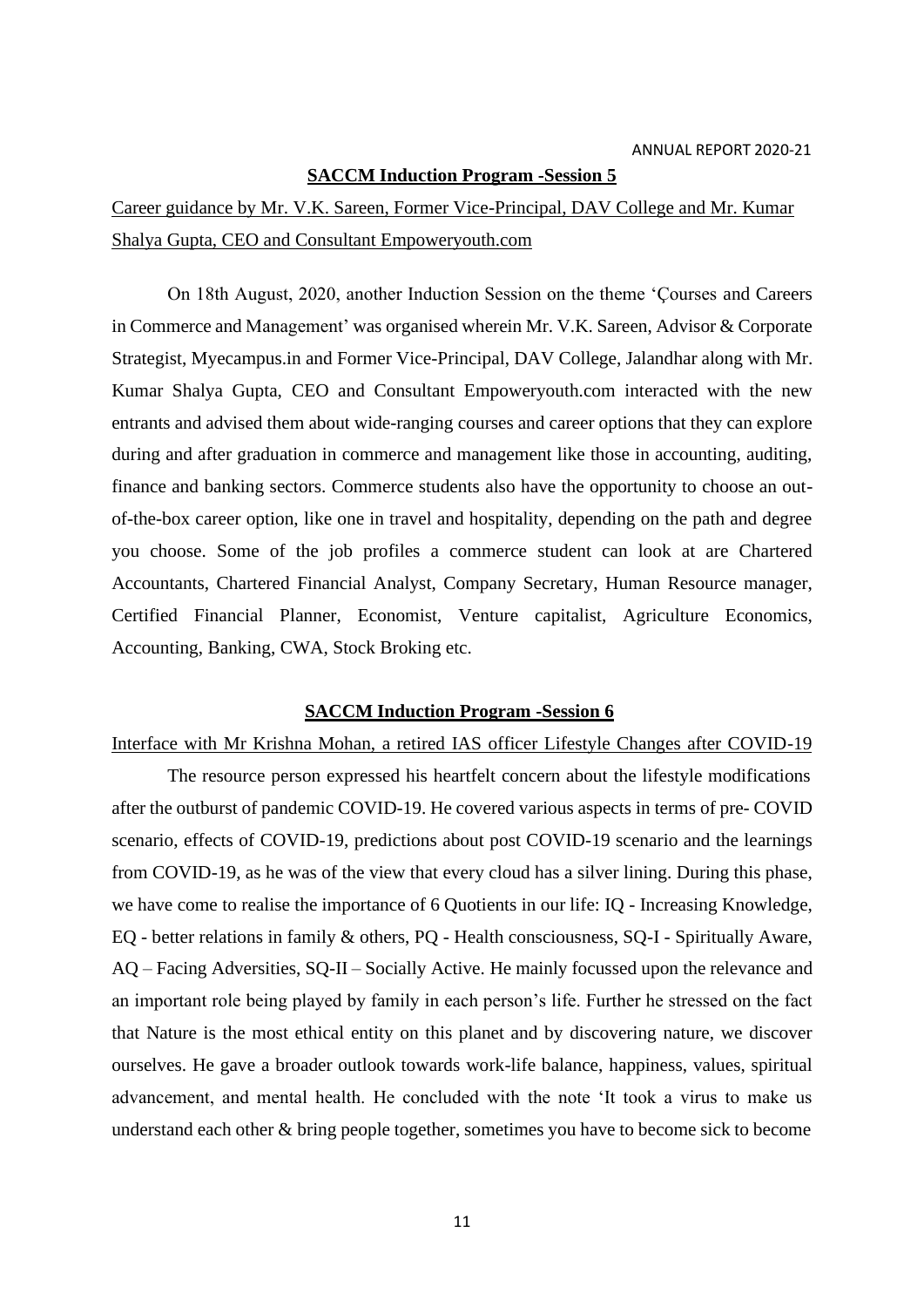## SACCM Induction Program -Session 5

Career guidance by Mr. V.K. Sareen, Former Vice-Principal, DAV College and Mr. Kumar Shalya Gupta, CEO and Consultant Empoweryouth.com

On 18th August, 2020, another Induction Session on the theme 'Çourses and Careers in Commerce and Management' was organised wherein Mr. V.K. Sareen, Advisor & Corporate Strategist, Myecampus.in and Former Vice-Principal, DAV College, Jalandhar along with Mr. Kumar Shalya Gupta, CEO and Consultant Empoweryouth.com interacted with the new entrants and advised them about wide-ranging courses and career options that they can explore during and after graduation in commerce and management like those in accounting, auditing, finance and banking sectors. Commerce students also have the opportunity to choose an out-of-the-box career option, like one in travel and hospitality, depending on the path and degree you choose. Some of the job profiles a commerce student can look at are Chartered Accountants, Chartered Financial Analyst, Company Secretary, Human Resource manager, Certified Financial Planner, Economist, Venture capitalist, Agriculture Economics, Accounting, Banking, CWA, Stock Broking etc.

## SACCM Induction Program -Session 6

Interface with Mr Krishna Mohan, a retired IAS officer Lifestyle Changes after COVID-19

The resource person expressed his heartfelt concern about the lifestyle modifications after the outburst of pandemic COVID-19. He covered various aspects in terms of pre- COVID scenario, effects of COVID-19, predictions about post COVID-19 scenario and the learnings from COVID-19, as he was of the view that every cloud has a silver lining. During this phase, we have come to realise the importance of 6 Quotients in our life: IQ - Increasing Knowledge, EQ - better relations in family & others, PQ - Health consciousness, SQ-I - Spiritually Aware, AQ – Facing Adversities, SQ-II – Socially Active. He mainly focussed upon the relevance and an important role being played by family in each person's life. Further he stressed on the fact that Nature is the most ethical entity on this planet and by discovering nature, we discover ourselves. He gave a broader outlook towards work-life balance, happiness, values, spiritual advancement, and mental health. He concluded with the note 'It took a virus to make us understand each other & bring people together, sometimes you have to become sick to become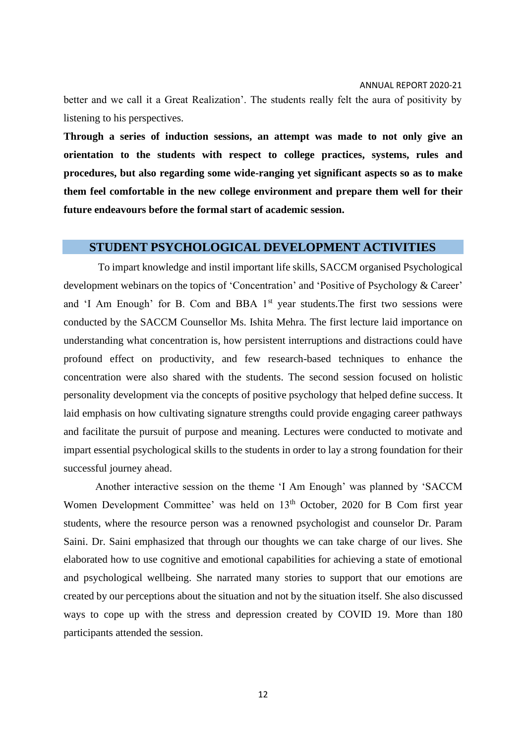better and we call it a Great Realization'. The students really felt the aura of positivity by listening to his perspectives.

**Through a series of induction sessions, an attempt was made to not only give an orientation to the students with respect to college practices, systems, rules and procedures, but also regarding some wide-ranging yet significant aspects so as to make them feel comfortable in the new college environment and prepare them well for their future endeavours before the formal start of academic session.**

## STUDENT PSYCHOLOGICAL DEVELOPMENT ACTIVITIES

To impart knowledge and instil important life skills, SACCM organised Psychological development webinars on the topics of 'Concentration' and 'Positive of Psychology & Career' and 'I Am Enough' for B. Com and BBA 1st year students.The first two sessions were conducted by the SACCM Counsellor Ms. Ishita Mehra. The first lecture laid importance on understanding what concentration is, how persistent interruptions and distractions could have profound effect on productivity, and few research-based techniques to enhance the concentration were also shared with the students. The second session focused on holistic personality development via the concepts of positive psychology that helped define success. It laid emphasis on how cultivating signature strengths could provide engaging career pathways and facilitate the pursuit of purpose and meaning. Lectures were conducted to motivate and impart essential psychological skills to the students in order to lay a strong foundation for their successful journey ahead.

Another interactive session on the theme 'I Am Enough' was planned by 'SACCM Women Development Committee' was held on 13th October, 2020 for B Com first year students, where the resource person was a renowned psychologist and counselor Dr. Param Saini. Dr. Saini emphasized that through our thoughts we can take charge of our lives. She elaborated how to use cognitive and emotional capabilities for achieving a state of emotional and psychological wellbeing. She narrated many stories to support that our emotions are created by our perceptions about the situation and not by the situation itself. She also discussed ways to cope up with the stress and depression created by COVID 19. More than 180 participants attended the session.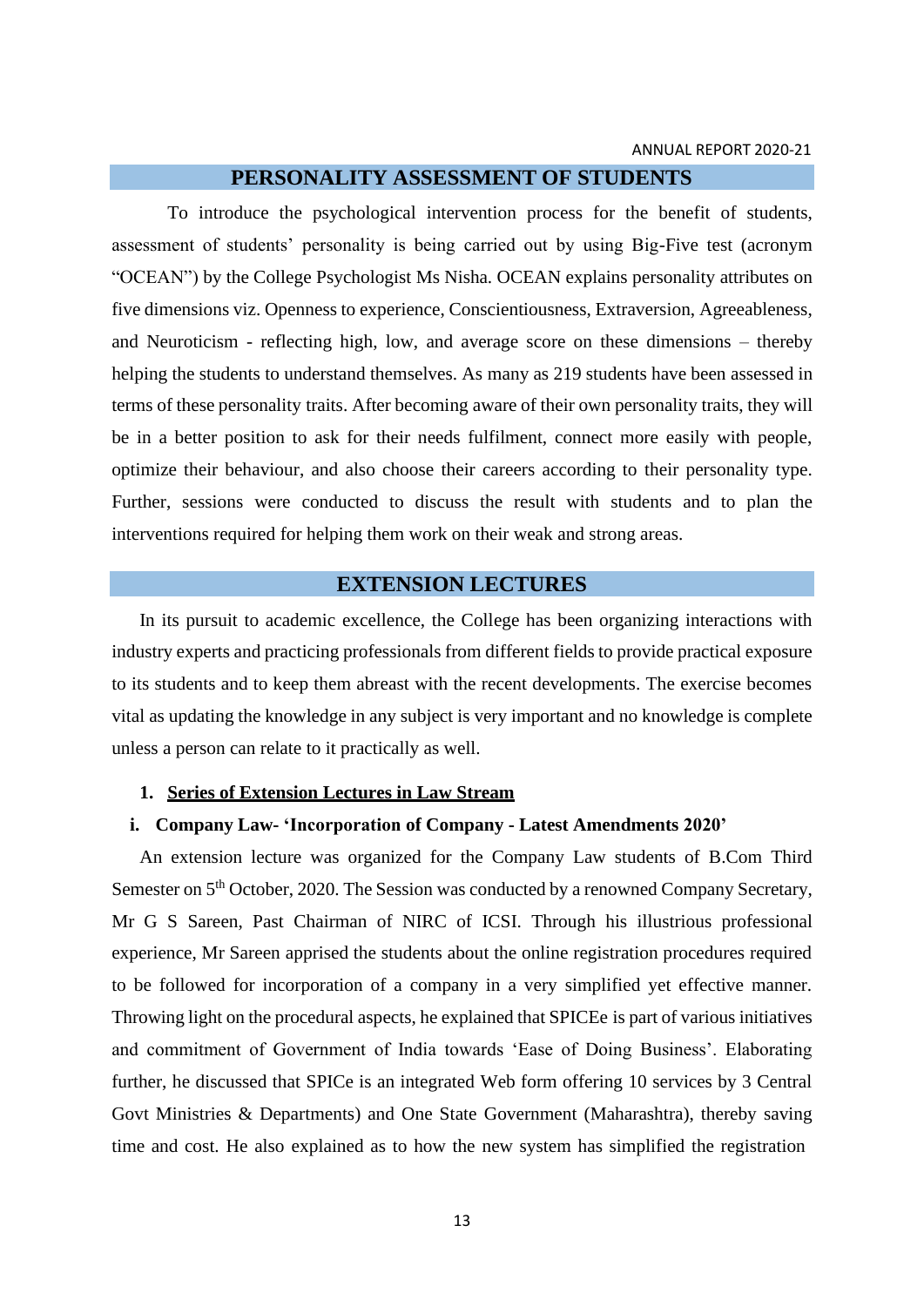## PERSONALITY ASSESSMENT OF STUDENTS

To introduce the psychological intervention process for the benefit of students, assessment of students' personality is being carried out by using Big-Five test (acronym "OCEAN") by the College Psychologist Ms Nisha. OCEAN explains personality attributes on five dimensions viz. Openness to experience, Conscientiousness, Extraversion, Agreeableness, and Neuroticism - reflecting high, low, and average score on these dimensions – thereby helping the students to understand themselves. As many as 219 students have been assessed in terms of these personality traits. After becoming aware of their own personality traits, they will be in a better position to ask for their needs fulfilment, connect more easily with people, optimize their behaviour, and also choose their careers according to their personality type. Further, sessions were conducted to discuss the result with students and to plan the interventions required for helping them work on their weak and strong areas.

## EXTENSION LECTURES

In its pursuit to academic excellence, the College has been organizing interactions with industry experts and practicing professionals from different fields to provide practical exposure to its students and to keep them abreast with the recent developments. The exercise becomes vital as updating the knowledge in any subject is very important and no knowledge is complete unless a person can relate to it practically as well.

### 1. Series of Extension Lectures in Law Stream

#### i. Company Law- 'Incorporation of Company - Latest Amendments 2020'

An extension lecture was organized for the Company Law students of B.Com Third Semester on 5th October, 2020. The Session was conducted by a renowned Company Secretary, Mr G S Sareen, Past Chairman of NIRC of ICSI. Through his illustrious professional experience, Mr Sareen apprised the students about the online registration procedures required to be followed for incorporation of a company in a very simplified yet effective manner. Throwing light on the procedural aspects, he explained that SPICEe is part of various initiatives and commitment of Government of India towards 'Ease of Doing Business'. Elaborating further, he discussed that SPICe is an integrated Web form offering 10 services by 3 Central Govt Ministries & Departments) and One State Government (Maharashtra), thereby saving time and cost. He also explained as to how the new system has simplified the registration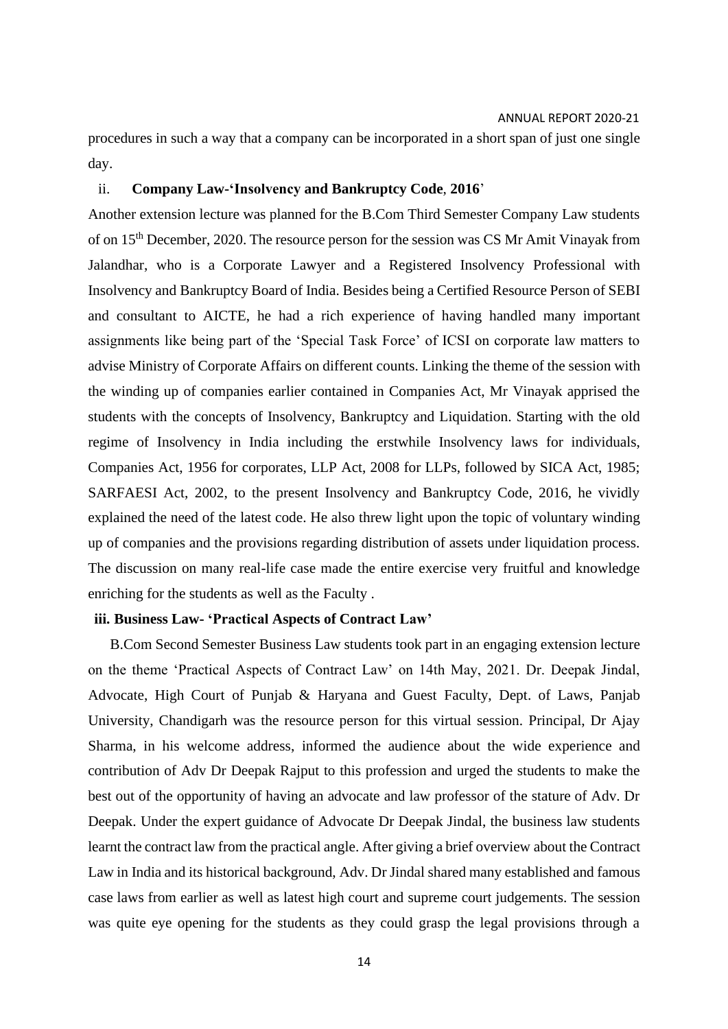procedures in such a way that a company can be incorporated in a short span of just one single day.

ii. **Company Law-'Insolvency and Bankruptcy Code**, **2016**'

Another extension lecture was planned for the B.Com Third Semester Company Law students of on 15th December, 2020. The resource person for the session was CS Mr Amit Vinayak from Jalandhar, who is a Corporate Lawyer and a Registered Insolvency Professional with Insolvency and Bankruptcy Board of India. Besides being a Certified Resource Person of SEBI and consultant to AICTE, he had a rich experience of having handled many important assignments like being part of the 'Special Task Force' of ICSI on corporate law matters to advise Ministry of Corporate Affairs on different counts. Linking the theme of the session with the winding up of companies earlier contained in Companies Act, Mr Vinayak apprised the students with the concepts of Insolvency, Bankruptcy and Liquidation. Starting with the old regime of Insolvency in India including the erstwhile Insolvency laws for individuals, Companies Act, 1956 for corporates, LLP Act, 2008 for LLPs, followed by SICA Act, 1985; SARFAESI Act, 2002, to the present Insolvency and Bankruptcy Code, 2016, he vividly explained the need of the latest code. He also threw light upon the topic of voluntary winding up of companies and the provisions regarding distribution of assets under liquidation process. The discussion on many real-life case made the entire exercise very fruitful and knowledge enriching for the students as well as the Faculty .

**iii. Business Law- 'Practical Aspects of Contract Law'**

B.Com Second Semester Business Law students took part in an engaging extension lecture on the theme 'Practical Aspects of Contract Law' on 14th May, 2021. Dr. Deepak Jindal, Advocate, High Court of Punjab & Haryana and Guest Faculty, Dept. of Laws, Panjab University, Chandigarh was the resource person for this virtual session. Principal, Dr Ajay Sharma, in his welcome address, informed the audience about the wide experience and contribution of Adv Dr Deepak Rajput to this profession and urged the students to make the best out of the opportunity of having an advocate and law professor of the stature of Adv. Dr Deepak. Under the expert guidance of Advocate Dr Deepak Jindal, the business law students learnt the contract law from the practical angle. After giving a brief overview about the Contract Law in India and its historical background, Adv. Dr Jindal shared many established and famous case laws from earlier as well as latest high court and supreme court judgements. The session was quite eye opening for the students as they could grasp the legal provisions through a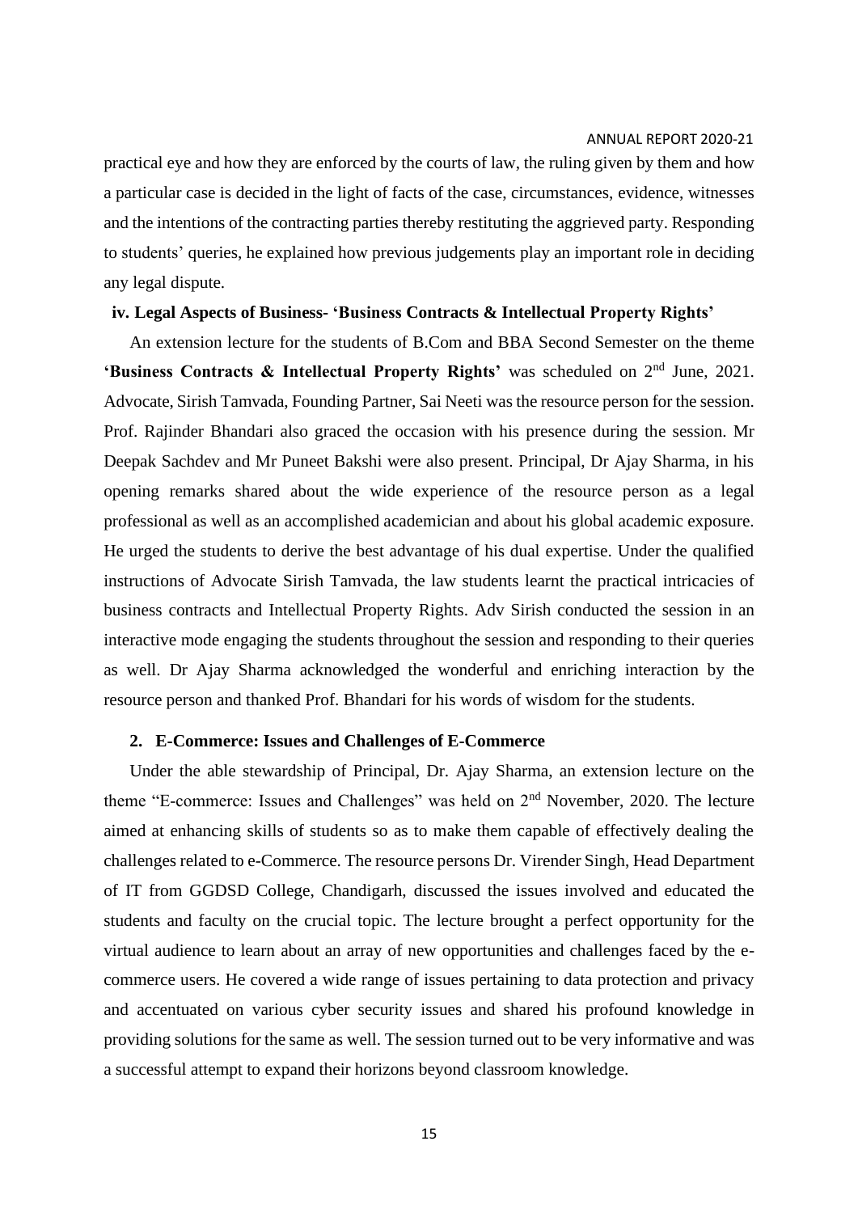practical eye and how they are enforced by the courts of law, the ruling given by them and how a particular case is decided in the light of facts of the case, circumstances, evidence, witnesses and the intentions of the contracting parties thereby restituting the aggrieved party. Responding to students' queries, he explained how previous judgements play an important role in deciding any legal dispute.

#### iv. Legal Aspects of Business- 'Business Contracts & Intellectual Property Rights'

An extension lecture for the students of B.Com and BBA Second Semester on the theme **'Business Contracts & Intellectual Property Rights'** was scheduled on 2nd June, 2021. Advocate, Sirish Tamvada, Founding Partner, Sai Neeti was the resource person for the session. Prof. Rajinder Bhandari also graced the occasion with his presence during the session. Mr Deepak Sachdev and Mr Puneet Bakshi were also present. Principal, Dr Ajay Sharma, in his opening remarks shared about the wide experience of the resource person as a legal professional as well as an accomplished academician and about his global academic exposure. He urged the students to derive the best advantage of his dual expertise. Under the qualified instructions of Advocate Sirish Tamvada, the law students learnt the practical intricacies of business contracts and Intellectual Property Rights. Adv Sirish conducted the session in an interactive mode engaging the students throughout the session and responding to their queries as well. Dr Ajay Sharma acknowledged the wonderful and enriching interaction by the resource person and thanked Prof. Bhandari for his words of wisdom for the students.

### 2. E-Commerce: Issues and Challenges of E-Commerce

Under the able stewardship of Principal, Dr. Ajay Sharma, an extension lecture on the theme "E-commerce: Issues and Challenges" was held on 2nd November, 2020. The lecture aimed at enhancing skills of students so as to make them capable of effectively dealing the challenges related to e-Commerce. The resource persons Dr. Virender Singh, Head Department of IT from GGDSD College, Chandigarh, discussed the issues involved and educated the students and faculty on the crucial topic. The lecture brought a perfect opportunity for the virtual audience to learn about an array of new opportunities and challenges faced by the e-commerce users. He covered a wide range of issues pertaining to data protection and privacy and accentuated on various cyber security issues and shared his profound knowledge in providing solutions for the same as well. The session turned out to be very informative and was a successful attempt to expand their horizons beyond classroom knowledge.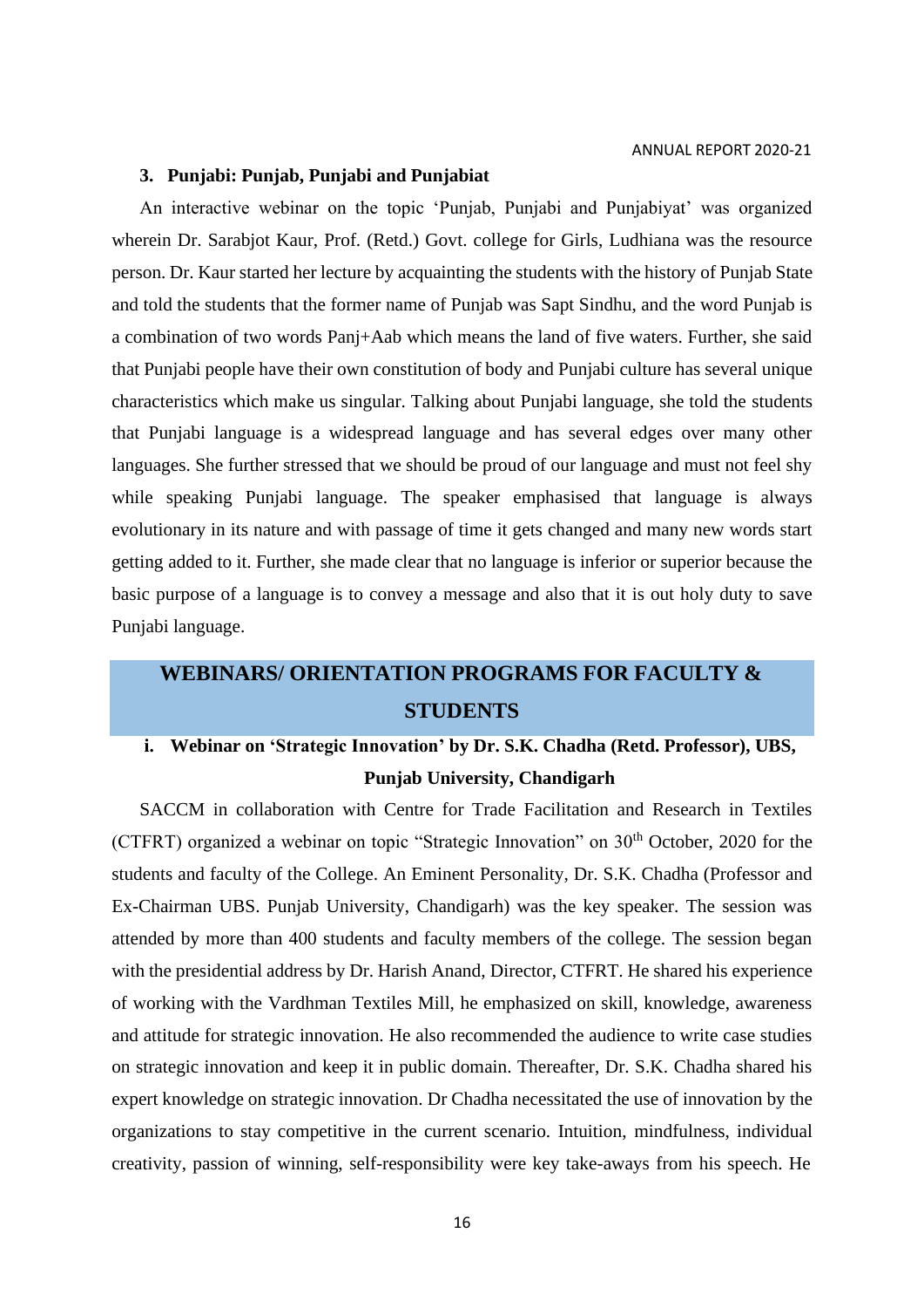### 3. Punjabi: Punjab, Punjabi and Punjabiat

An interactive webinar on the topic 'Punjab, Punjabi and Punjabiyat' was organized wherein Dr. Sarabjot Kaur, Prof. (Retd.) Govt. college for Girls, Ludhiana was the resource person. Dr. Kaur started her lecture by acquainting the students with the history of Punjab State and told the students that the former name of Punjab was Sapt Sindhu, and the word Punjab is a combination of two words Panj+Aab which means the land of five waters. Further, she said that Punjabi people have their own constitution of body and Punjabi culture has several unique characteristics which make us singular. Talking about Punjabi language, she told the students that Punjabi language is a widespread language and has several edges over many other languages. She further stressed that we should be proud of our language and must not feel shy while speaking Punjabi language. The speaker emphasised that language is always evolutionary in its nature and with passage of time it gets changed and many new words start getting added to it. Further, she made clear that no language is inferior or superior because the basic purpose of a language is to convey a message and also that it is out holy duty to save Punjabi language.

## WEBINARS/ ORIENTATION PROGRAMS FOR FACULTY & STUDENTS

### i. Webinar on 'Strategic Innovation' by Dr. S.K. Chadha (Retd. Professor), UBS, Punjab University, Chandigarh

SACCM in collaboration with Centre for Trade Facilitation and Research in Textiles (CTFRT) organized a webinar on topic "Strategic Innovation" on 30th October, 2020 for the students and faculty of the College. An Eminent Personality, Dr. S.K. Chadha (Professor and Ex-Chairman UBS. Punjab University, Chandigarh) was the key speaker. The session was attended by more than 400 students and faculty members of the college. The session began with the presidential address by Dr. Harish Anand, Director, CTFRT. He shared his experience of working with the Vardhman Textiles Mill, he emphasized on skill, knowledge, awareness and attitude for strategic innovation. He also recommended the audience to write case studies on strategic innovation and keep it in public domain. Thereafter, Dr. S.K. Chadha shared his expert knowledge on strategic innovation. Dr Chadha necessitated the use of innovation by the organizations to stay competitive in the current scenario. Intuition, mindfulness, individual creativity, passion of winning, self-responsibility were key take-aways from his speech. He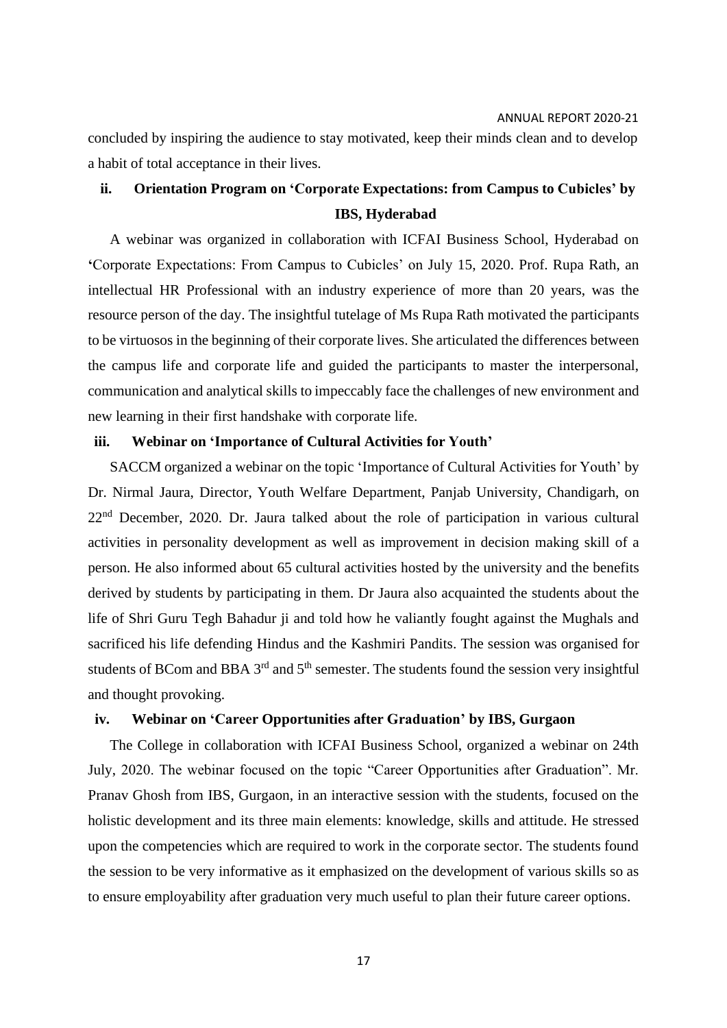concluded by inspiring the audience to stay motivated, keep their minds clean and to develop a habit of total acceptance in their lives.

### ii. Orientation Program on 'Corporate Expectations: from Campus to Cubicles' by IBS, Hyderabad

A webinar was organized in collaboration with ICFAI Business School, Hyderabad on 'Corporate Expectations: From Campus to Cubicles' on July 15, 2020. Prof. Rupa Rath, an intellectual HR Professional with an industry experience of more than 20 years, was the resource person of the day. The insightful tutelage of Ms Rupa Rath motivated the participants to be virtuosos in the beginning of their corporate lives. She articulated the differences between the campus life and corporate life and guided the participants to master the interpersonal, communication and analytical skills to impeccably face the challenges of new environment and new learning in their first handshake with corporate life.

### iii. Webinar on 'Importance of Cultural Activities for Youth'

SACCM organized a webinar on the topic 'Importance of Cultural Activities for Youth' by Dr. Nirmal Jaura, Director, Youth Welfare Department, Panjab University, Chandigarh, on 22nd December, 2020. Dr. Jaura talked about the role of participation in various cultural activities in personality development as well as improvement in decision making skill of a person. He also informed about 65 cultural activities hosted by the university and the benefits derived by students by participating in them. Dr Jaura also acquainted the students about the life of Shri Guru Tegh Bahadur ji and told how he valiantly fought against the Mughals and sacrificed his life defending Hindus and the Kashmiri Pandits. The session was organised for students of BCom and BBA 3rd and 5th semester. The students found the session very insightful and thought provoking.

### iv. Webinar on 'Career Opportunities after Graduation' by IBS, Gurgaon

The College in collaboration with ICFAI Business School, organized a webinar on 24th July, 2020. The webinar focused on the topic "Career Opportunities after Graduation". Mr. Pranav Ghosh from IBS, Gurgaon, in an interactive session with the students, focused on the holistic development and its three main elements: knowledge, skills and attitude. He stressed upon the competencies which are required to work in the corporate sector. The students found the session to be very informative as it emphasized on the development of various skills so as to ensure employability after graduation very much useful to plan their future career options.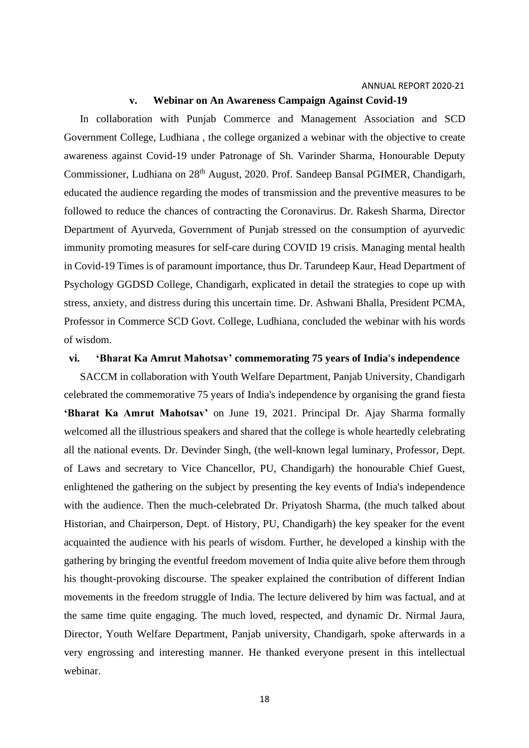### v. Webinar on An Awareness Campaign Against Covid-19

In collaboration with Punjab Commerce and Management Association and SCD Government College, Ludhiana , the college organized a webinar with the objective to create awareness against Covid-19 under Patronage of Sh. Varinder Sharma, Honourable Deputy Commissioner, Ludhiana on 28th August, 2020. Prof. Sandeep Bansal PGIMER, Chandigarh, educated the audience regarding the modes of transmission and the preventive measures to be followed to reduce the chances of contracting the Coronavirus. Dr. Rakesh Sharma, Director Department of Ayurveda, Government of Punjab stressed on the consumption of ayurvedic immunity promoting measures for self-care during COVID 19 crisis. Managing mental health in Covid-19 Times is of paramount importance, thus Dr. Tarundeep Kaur, Head Department of Psychology GGDSD College, Chandigarh, explicated in detail the strategies to cope up with stress, anxiety, and distress during this uncertain time. Dr. Ashwani Bhalla, President PCMA, Professor in Commerce SCD Govt. College, Ludhiana, concluded the webinar with his words of wisdom.

### vi. 'Bharat Ka Amrut Mahotsav' commemorating 75 years of India's independence

SACCM in collaboration with Youth Welfare Department, Panjab University, Chandigarh celebrated the commemorative 75 years of India's independence by organising the grand fiesta **'Bharat Ka Amrut Mahotsav'** on June 19, 2021. Principal Dr. Ajay Sharma formally welcomed all the illustrious speakers and shared that the college is whole heartedly celebrating all the national events. Dr. Devinder Singh, (the well-known legal luminary, Professor, Dept. of Laws and secretary to Vice Chancellor, PU, Chandigarh) the honourable Chief Guest, enlightened the gathering on the subject by presenting the key events of India's independence with the audience. Then the much-celebrated Dr. Priyatosh Sharma, (the much talked about Historian, and Chairperson, Dept. of History, PU, Chandigarh) the key speaker for the event acquainted the audience with his pearls of wisdom. Further, he developed a kinship with the gathering by bringing the eventful freedom movement of India quite alive before them through his thought-provoking discourse. The speaker explained the contribution of different Indian movements in the freedom struggle of India. The lecture delivered by him was factual, and at the same time quite engaging. The much loved, respected, and dynamic Dr. Nirmal Jaura, Director, Youth Welfare Department, Panjab university, Chandigarh, spoke afterwards in a very engrossing and interesting manner. He thanked everyone present in this intellectual webinar.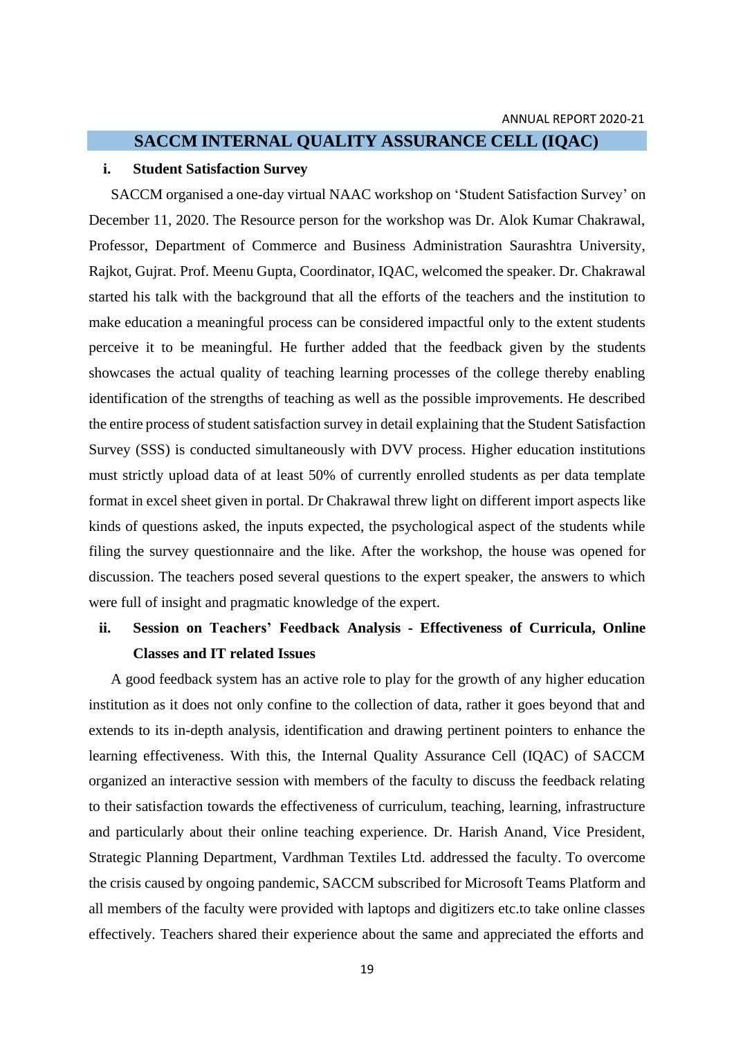## SACCM INTERNAL QUALITY ASSURANCE CELL (IQAC)

### i. Student Satisfaction Survey

SACCM organised a one-day virtual NAAC workshop on 'Student Satisfaction Survey' on December 11, 2020. The Resource person for the workshop was Dr. Alok Kumar Chakrawal, Professor, Department of Commerce and Business Administration Saurashtra University, Rajkot, Gujrat. Prof. Meenu Gupta, Coordinator, IQAC, welcomed the speaker. Dr. Chakrawal started his talk with the background that all the efforts of the teachers and the institution to make education a meaningful process can be considered impactful only to the extent students perceive it to be meaningful. He further added that the feedback given by the students showcases the actual quality of teaching learning processes of the college thereby enabling identification of the strengths of teaching as well as the possible improvements. He described the entire process of student satisfaction survey in detail explaining that the Student Satisfaction Survey (SSS) is conducted simultaneously with DVV process. Higher education institutions must strictly upload data of at least 50% of currently enrolled students as per data template format in excel sheet given in portal. Dr Chakrawal threw light on different import aspects like kinds of questions asked, the inputs expected, the psychological aspect of the students while filing the survey questionnaire and the like. After the workshop, the house was opened for discussion. The teachers posed several questions to the expert speaker, the answers to which were full of insight and pragmatic knowledge of the expert.

### ii. Session on Teachers' Feedback Analysis - Effectiveness of Curricula, Online Classes and IT related Issues

A good feedback system has an active role to play for the growth of any higher education institution as it does not only confine to the collection of data, rather it goes beyond that and extends to its in-depth analysis, identification and drawing pertinent pointers to enhance the learning effectiveness. With this, the Internal Quality Assurance Cell (IQAC) of SACCM organized an interactive session with members of the faculty to discuss the feedback relating to their satisfaction towards the effectiveness of curriculum, teaching, learning, infrastructure and particularly about their online teaching experience. Dr. Harish Anand, Vice President, Strategic Planning Department, Vardhman Textiles Ltd. addressed the faculty. To overcome the crisis caused by ongoing pandemic, SACCM subscribed for Microsoft Teams Platform and all members of the faculty were provided with laptops and digitizers etc.to take online classes effectively. Teachers shared their experience about the same and appreciated the efforts and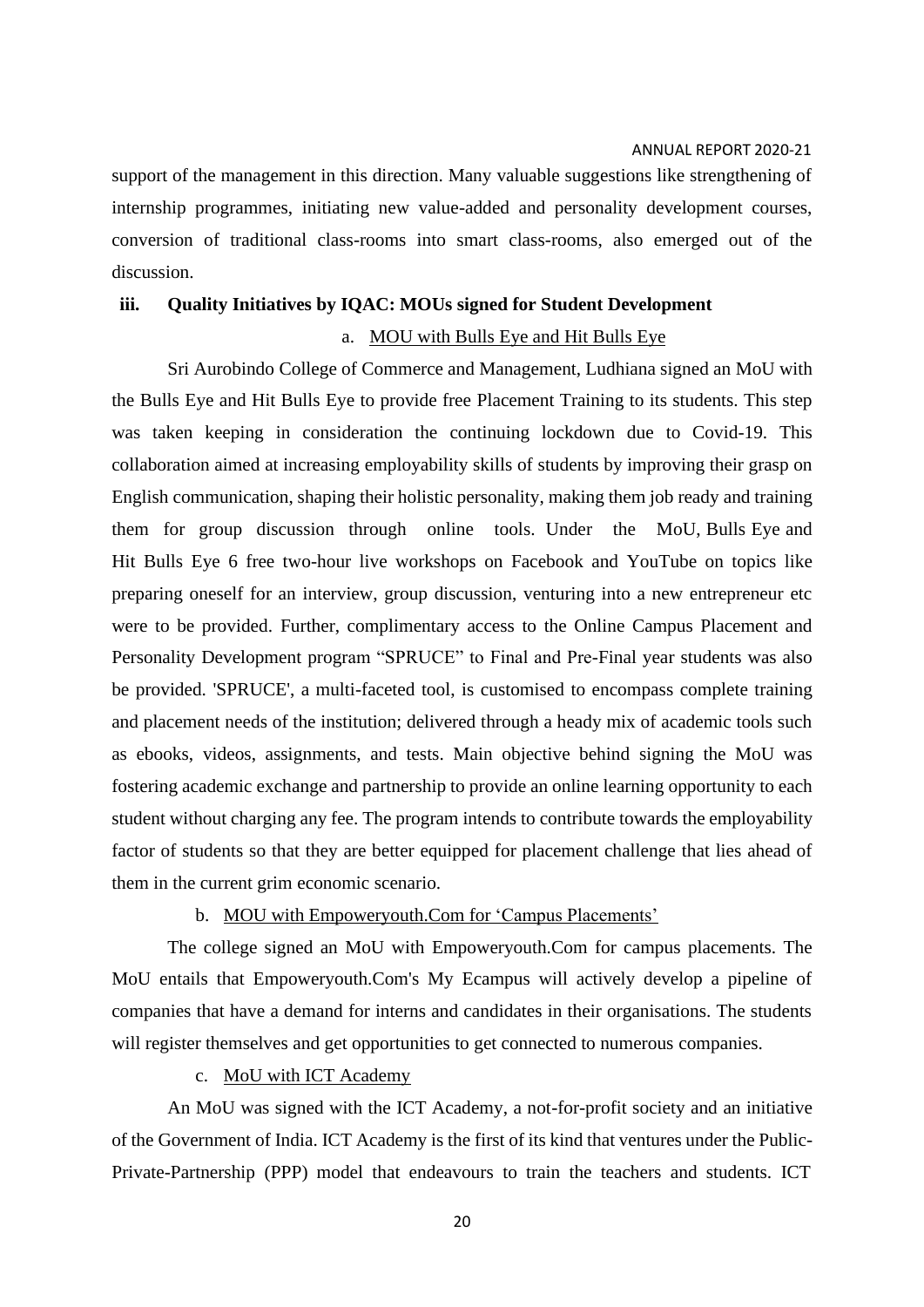support of the management in this direction. Many valuable suggestions like strengthening of internship programmes, initiating new value-added and personality development courses, conversion of traditional class-rooms into smart class-rooms, also emerged out of the discussion.

**iii. Quality Initiatives by IQAC: MOUs signed for Student Development**

a. MOU with Bulls Eye and Hit Bulls Eye

Sri Aurobindo College of Commerce and Management, Ludhiana signed an MoU with the Bulls Eye and Hit Bulls Eye to provide free Placement Training to its students. This step was taken keeping in consideration the continuing lockdown due to Covid-19. This collaboration aimed at increasing employability skills of students by improving their grasp on English communication, shaping their holistic personality, making them job ready and training them for group discussion through online tools. Under the MoU, Bulls Eye and Hit Bulls Eye 6 free two-hour live workshops on Facebook and YouTube on topics like preparing oneself for an interview, group discussion, venturing into a new entrepreneur etc were to be provided. Further, complimentary access to the Online Campus Placement and Personality Development program "SPRUCE" to Final and Pre-Final year students was also be provided. 'SPRUCE', a multi-faceted tool, is customised to encompass complete training and placement needs of the institution; delivered through a heady mix of academic tools such as ebooks, videos, assignments, and tests. Main objective behind signing the MoU was fostering academic exchange and partnership to provide an online learning opportunity to each student without charging any fee. The program intends to contribute towards the employability factor of students so that they are better equipped for placement challenge that lies ahead of them in the current grim economic scenario.

b. MOU with Empoweryouth.Com for 'Campus Placements'

The college signed an MoU with Empoweryouth.Com for campus placements. The MoU entails that Empoweryouth.Com's My Ecampus will actively develop a pipeline of companies that have a demand for interns and candidates in their organisations. The students will register themselves and get opportunities to get connected to numerous companies.

c. MoU with ICT Academy

An MoU was signed with the ICT Academy, a not-for-profit society and an initiative of the Government of India. ICT Academy is the first of its kind that ventures under the Public-Private-Partnership (PPP) model that endeavours to train the teachers and students. ICT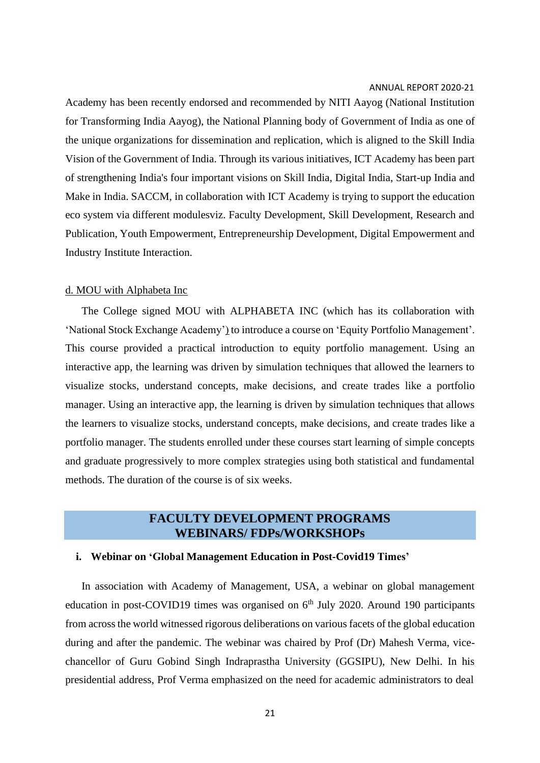Academy has been recently endorsed and recommended by NITI Aayog (National Institution for Transforming India Aayog), the National Planning body of Government of India as one of the unique organizations for dissemination and replication, which is aligned to the Skill India Vision of the Government of India. Through its various initiatives, ICT Academy has been part of strengthening India's four important visions on Skill India, Digital India, Start-up India and Make in India. SACCM, in collaboration with ICT Academy is trying to support the education eco system via different modulesviz. Faculty Development, Skill Development, Research and Publication, Youth Empowerment, Entrepreneurship Development, Digital Empowerment and Industry Institute Interaction.

d. MOU with Alphabeta Inc

The College signed MOU with ALPHABETA INC (which has its collaboration with 'National Stock Exchange Academy') to introduce a course on 'Equity Portfolio Management'. This course provided a practical introduction to equity portfolio management. Using an interactive app, the learning was driven by simulation techniques that allowed the learners to visualize stocks, understand concepts, make decisions, and create trades like a portfolio manager. Using an interactive app, the learning is driven by simulation techniques that allows the learners to visualize stocks, understand concepts, make decisions, and create trades like a portfolio manager. The students enrolled under these courses start learning of simple concepts and graduate progressively to more complex strategies using both statistical and fundamental methods. The duration of the course is of six weeks.

## FACULTY DEVELOPMENT PROGRAMS WEBINARS/ FDPs/WORKSHOPs

### i. Webinar on 'Global Management Education in Post-Covid19 Times'

In association with Academy of Management, USA, a webinar on global management education in post-COVID19 times was organised on 6th July 2020. Around 190 participants from across the world witnessed rigorous deliberations on various facets of the global education during and after the pandemic. The webinar was chaired by Prof (Dr) Mahesh Verma, vice-chancellor of Guru Gobind Singh Indraprastha University (GGSIPU), New Delhi. In his presidential address, Prof Verma emphasized on the need for academic administrators to deal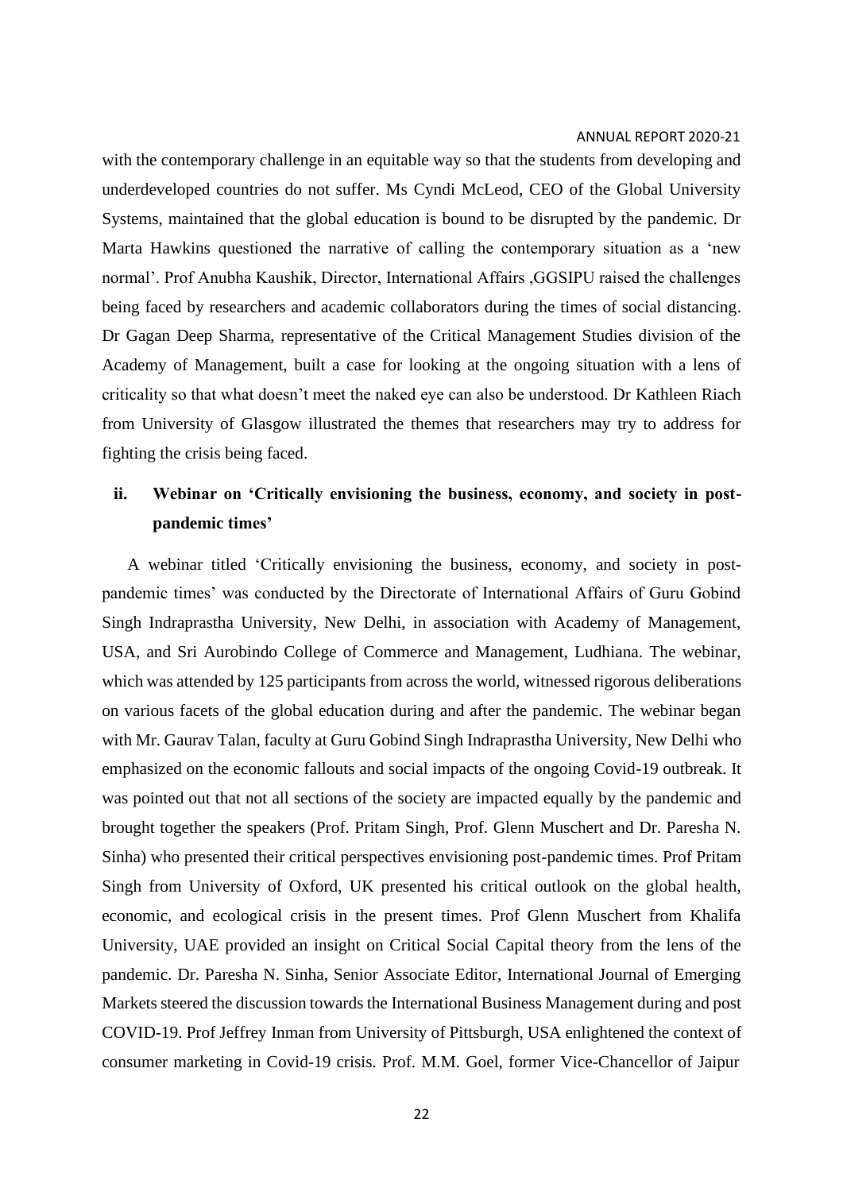with the contemporary challenge in an equitable way so that the students from developing and underdeveloped countries do not suffer. Ms Cyndi McLeod, CEO of the Global University Systems, maintained that the global education is bound to be disrupted by the pandemic. Dr Marta Hawkins questioned the narrative of calling the contemporary situation as a 'new normal'. Prof Anubha Kaushik, Director, International Affairs ,GGSIPU raised the challenges being faced by researchers and academic collaborators during the times of social distancing. Dr Gagan Deep Sharma, representative of the Critical Management Studies division of the Academy of Management, built a case for looking at the ongoing situation with a lens of criticality so that what doesn't meet the naked eye can also be understood. Dr Kathleen Riach from University of Glasgow illustrated the themes that researchers may try to address for fighting the crisis being faced.

**ii. Webinar on 'Critically envisioning the business, economy, and society in post-pandemic times'**

A webinar titled 'Critically envisioning the business, economy, and society in post-pandemic times' was conducted by the Directorate of International Affairs of Guru Gobind Singh Indraprastha University, New Delhi, in association with Academy of Management, USA, and Sri Aurobindo College of Commerce and Management, Ludhiana. The webinar, which was attended by 125 participants from across the world, witnessed rigorous deliberations on various facets of the global education during and after the pandemic. The webinar began with Mr. Gaurav Talan, faculty at Guru Gobind Singh Indraprastha University, New Delhi who emphasized on the economic fallouts and social impacts of the ongoing Covid-19 outbreak. It was pointed out that not all sections of the society are impacted equally by the pandemic and brought together the speakers (Prof. Pritam Singh, Prof. Glenn Muschert and Dr. Paresha N. Sinha) who presented their critical perspectives envisioning post-pandemic times. Prof Pritam Singh from University of Oxford, UK presented his critical outlook on the global health, economic, and ecological crisis in the present times. Prof Glenn Muschert from Khalifa University, UAE provided an insight on Critical Social Capital theory from the lens of the pandemic. Dr. Paresha N. Sinha, Senior Associate Editor, International Journal of Emerging Markets steered the discussion towards the International Business Management during and post COVID-19. Prof Jeffrey Inman from University of Pittsburgh, USA enlightened the context of consumer marketing in Covid-19 crisis. Prof. M.M. Goel, former Vice-Chancellor of Jaipur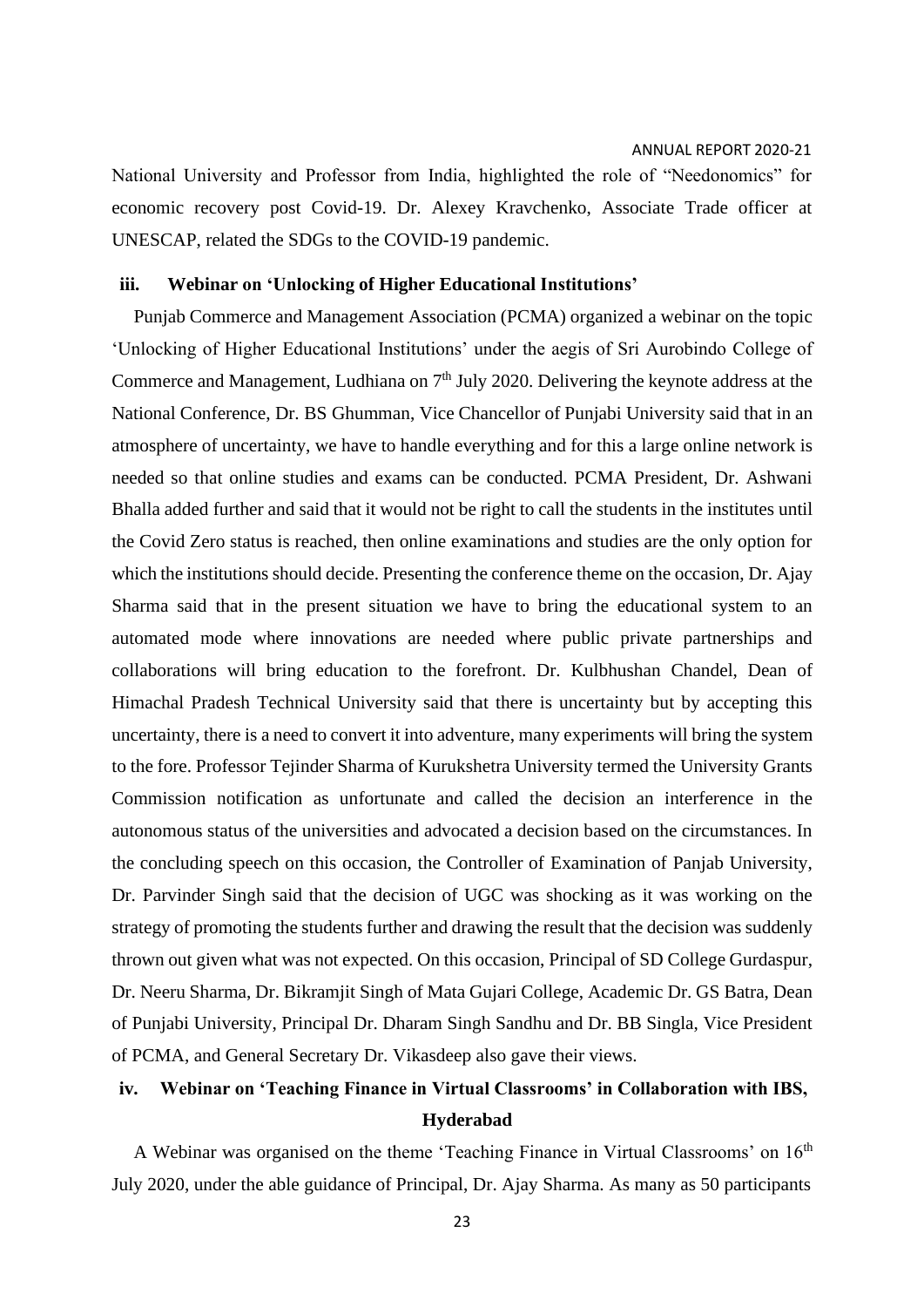National University and Professor from India, highlighted the role of "Needonomics" for economic recovery post Covid-19. Dr. Alexey Kravchenko, Associate Trade officer at UNESCAP, related the SDGs to the COVID-19 pandemic.

### iii. Webinar on 'Unlocking of Higher Educational Institutions'

Punjab Commerce and Management Association (PCMA) organized a webinar on the topic 'Unlocking of Higher Educational Institutions' under the aegis of Sri Aurobindo College of Commerce and Management, Ludhiana on 7th July 2020. Delivering the keynote address at the National Conference, Dr. BS Ghumman, Vice Chancellor of Punjabi University said that in an atmosphere of uncertainty, we have to handle everything and for this a large online network is needed so that online studies and exams can be conducted. PCMA President, Dr. Ashwani Bhalla added further and said that it would not be right to call the students in the institutes until the Covid Zero status is reached, then online examinations and studies are the only option for which the institutions should decide. Presenting the conference theme on the occasion, Dr. Ajay Sharma said that in the present situation we have to bring the educational system to an automated mode where innovations are needed where public private partnerships and collaborations will bring education to the forefront. Dr. Kulbhushan Chandel, Dean of Himachal Pradesh Technical University said that there is uncertainty but by accepting this uncertainty, there is a need to convert it into adventure, many experiments will bring the system to the fore. Professor Tejinder Sharma of Kurukshetra University termed the University Grants Commission notification as unfortunate and called the decision an interference in the autonomous status of the universities and advocated a decision based on the circumstances. In the concluding speech on this occasion, the Controller of Examination of Panjab University, Dr. Parvinder Singh said that the decision of UGC was shocking as it was working on the strategy of promoting the students further and drawing the result that the decision was suddenly thrown out given what was not expected. On this occasion, Principal of SD College Gurdaspur, Dr. Neeru Sharma, Dr. Bikramjit Singh of Mata Gujari College, Academic Dr. GS Batra, Dean of Punjabi University, Principal Dr. Dharam Singh Sandhu and Dr. BB Singla, Vice President of PCMA, and General Secretary Dr. Vikasdeep also gave their views.

### iv. Webinar on 'Teaching Finance in Virtual Classrooms' in Collaboration with IBS, Hyderabad

A Webinar was organised on the theme 'Teaching Finance in Virtual Classrooms' on 16th July 2020, under the able guidance of Principal, Dr. Ajay Sharma. As many as 50 participants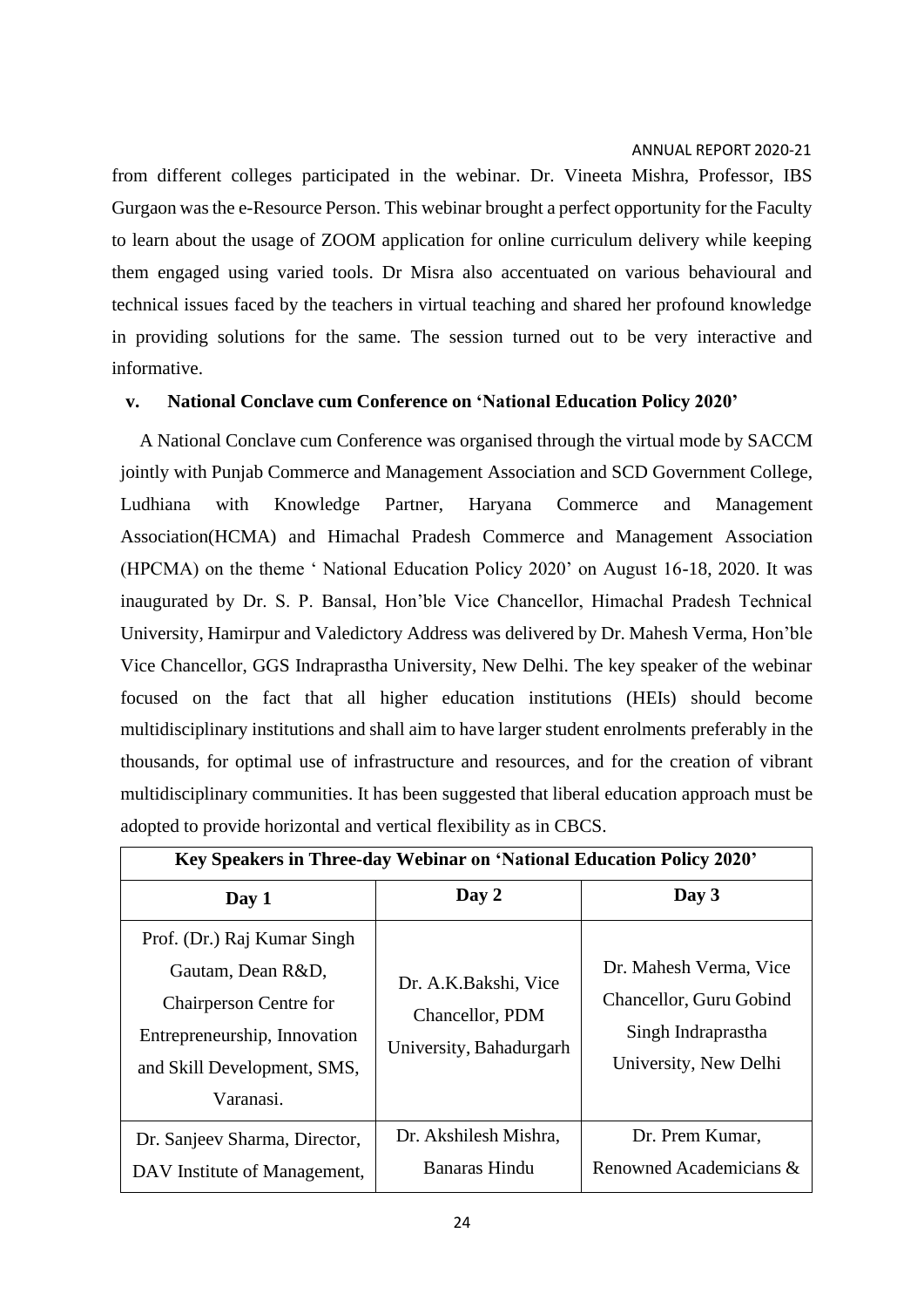from different colleges participated in the webinar. Dr. Vineeta Mishra, Professor, IBS Gurgaon was the e-Resource Person. This webinar brought a perfect opportunity for the Faculty to learn about the usage of ZOOM application for online curriculum delivery while keeping them engaged using varied tools. Dr Misra also accentuated on various behavioural and technical issues faced by the teachers in virtual teaching and shared her profound knowledge in providing solutions for the same. The session turned out to be very interactive and informative.

**v. National Conclave cum Conference on 'National Education Policy 2020'**

A National Conclave cum Conference was organised through the virtual mode by SACCM jointly with Punjab Commerce and Management Association and SCD Government College, Ludhiana with Knowledge Partner, Haryana Commerce and Management Association(HCMA) and Himachal Pradesh Commerce and Management Association (HPCMA) on the theme ' National Education Policy 2020' on August 16-18, 2020. It was inaugurated by Dr. S. P. Bansal, Hon'ble Vice Chancellor, Himachal Pradesh Technical University, Hamirpur and Valedictory Address was delivered by Dr. Mahesh Verma, Hon'ble Vice Chancellor, GGS Indraprastha University, New Delhi. The key speaker of the webinar focused on the fact that all higher education institutions (HEIs) should become multidisciplinary institutions and shall aim to have larger student enrolments preferably in the thousands, for optimal use of infrastructure and resources, and for the creation of vibrant multidisciplinary communities. It has been suggested that liberal education approach must be adopted to provide horizontal and vertical flexibility as in CBCS.

| Key Speakers in Three-day Webinar on 'National Education Policy 2020' | | |
|---|---|---|
| **Day 1** | **Day 2** | **Day 3** |
| Prof. (Dr.) Raj Kumar Singh Gautam, Dean R&D, Chairperson Centre for Entrepreneurship, Innovation and Skill Development, SMS, Varanasi. | Dr. A.K.Bakshi, Vice Chancellor, PDM University, Bahadurgarh | Dr. Mahesh Verma, Vice Chancellor, Guru Gobind Singh Indraprastha University, New Delhi |
| Dr. Sanjeev Sharma, Director, DAV Institute of Management, | Dr. Akshilesh Mishra, Banaras Hindu | Dr. Prem Kumar, Renowned Academicians & |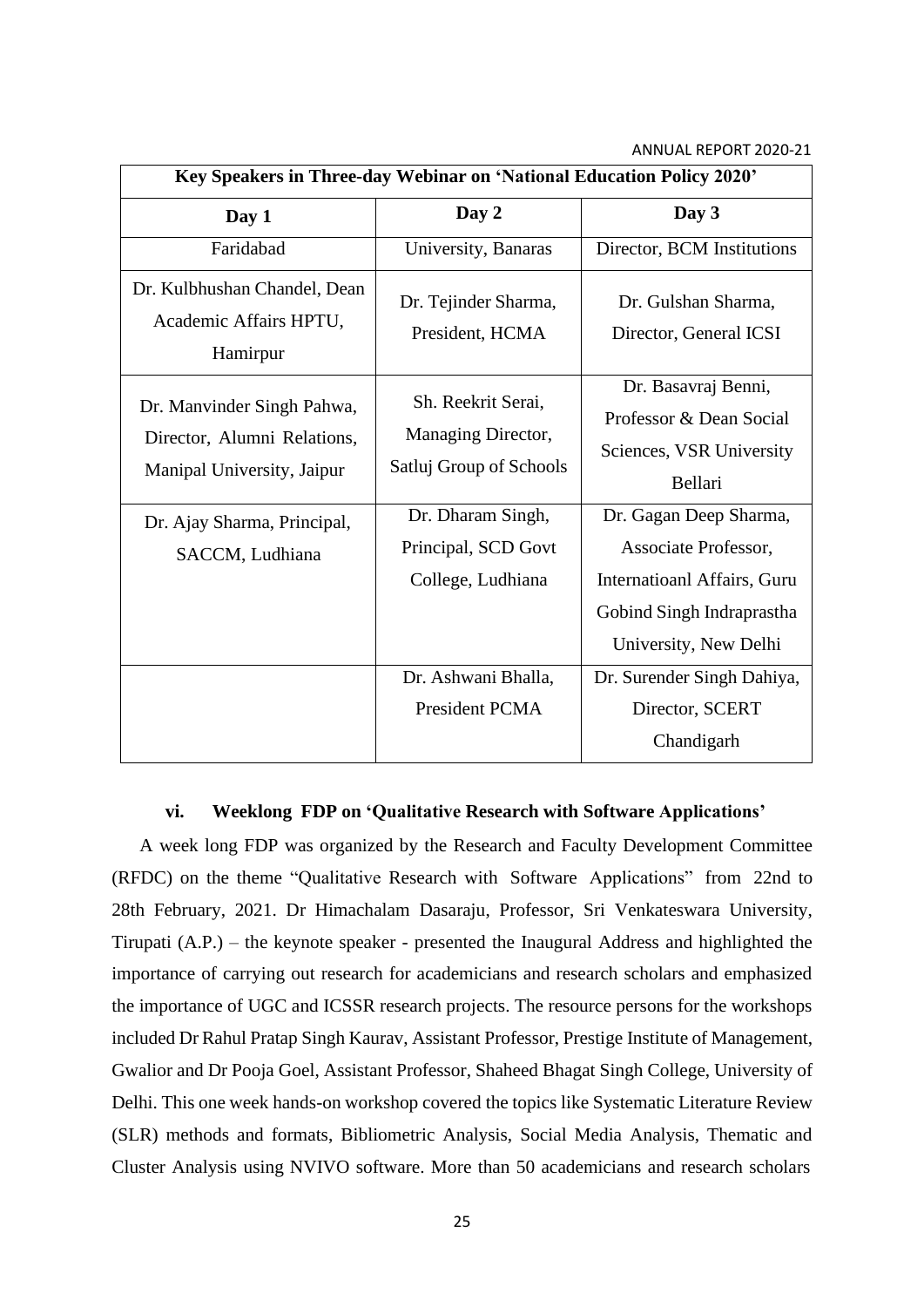| Key Speakers in Three-day Webinar on 'National Education Policy 2020' | | |
|---|---|---|
| **Day 1** | **Day 2** | **Day 3** |
| Faridabad | University, Banaras | Director, BCM Institutions |
| Dr. Kulbhushan Chandel, Dean Academic Affairs HPTU, Hamirpur | Dr. Tejinder Sharma, President, HCMA | Dr. Gulshan Sharma, Director, General ICSI |
| Dr. Manvinder Singh Pahwa, Director, Alumni Relations, Manipal University, Jaipur | Sh. Reekrit Serai, Managing Director, Satluj Group of Schools | Dr. Basavraj Benni, Professor & Dean Social Sciences, VSR University Bellari |
| Dr. Ajay Sharma, Principal, SACCM, Ludhiana | Dr. Dharam Singh, Principal, SCD Govt College, Ludhiana | Dr. Gagan Deep Sharma, Associate Professor, Internatioanl Affairs, Guru Gobind Singh Indraprastha University, New Delhi |
| | Dr. Ashwani Bhalla, President PCMA | Dr. Surender Singh Dahiya, Director, SCERT Chandigarh |

### vi. Weeklong FDP on 'Qualitative Research with Software Applications'

A week long FDP was organized by the Research and Faculty Development Committee (RFDC) on the theme "Qualitative Research with Software Applications" from 22nd to 28th February, 2021. Dr Himachalam Dasaraju, Professor, Sri Venkateswara University, Tirupati (A.P.) – the keynote speaker - presented the Inaugural Address and highlighted the importance of carrying out research for academicians and research scholars and emphasized the importance of UGC and ICSSR research projects. The resource persons for the workshops included Dr Rahul Pratap Singh Kaurav, Assistant Professor, Prestige Institute of Management, Gwalior and Dr Pooja Goel, Assistant Professor, Shaheed Bhagat Singh College, University of Delhi. This one week hands-on workshop covered the topics like Systematic Literature Review (SLR) methods and formats, Bibliometric Analysis, Social Media Analysis, Thematic and Cluster Analysis using NVIVO software. More than 50 academicians and research scholars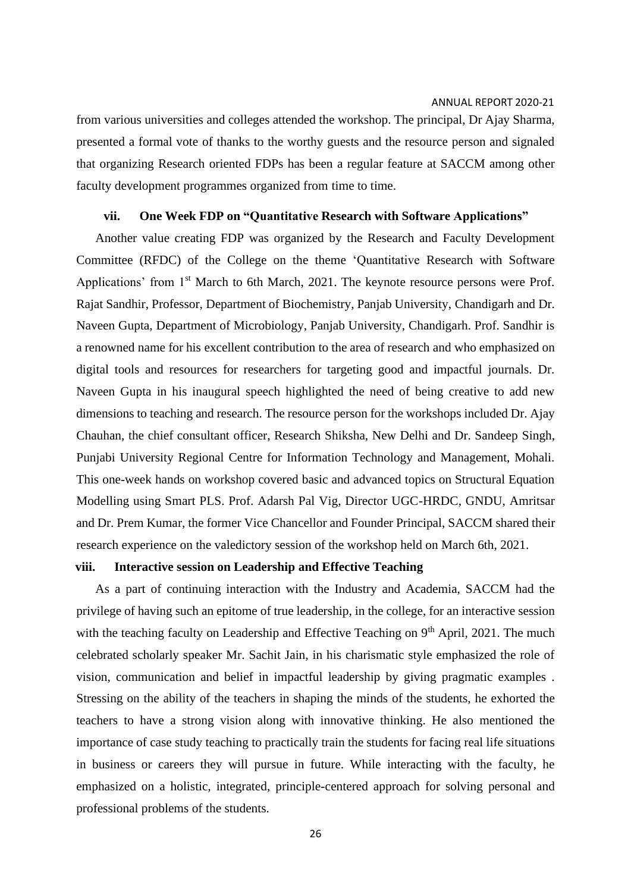from various universities and colleges attended the workshop. The principal, Dr Ajay Sharma, presented a formal vote of thanks to the worthy guests and the resource person and signaled that organizing Research oriented FDPs has been a regular feature at SACCM among other faculty development programmes organized from time to time.

### vii. One Week FDP on "Quantitative Research with Software Applications"

Another value creating FDP was organized by the Research and Faculty Development Committee (RFDC) of the College on the theme 'Quantitative Research with Software Applications' from 1st March to 6th March, 2021. The keynote resource persons were Prof. Rajat Sandhir, Professor, Department of Biochemistry, Panjab University, Chandigarh and Dr. Naveen Gupta, Department of Microbiology, Panjab University, Chandigarh. Prof. Sandhir is a renowned name for his excellent contribution to the area of research and who emphasized on digital tools and resources for researchers for targeting good and impactful journals. Dr. Naveen Gupta in his inaugural speech highlighted the need of being creative to add new dimensions to teaching and research. The resource person for the workshops included Dr. Ajay Chauhan, the chief consultant officer, Research Shiksha, New Delhi and Dr. Sandeep Singh, Punjabi University Regional Centre for Information Technology and Management, Mohali. This one-week hands on workshop covered basic and advanced topics on Structural Equation Modelling using Smart PLS. Prof. Adarsh Pal Vig, Director UGC-HRDC, GNDU, Amritsar and Dr. Prem Kumar, the former Vice Chancellor and Founder Principal, SACCM shared their research experience on the valedictory session of the workshop held on March 6th, 2021.

### viii. Interactive session on Leadership and Effective Teaching

As a part of continuing interaction with the Industry and Academia, SACCM had the privilege of having such an epitome of true leadership, in the college, for an interactive session with the teaching faculty on Leadership and Effective Teaching on 9th April, 2021. The much celebrated scholarly speaker Mr. Sachit Jain, in his charismatic style emphasized the role of vision, communication and belief in impactful leadership by giving pragmatic examples . Stressing on the ability of the teachers in shaping the minds of the students, he exhorted the teachers to have a strong vision along with innovative thinking. He also mentioned the importance of case study teaching to practically train the students for facing real life situations in business or careers they will pursue in future. While interacting with the faculty, he emphasized on a holistic, integrated, principle-centered approach for solving personal and professional problems of the students.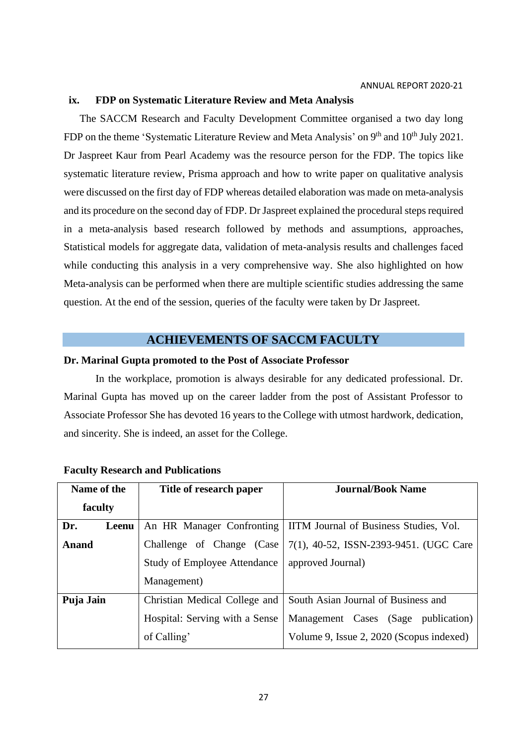### ix. FDP on Systematic Literature Review and Meta Analysis

The SACCM Research and Faculty Development Committee organised a two day long FDP on the theme 'Systematic Literature Review and Meta Analysis' on 9th and 10th July 2021. Dr Jaspreet Kaur from Pearl Academy was the resource person for the FDP. The topics like systematic literature review, Prisma approach and how to write paper on qualitative analysis were discussed on the first day of FDP whereas detailed elaboration was made on meta-analysis and its procedure on the second day of FDP. Dr Jaspreet explained the procedural steps required in a meta-analysis based research followed by methods and assumptions, approaches, Statistical models for aggregate data, validation of meta-analysis results and challenges faced while conducting this analysis in a very comprehensive way. She also highlighted on how Meta-analysis can be performed when there are multiple scientific studies addressing the same question. At the end of the session, queries of the faculty were taken by Dr Jaspreet.

## ACHIEVEMENTS OF SACCM FACULTY

**Dr. Marinal Gupta promoted to the Post of Associate Professor**

In the workplace, promotion is always desirable for any dedicated professional. Dr. Marinal Gupta has moved up on the career ladder from the post of Assistant Professor to Associate Professor She has devoted 16 years to the College with utmost hardwork, dedication, and sincerity. She is indeed, an asset for the College.

**Faculty Research and Publications**

| Name of the faculty | Title of research paper | Journal/Book Name |
|---|---|---|
| **Dr. Leenu Anand** | An HR Manager Confronting Challenge of Change (Case Study of Employee Attendance Management) | IITM Journal of Business Studies, Vol. 7(1), 40-52, ISSN-2393-9451. (UGC Care approved Journal) |
| **Puja Jain** | Christian Medical College and Hospital: Serving with a Sense of Calling' | South Asian Journal of Business and Management Cases (Sage publication) Volume 9, Issue 2, 2020 (Scopus indexed) |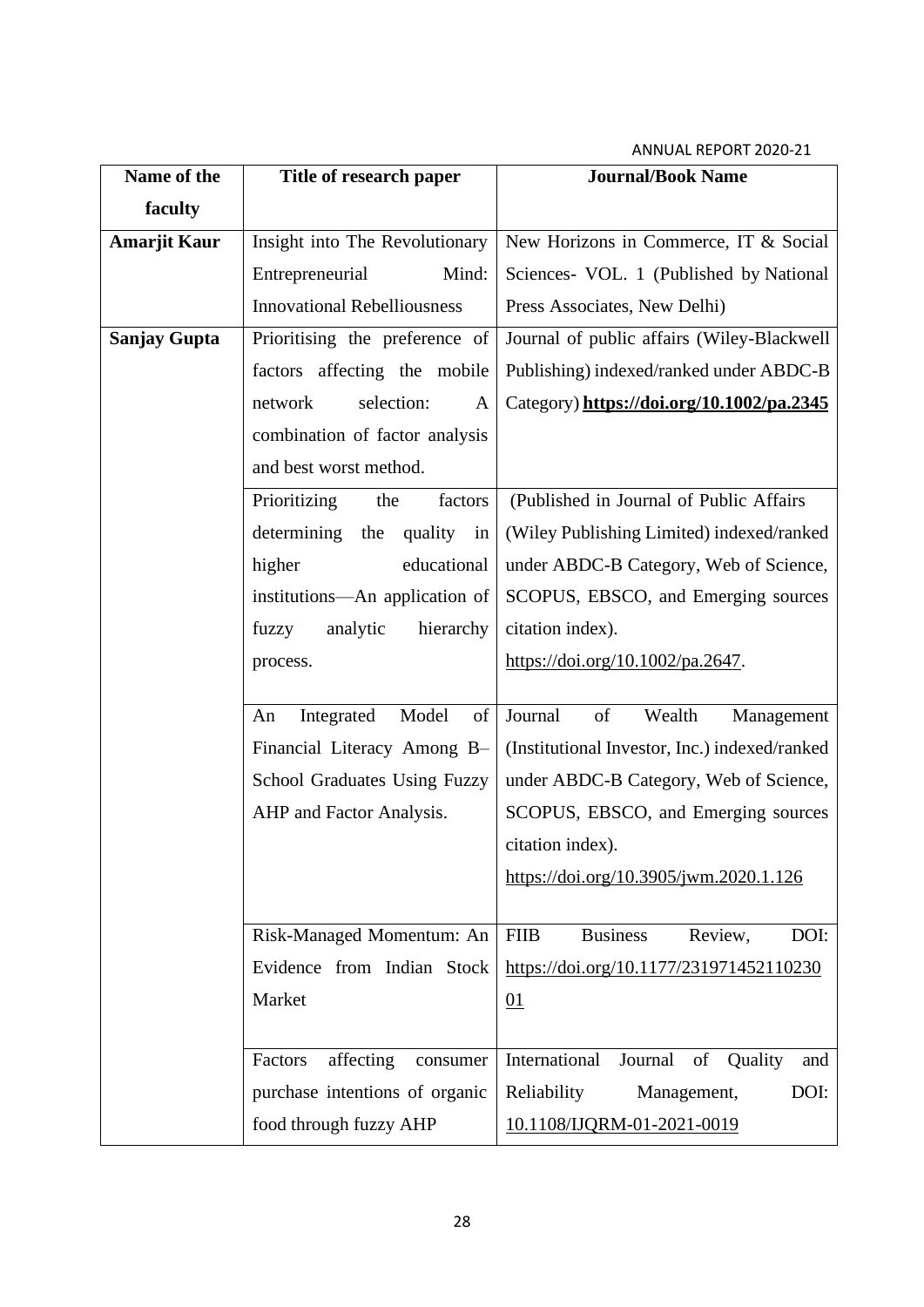| Name of the faculty | Title of research paper | Journal/Book Name |
|---|---|---|
| **Amarjit Kaur** | Insight into The Revolutionary Entrepreneurial Mind: Innovational Rebelliousness | New Horizons in Commerce, IT & Social Sciences- VOL. 1 (Published by National Press Associates, New Delhi) |
| **Sanjay Gupta** | Prioritising the preference of factors affecting the mobile network selection: A combination of factor analysis and best worst method. | Journal of public affairs (Wiley-Blackwell Publishing) indexed/ranked under ABDC-B Category) **https://doi.org/10.1002/pa.2345** |
| | Prioritizing the factors determining the quality in higher educational institutions—An application of fuzzy analytic hierarchy process. | (Published in Journal of Public Affairs (Wiley Publishing Limited) indexed/ranked under ABDC-B Category, Web of Science, SCOPUS, EBSCO, and Emerging sources citation index). https://doi.org/10.1002/pa.2647. |
| | An Integrated Model of Financial Literacy Among B–School Graduates Using Fuzzy AHP and Factor Analysis. | Journal of Wealth Management (Institutional Investor, Inc.) indexed/ranked under ABDC-B Category, Web of Science, SCOPUS, EBSCO, and Emerging sources citation index). https://doi.org/10.3905/jwm.2020.1.126 |
| | Risk-Managed Momentum: An Evidence from Indian Stock Market | FIIB Business Review, DOI: https://doi.org/10.1177/23197145211023001 |
| | Factors affecting consumer purchase intentions of organic food through fuzzy AHP | International Journal of Quality and Reliability Management, DOI: 10.1108/IJQRM-01-2021-0019 |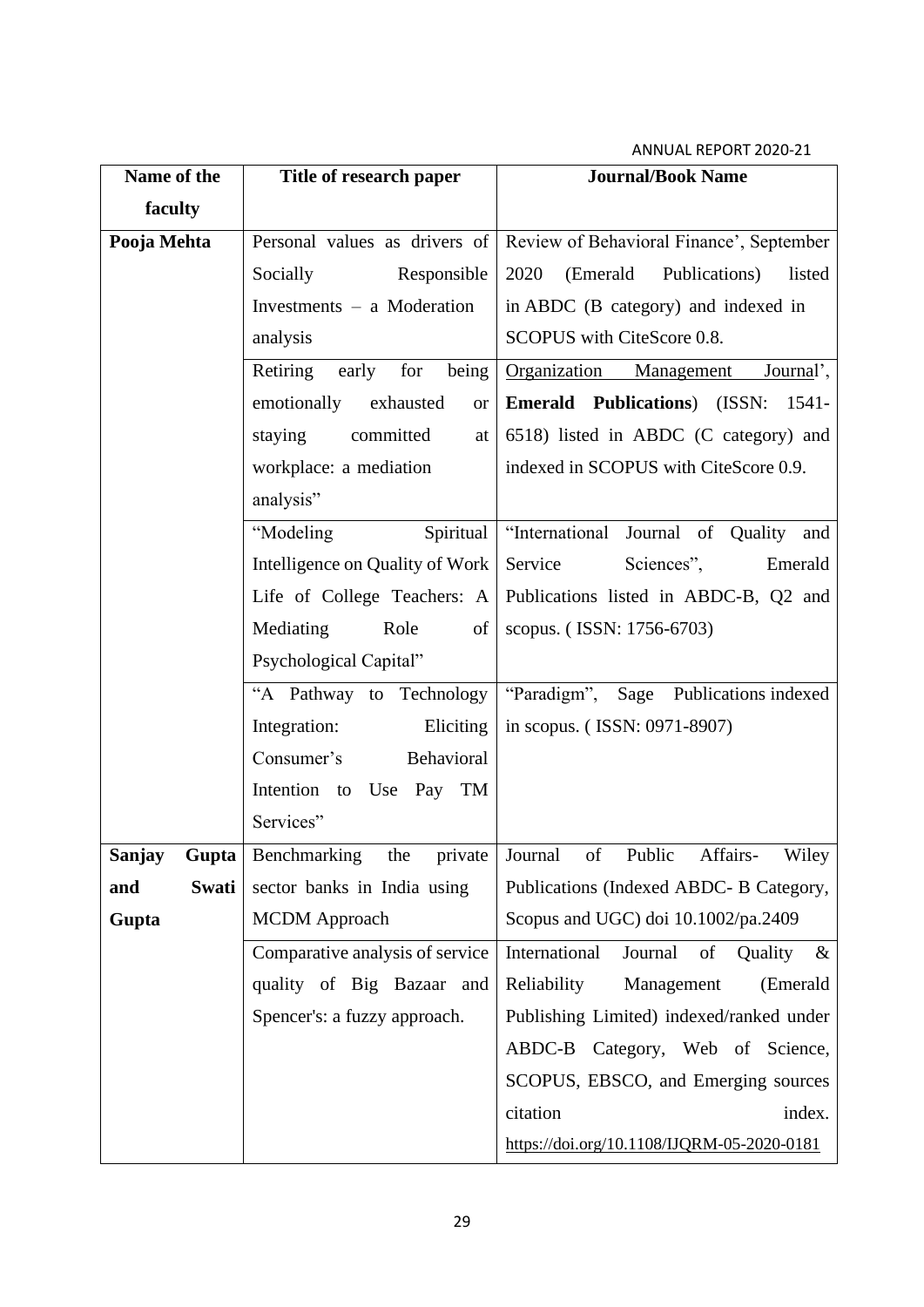| Name of the faculty | Title of research paper | Journal/Book Name |
|---|---|---|
| **Pooja Mehta** | Personal values as drivers of Socially Responsible Investments – a Moderation analysis | Review of Behavioral Finance', September 2020 (Emerald Publications) listed in ABDC (B category) and indexed in SCOPUS with CiteScore 0.8. |
| | Retiring early for being emotionally exhausted or staying committed at workplace: a mediation analysis" | Organization Management Journal', **Emerald Publications**) (ISSN: 1541-6518) listed in ABDC (C category) and indexed in SCOPUS with CiteScore 0.9. |
| | "Modeling Spiritual Intelligence on Quality of Work Life of College Teachers: A Mediating Role of Psychological Capital" | "International Journal of Quality and Service Sciences", Emerald Publications listed in ABDC-B, Q2 and scopus. ( ISSN: 1756-6703) |
| | "A Pathway to Technology Integration: Eliciting Consumer's Behavioral Intention to Use Pay TM Services" | "Paradigm", Sage Publications indexed in scopus. ( ISSN: 0971-8907) |
| **Sanjay Gupta and Swati Gupta** | Benchmarking the private sector banks in India using MCDM Approach | Journal of Public Affairs- Wiley Publications (Indexed ABDC- B Category, Scopus and UGC) doi 10.1002/pa.2409 |
| | Comparative analysis of service quality of Big Bazaar and Spencer's: a fuzzy approach. | International Journal of Quality & Reliability Management (Emerald Publishing Limited) indexed/ranked under ABDC-B Category, Web of Science, SCOPUS, EBSCO, and Emerging sources citation index. https://doi.org/10.1108/IJQRM-05-2020-0181 |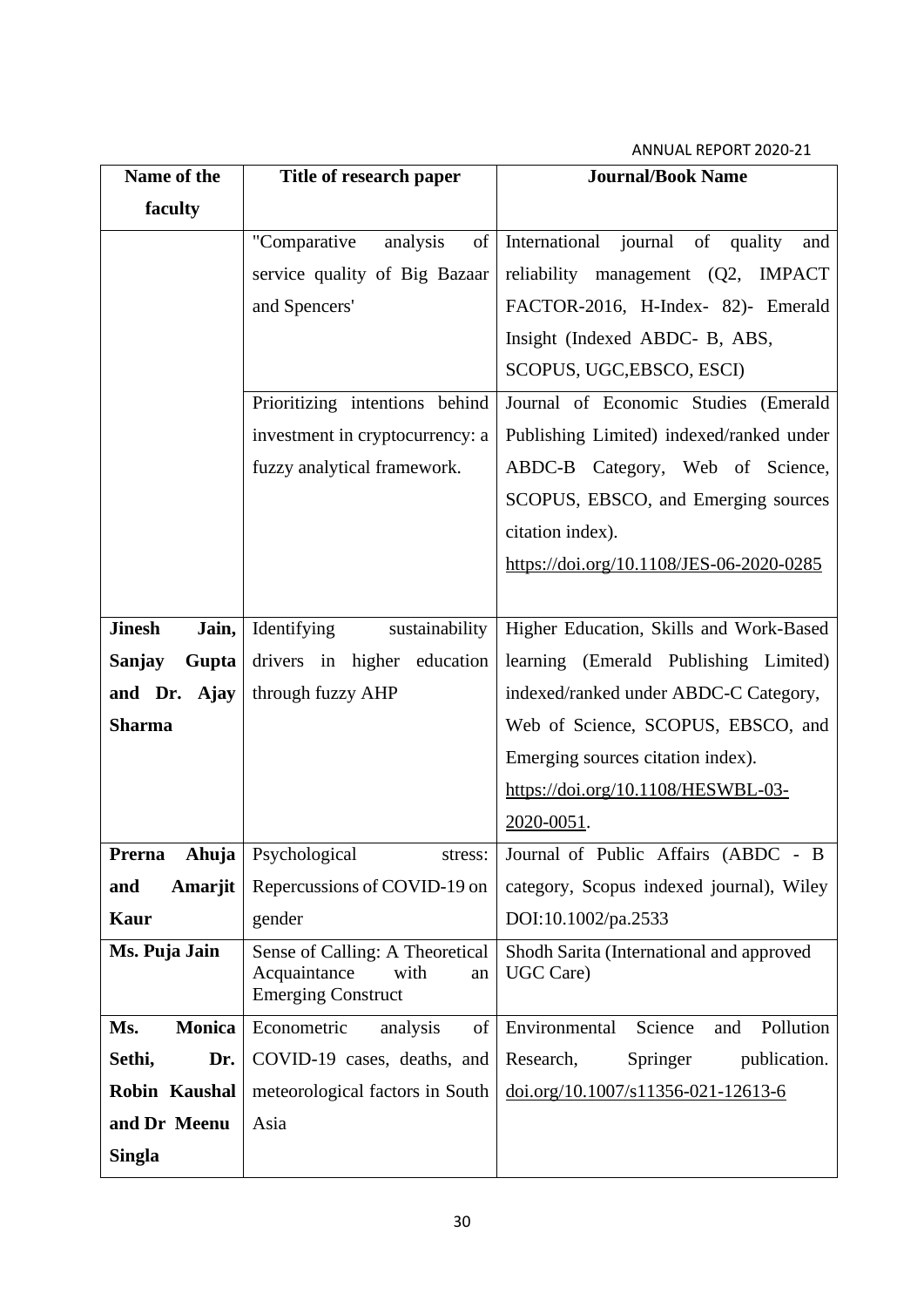| Name of the faculty | Title of research paper | Journal/Book Name |
|---|---|---|
| | "Comparative analysis of service quality of Big Bazaar and Spencers' | International journal of quality and reliability management (Q2, IMPACT FACTOR-2016, H-Index- 82)- Emerald Insight (Indexed ABDC- B, ABS, SCOPUS, UGC,EBSCO, ESCI) |
| | Prioritizing intentions behind investment in cryptocurrency: a fuzzy analytical framework. | Journal of Economic Studies (Emerald Publishing Limited) indexed/ranked under ABDC-B Category, Web of Science, SCOPUS, EBSCO, and Emerging sources citation index). https://doi.org/10.1108/JES-06-2020-0285 |
| **Jinesh Jain, Sanjay Gupta and Dr. Ajay Sharma** | Identifying sustainability drivers in higher education through fuzzy AHP | Higher Education, Skills and Work-Based learning (Emerald Publishing Limited) indexed/ranked under ABDC-C Category, Web of Science, SCOPUS, EBSCO, and Emerging sources citation index). https://doi.org/10.1108/HESWBL-03-2020-0051. |
| **Prerna Ahuja and Amarjit Kaur** | Psychological stress: Repercussions of COVID-19 on gender | Journal of Public Affairs (ABDC - B category, Scopus indexed journal), Wiley DOI:10.1002/pa.2533 |
| **Ms. Puja Jain** | Sense of Calling: A Theoretical Acquaintance with an Emerging Construct | Shodh Sarita (International and approved UGC Care) |
| **Ms. Monica Sethi, Dr. Robin Kaushal and Dr Meenu Singla** | Econometric analysis of COVID-19 cases, deaths, and meteorological factors in South Asia | Environmental Science and Pollution Research, Springer publication. doi.org/10.1007/s11356-021-12613-6 |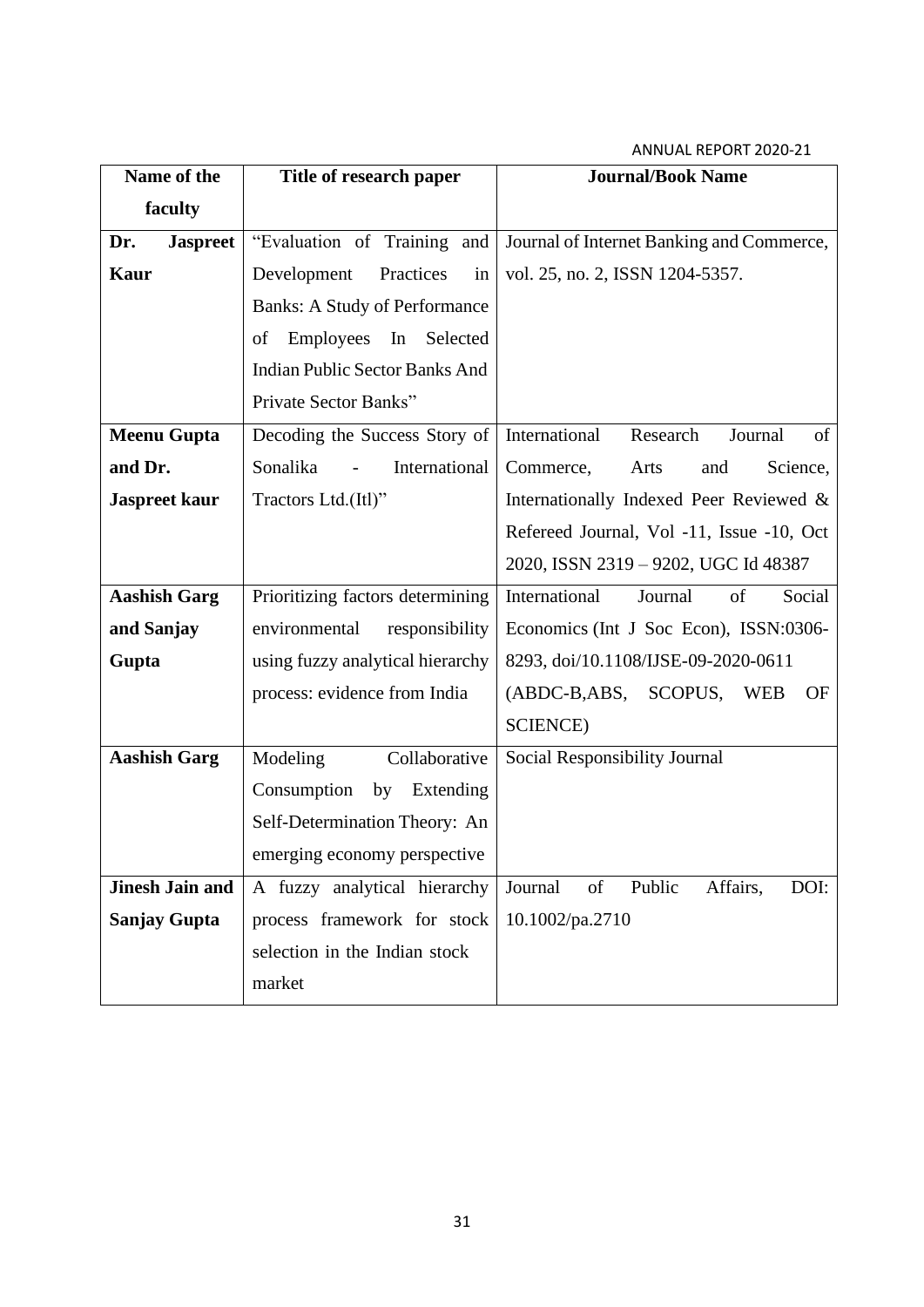| Name of the faculty | Title of research paper | Journal/Book Name |
|---|---|---|
| **Dr. Jaspreet Kaur** | "Evaluation of Training and Development Practices in Banks: A Study of Performance of Employees In Selected Indian Public Sector Banks And Private Sector Banks" | Journal of Internet Banking and Commerce, vol. 25, no. 2, ISSN 1204-5357. |
| **Meenu Gupta and Dr. Jaspreet kaur** | Decoding the Success Story of Sonalika - International Tractors Ltd.(Itl)" | International Research Journal of Commerce, Arts and Science, Internationally Indexed Peer Reviewed & Refereed Journal, Vol -11, Issue -10, Oct 2020, ISSN 2319 – 9202, UGC Id 48387 |
| **Aashish Garg and Sanjay Gupta** | Prioritizing factors determining environmental responsibility using fuzzy analytical hierarchy process: evidence from India | International Journal of Social Economics (Int J Soc Econ), ISSN:0306-8293, doi/10.1108/IJSE-09-2020-0611 (ABDC-B,ABS, SCOPUS, WEB OF SCIENCE) |
| **Aashish Garg** | Modeling Collaborative Consumption by Extending Self-Determination Theory: An emerging economy perspective | Social Responsibility Journal |
| **Jinesh Jain and Sanjay Gupta** | A fuzzy analytical hierarchy process framework for stock selection in the Indian stock market | Journal of Public Affairs, DOI: 10.1002/pa.2710 |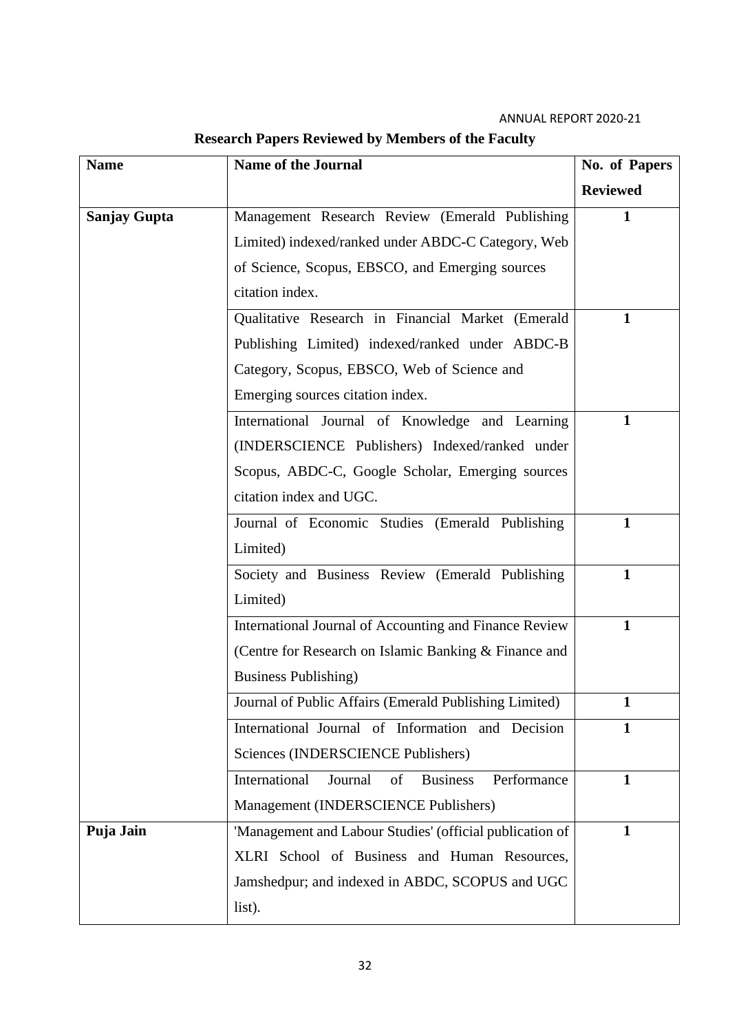## Research Papers Reviewed by Members of the Faculty

| Name | Name of the Journal | No. of Papers Reviewed |
|---|---|---|
| **Sanjay Gupta** | Management Research Review (Emerald Publishing Limited) indexed/ranked under ABDC-C Category, Web of Science, Scopus, EBSCO, and Emerging sources citation index. | **1** |
| | Qualitative Research in Financial Market (Emerald Publishing Limited) indexed/ranked under ABDC-B Category, Scopus, EBSCO, Web of Science and Emerging sources citation index. | **1** |
| | International Journal of Knowledge and Learning (INDERSCIENCE Publishers) Indexed/ranked under Scopus, ABDC-C, Google Scholar, Emerging sources citation index and UGC. | **1** |
| | Journal of Economic Studies (Emerald Publishing Limited) | **1** |
| | Society and Business Review (Emerald Publishing Limited) | **1** |
| | International Journal of Accounting and Finance Review (Centre for Research on Islamic Banking & Finance and Business Publishing) | **1** |
| | Journal of Public Affairs (Emerald Publishing Limited) | **1** |
| | International Journal of Information and Decision Sciences (INDERSCIENCE Publishers) | **1** |
| | International Journal of Business Performance Management (INDERSCIENCE Publishers) | **1** |
| **Puja Jain** | 'Management and Labour Studies' (official publication of XLRI School of Business and Human Resources, Jamshedpur; and indexed in ABDC, SCOPUS and UGC list). | **1** |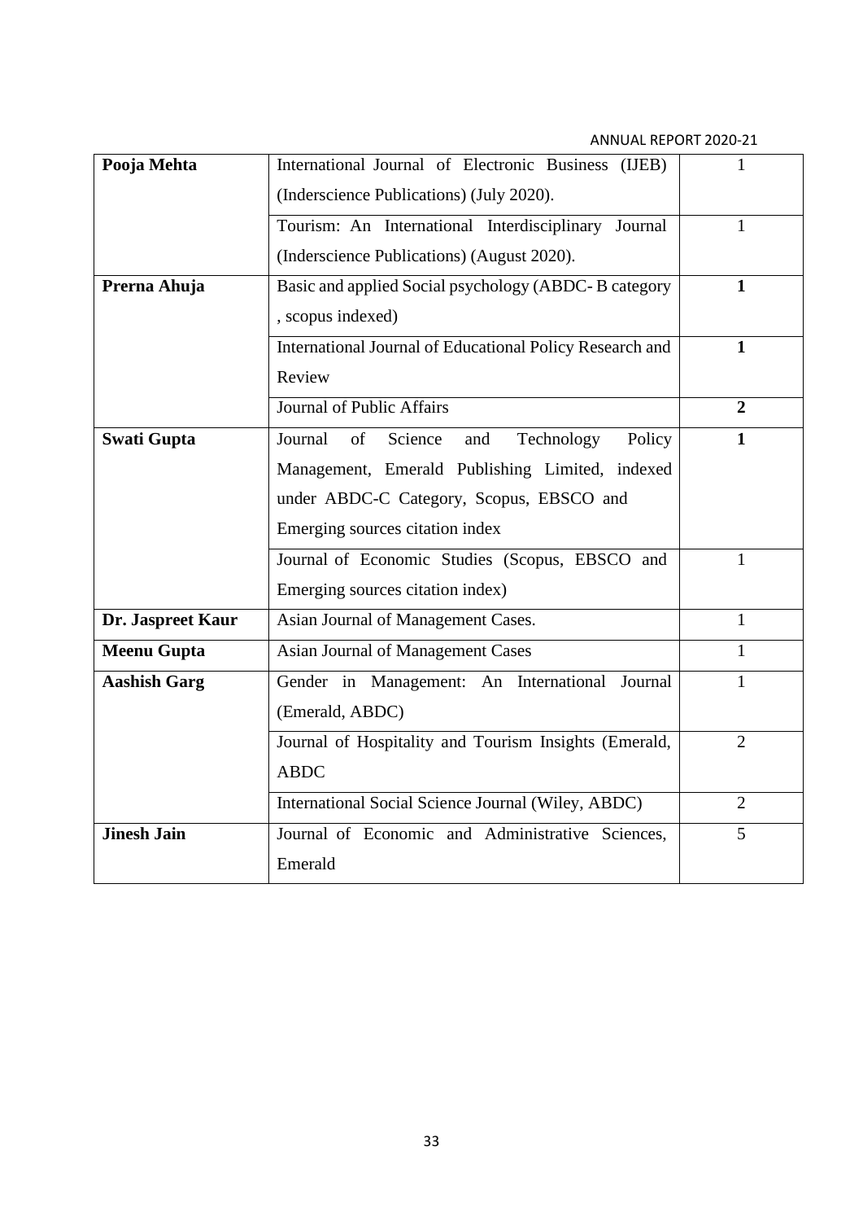| | | |
|---|---|---|
| **Pooja Mehta** | International Journal of Electronic Business (IJEB) (Inderscience Publications) (July 2020). | 1 |
| | Tourism: An International Interdisciplinary Journal (Inderscience Publications) (August 2020). | 1 |
| **Prerna Ahuja** | Basic and applied Social psychology (ABDC- B category , scopus indexed) | **1** |
| | International Journal of Educational Policy Research and Review | **1** |
| | Journal of Public Affairs | **2** |
| **Swati Gupta** | Journal of Science and Technology Policy Management, Emerald Publishing Limited, indexed under ABDC-C Category, Scopus, EBSCO and Emerging sources citation index | **1** |
| | Journal of Economic Studies (Scopus, EBSCO and Emerging sources citation index) | 1 |
| **Dr. Jaspreet Kaur** | Asian Journal of Management Cases. | 1 |
| **Meenu Gupta** | Asian Journal of Management Cases | 1 |
| **Aashish Garg** | Gender in Management: An International Journal (Emerald, ABDC) | 1 |
| | Journal of Hospitality and Tourism Insights (Emerald, ABDC | 2 |
| | International Social Science Journal (Wiley, ABDC) | 2 |
| **Jinesh Jain** | Journal of Economic and Administrative Sciences, Emerald | 5 |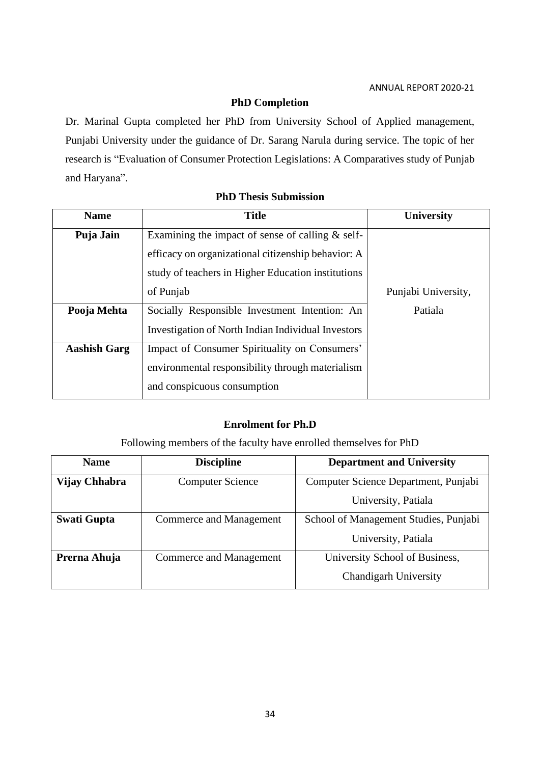## PhD Completion

Dr. Marinal Gupta completed her PhD from University School of Applied management, Punjabi University under the guidance of Dr. Sarang Narula during service. The topic of her research is "Evaluation of Consumer Protection Legislations: A Comparatives study of Punjab and Haryana".

## PhD Thesis Submission

| Name | Title | University |
|---|---|---|
| **Puja Jain** | Examining the impact of sense of calling & self-efficacy on organizational citizenship behavior: A study of teachers in Higher Education institutions of Punjab | Punjabi University, Patiala |
| **Pooja Mehta** | Socially Responsible Investment Intention: An Investigation of North Indian Individual Investors | |
| **Aashish Garg** | Impact of Consumer Spirituality on Consumers' environmental responsibility through materialism and conspicuous consumption | |

## Enrolment for Ph.D

Following members of the faculty have enrolled themselves for PhD

| Name | Discipline | Department and University |
|---|---|---|
| **Vijay Chhabra** | Computer Science | Computer Science Department, Punjabi University, Patiala |
| **Swati Gupta** | Commerce and Management | School of Management Studies, Punjabi University, Patiala |
| **Prerna Ahuja** | Commerce and Management | University School of Business, Chandigarh University |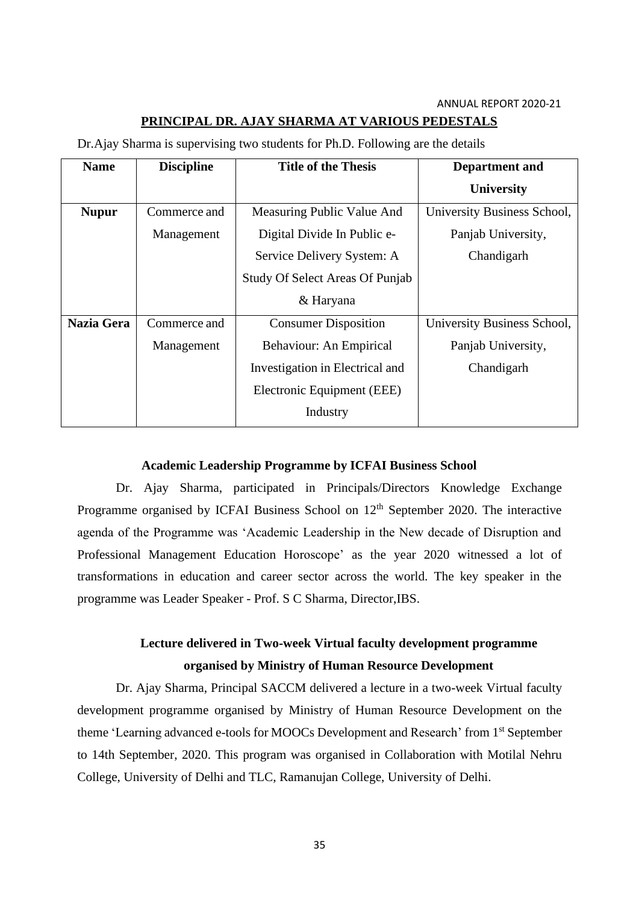## PRINCIPAL DR. AJAY SHARMA AT VARIOUS PEDESTALS

Dr.Ajay Sharma is supervising two students for Ph.D. Following are the details

| Name | Discipline | Title of the Thesis | Department and University |
|---|---|---|---|
| **Nupur** | Commerce and Management | Measuring Public Value And Digital Divide In Public e-Service Delivery System: A Study Of Select Areas Of Punjab & Haryana | University Business School, Panjab University, Chandigarh |
| **Nazia Gera** | Commerce and Management | Consumer Disposition Behaviour: An Empirical Investigation in Electrical and Electronic Equipment (EEE) Industry | University Business School, Panjab University, Chandigarh |

### Academic Leadership Programme by ICFAI Business School

Dr. Ajay Sharma, participated in Principals/Directors Knowledge Exchange Programme organised by ICFAI Business School on 12th September 2020. The interactive agenda of the Programme was 'Academic Leadership in the New decade of Disruption and Professional Management Education Horoscope' as the year 2020 witnessed a lot of transformations in education and career sector across the world. The key speaker in the programme was Leader Speaker - Prof. S C Sharma, Director,IBS.

### Lecture delivered in Two-week Virtual faculty development programme organised by Ministry of Human Resource Development

Dr. Ajay Sharma, Principal SACCM delivered a lecture in a two-week Virtual faculty development programme organised by Ministry of Human Resource Development on the theme 'Learning advanced e-tools for MOOCs Development and Research' from 1st September to 14th September, 2020. This program was organised in Collaboration with Motilal Nehru College, University of Delhi and TLC, Ramanujan College, University of Delhi.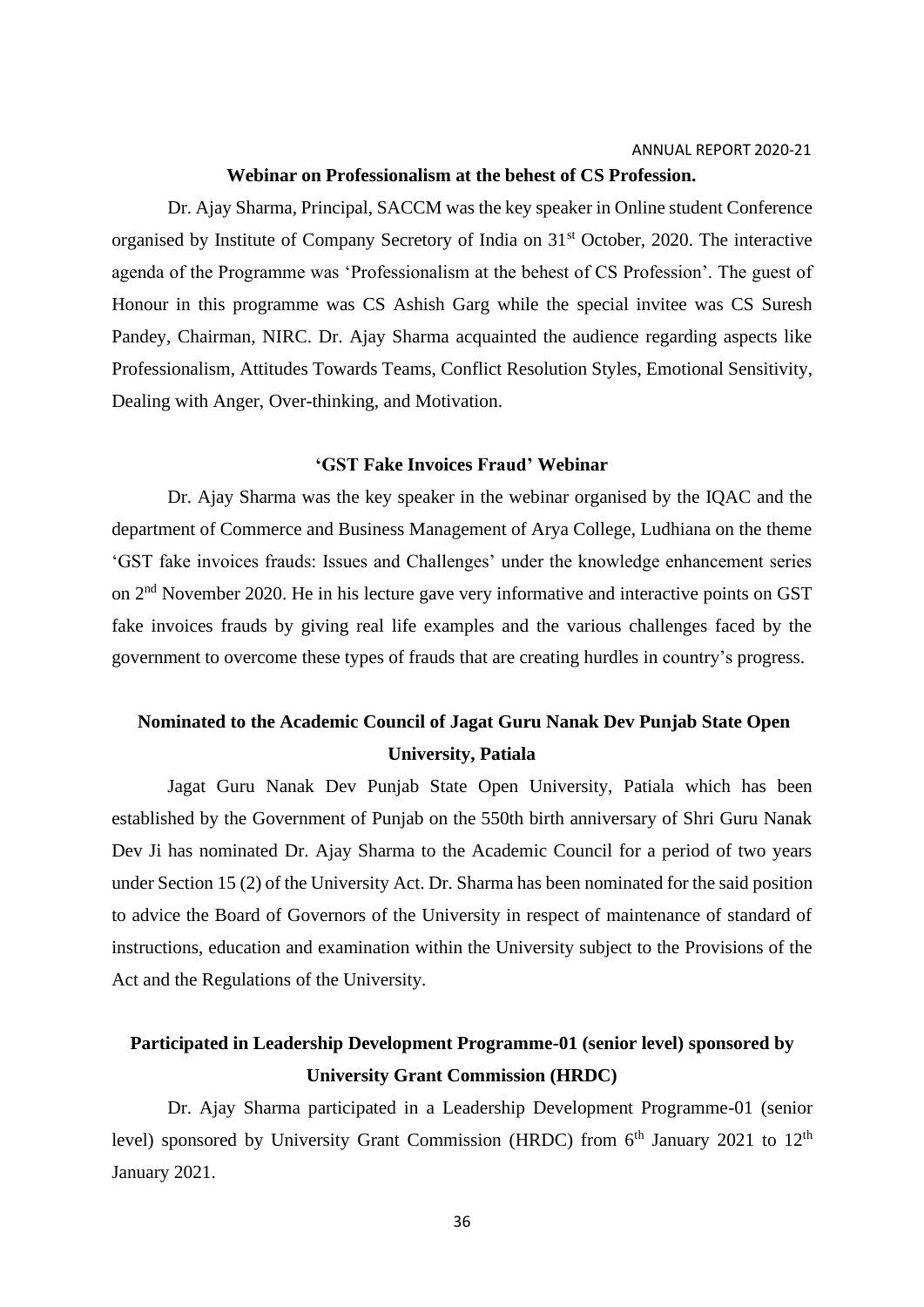### Webinar on Professionalism at the behest of CS Profession.

Dr. Ajay Sharma, Principal, SACCM was the key speaker in Online student Conference organised by Institute of Company Secretory of India on 31st October, 2020. The interactive agenda of the Programme was 'Professionalism at the behest of CS Profession'. The guest of Honour in this programme was CS Ashish Garg while the special invitee was CS Suresh Pandey, Chairman, NIRC. Dr. Ajay Sharma acquainted the audience regarding aspects like Professionalism, Attitudes Towards Teams, Conflict Resolution Styles, Emotional Sensitivity, Dealing with Anger, Over-thinking, and Motivation.

### 'GST Fake Invoices Fraud' Webinar

Dr. Ajay Sharma was the key speaker in the webinar organised by the IQAC and the department of Commerce and Business Management of Arya College, Ludhiana on the theme 'GST fake invoices frauds: Issues and Challenges' under the knowledge enhancement series on 2nd November 2020. He in his lecture gave very informative and interactive points on GST fake invoices frauds by giving real life examples and the various challenges faced by the government to overcome these types of frauds that are creating hurdles in country's progress.

### Nominated to the Academic Council of Jagat Guru Nanak Dev Punjab State Open University, Patiala

Jagat Guru Nanak Dev Punjab State Open University, Patiala which has been established by the Government of Punjab on the 550th birth anniversary of Shri Guru Nanak Dev Ji has nominated Dr. Ajay Sharma to the Academic Council for a period of two years under Section 15 (2) of the University Act. Dr. Sharma has been nominated for the said position to advice the Board of Governors of the University in respect of maintenance of standard of instructions, education and examination within the University subject to the Provisions of the Act and the Regulations of the University.

### Participated in Leadership Development Programme-01 (senior level) sponsored by University Grant Commission (HRDC)

Dr. Ajay Sharma participated in a Leadership Development Programme-01 (senior level) sponsored by University Grant Commission (HRDC) from 6th January 2021 to 12th January 2021.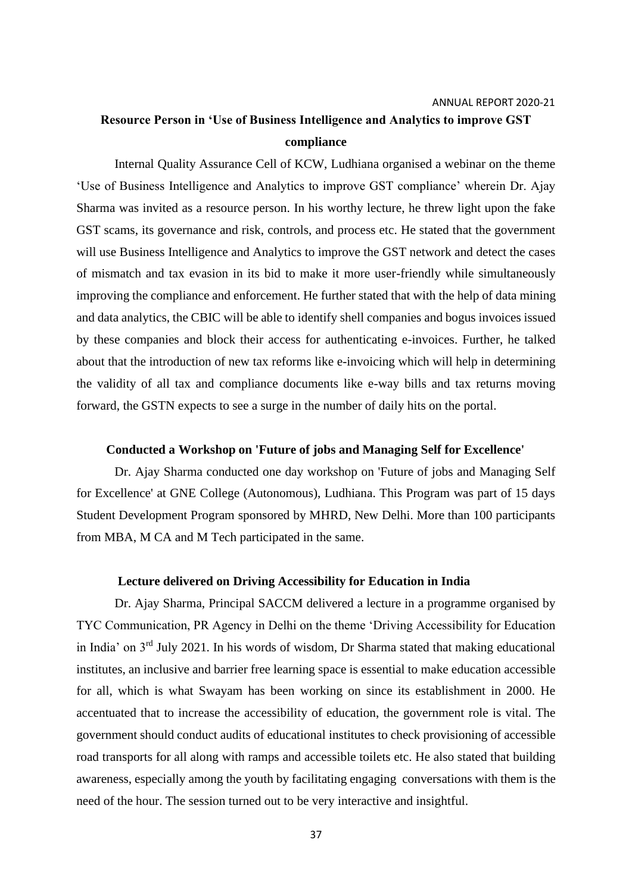## Resource Person in 'Use of Business Intelligence and Analytics to improve GST compliance

Internal Quality Assurance Cell of KCW, Ludhiana organised a webinar on the theme 'Use of Business Intelligence and Analytics to improve GST compliance' wherein Dr. Ajay Sharma was invited as a resource person. In his worthy lecture, he threw light upon the fake GST scams, its governance and risk, controls, and process etc. He stated that the government will use Business Intelligence and Analytics to improve the GST network and detect the cases of mismatch and tax evasion in its bid to make it more user-friendly while simultaneously improving the compliance and enforcement. He further stated that with the help of data mining and data analytics, the CBIC will be able to identify shell companies and bogus invoices issued by these companies and block their access for authenticating e-invoices. Further, he talked about that the introduction of new tax reforms like e-invoicing which will help in determining the validity of all tax and compliance documents like e-way bills and tax returns moving forward, the GSTN expects to see a surge in the number of daily hits on the portal.

## Conducted a Workshop on 'Future of jobs and Managing Self for Excellence'

Dr. Ajay Sharma conducted one day workshop on 'Future of jobs and Managing Self for Excellence' at GNE College (Autonomous), Ludhiana. This Program was part of 15 days Student Development Program sponsored by MHRD, New Delhi. More than 100 participants from MBA, M CA and M Tech participated in the same.

## Lecture delivered on Driving Accessibility for Education in India

Dr. Ajay Sharma, Principal SACCM delivered a lecture in a programme organised by TYC Communication, PR Agency in Delhi on the theme 'Driving Accessibility for Education in India' on 3rd July 2021. In his words of wisdom, Dr Sharma stated that making educational institutes, an inclusive and barrier free learning space is essential to make education accessible for all, which is what Swayam has been working on since its establishment in 2000. He accentuated that to increase the accessibility of education, the government role is vital. The government should conduct audits of educational institutes to check provisioning of accessible road transports for all along with ramps and accessible toilets etc. He also stated that building awareness, especially among the youth by facilitating engaging conversations with them is the need of the hour. The session turned out to be very interactive and insightful.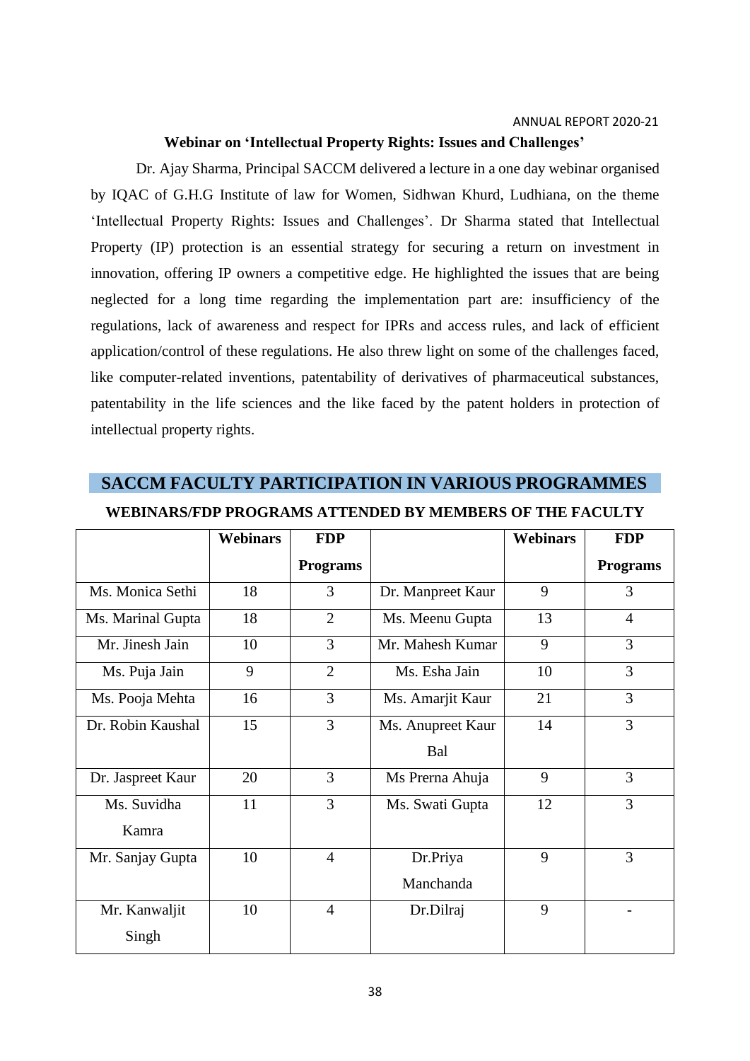### Webinar on 'Intellectual Property Rights: Issues and Challenges'

Dr. Ajay Sharma, Principal SACCM delivered a lecture in a one day webinar organised by IQAC of G.H.G Institute of law for Women, Sidhwan Khurd, Ludhiana, on the theme 'Intellectual Property Rights: Issues and Challenges'. Dr Sharma stated that Intellectual Property (IP) protection is an essential strategy for securing a return on investment in innovation, offering IP owners a competitive edge. He highlighted the issues that are being neglected for a long time regarding the implementation part are: insufficiency of the regulations, lack of awareness and respect for IPRs and access rules, and lack of efficient application/control of these regulations. He also threw light on some of the challenges faced, like computer-related inventions, patentability of derivatives of pharmaceutical substances, patentability in the life sciences and the like faced by the patent holders in protection of intellectual property rights.

## SACCM FACULTY PARTICIPATION IN VARIOUS PROGRAMMES

### WEBINARS/FDP PROGRAMS ATTENDED BY MEMBERS OF THE FACULTY

| | Webinars | FDP Programs | | Webinars | FDP Programs |
|---|---|---|---|---|---|
| Ms. Monica Sethi | 18 | 3 | Dr. Manpreet Kaur | 9 | 3 |
| Ms. Marinal Gupta | 18 | 2 | Ms. Meenu Gupta | 13 | 4 |
| Mr. Jinesh Jain | 10 | 3 | Mr. Mahesh Kumar | 9 | 3 |
| Ms. Puja Jain | 9 | 2 | Ms. Esha Jain | 10 | 3 |
| Ms. Pooja Mehta | 16 | 3 | Ms. Amarjit Kaur | 21 | 3 |
| Dr. Robin Kaushal | 15 | 3 | Ms. Anupreet Kaur Bal | 14 | 3 |
| Dr. Jaspreet Kaur | 20 | 3 | Ms Prerna Ahuja | 9 | 3 |
| Ms. Suvidha Kamra | 11 | 3 | Ms. Swati Gupta | 12 | 3 |
| Mr. Sanjay Gupta | 10 | 4 | Dr.Priya Manchanda | 9 | 3 |
| Mr. Kanwaljit Singh | 10 | 4 | Dr.Dilraj | 9 | - |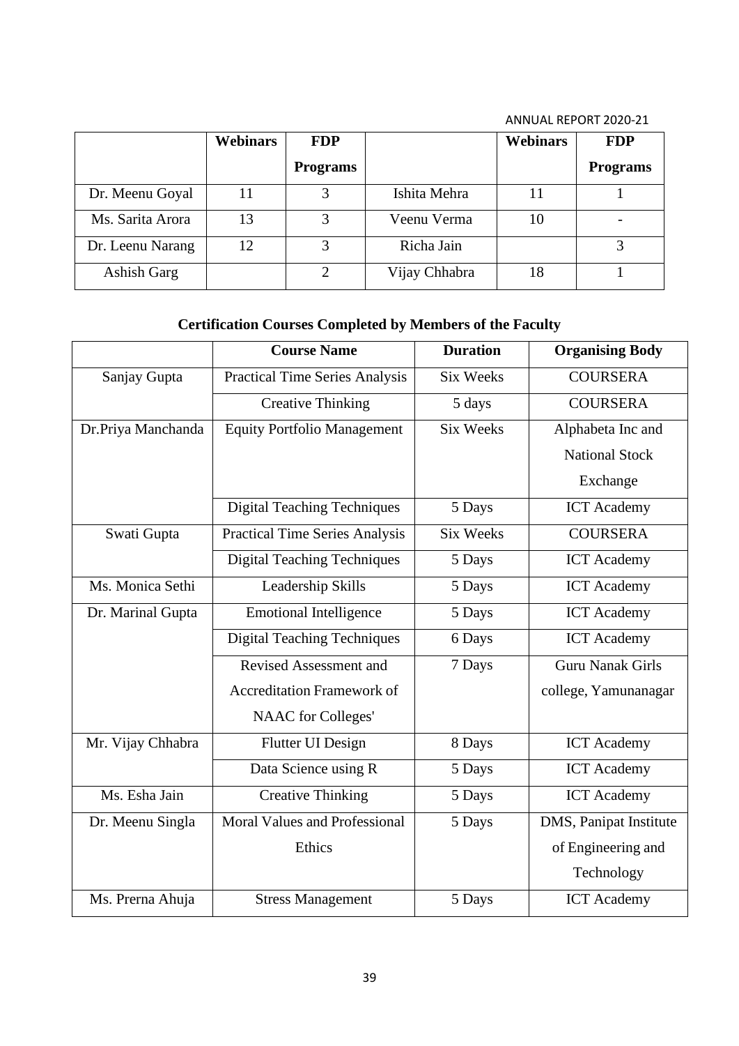| | Webinars | FDP Programs | | Webinars | FDP Programs |
|---|---|---|---|---|---|
| Dr. Meenu Goyal | 11 | 3 | Ishita Mehra | 11 | 1 |
| Ms. Sarita Arora | 13 | 3 | Veenu Verma | 10 | - |
| Dr. Leenu Narang | 12 | 3 | Richa Jain | | 3 |
| Ashish Garg | | 2 | Vijay Chhabra | 18 | 1 |

**Certification Courses Completed by Members of the Faculty**

| | Course Name | Duration | Organising Body |
|---|---|---|---|
| Sanjay Gupta | Practical Time Series Analysis | Six Weeks | COURSERA |
| | Creative Thinking | 5 days | COURSERA |
| Dr.Priya Manchanda | Equity Portfolio Management | Six Weeks | Alphabeta Inc and National Stock Exchange |
| | Digital Teaching Techniques | 5 Days | ICT Academy |
| Swati Gupta | Practical Time Series Analysis | Six Weeks | COURSERA |
| | Digital Teaching Techniques | 5 Days | ICT Academy |
| Ms. Monica Sethi | Leadership Skills | 5 Days | ICT Academy |
| Dr. Marinal Gupta | Emotional Intelligence | 5 Days | ICT Academy |
| | Digital Teaching Techniques | 6 Days | ICT Academy |
| | Revised Assessment and Accreditation Framework of NAAC for Colleges' | 7 Days | Guru Nanak Girls college, Yamunanagar |
| Mr. Vijay Chhabra | Flutter UI Design | 8 Days | ICT Academy |
| | Data Science using R | 5 Days | ICT Academy |
| Ms. Esha Jain | Creative Thinking | 5 Days | ICT Academy |
| Dr. Meenu Singla | Moral Values and Professional Ethics | 5 Days | DMS, Panipat Institute of Engineering and Technology |
| Ms. Prerna Ahuja | Stress Management | 5 Days | ICT Academy |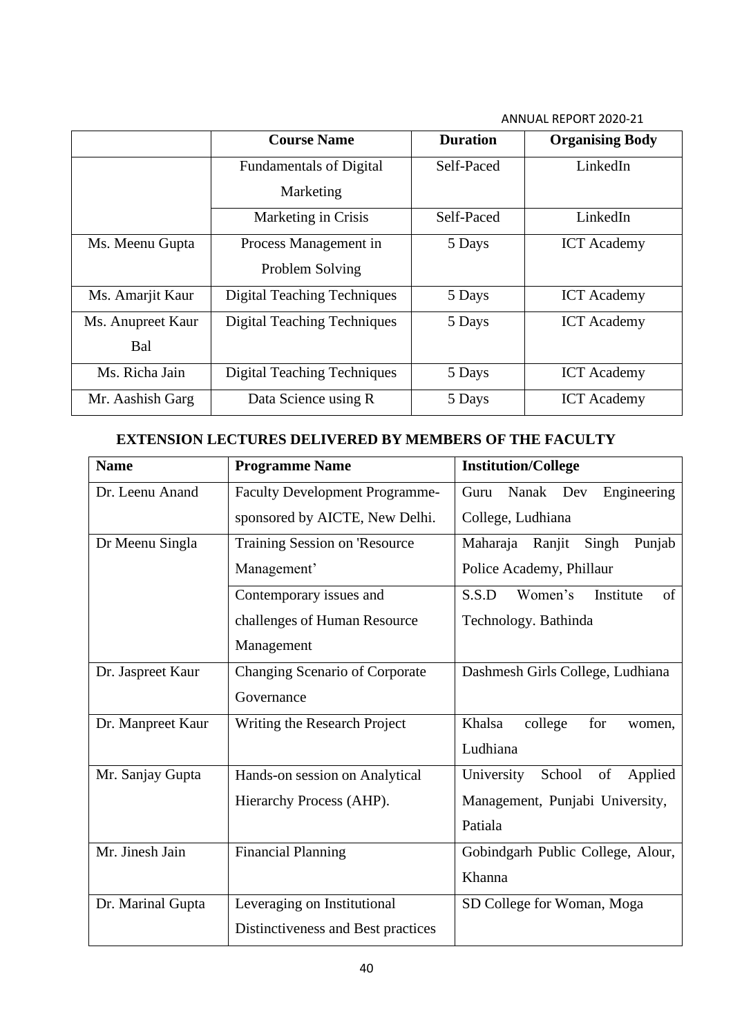|  | Course Name | Duration | Organising Body |
|---|---|---|---|
|  | Fundamentals of Digital Marketing | Self-Paced | LinkedIn |
|  | Marketing in Crisis | Self-Paced | LinkedIn |
| Ms. Meenu Gupta | Process Management in Problem Solving | 5 Days | ICT Academy |
| Ms. Amarjit Kaur | Digital Teaching Techniques | 5 Days | ICT Academy |
| Ms. Anupreet Kaur Bal | Digital Teaching Techniques | 5 Days | ICT Academy |
| Ms. Richa Jain | Digital Teaching Techniques | 5 Days | ICT Academy |
| Mr. Aashish Garg | Data Science using R | 5 Days | ICT Academy |

## EXTENSION LECTURES DELIVERED BY MEMBERS OF THE FACULTY

| Name | Programme Name | Institution/College |
|---|---|---|
| Dr. Leenu Anand | Faculty Development Programme-sponsored by AICTE, New Delhi. | Guru Nanak Dev Engineering College, Ludhiana |
| Dr Meenu Singla | Training Session on 'Resource Management' | Maharaja Ranjit Singh Punjab Police Academy, Phillaur |
|  | Contemporary issues and challenges of Human Resource Management | S.S.D Women's Institute of Technology. Bathinda |
| Dr. Jaspreet Kaur | Changing Scenario of Corporate Governance | Dashmesh Girls College, Ludhiana |
| Dr. Manpreet Kaur | Writing the Research Project | Khalsa college for women, Ludhiana |
| Mr. Sanjay Gupta | Hands-on session on Analytical Hierarchy Process (AHP). | University School of Applied Management, Punjabi University, Patiala |
| Mr. Jinesh Jain | Financial Planning | Gobindgarh Public College, Alour, Khanna |
| Dr. Marinal Gupta | Leveraging on Institutional Distinctiveness and Best practices | SD College for Woman, Moga |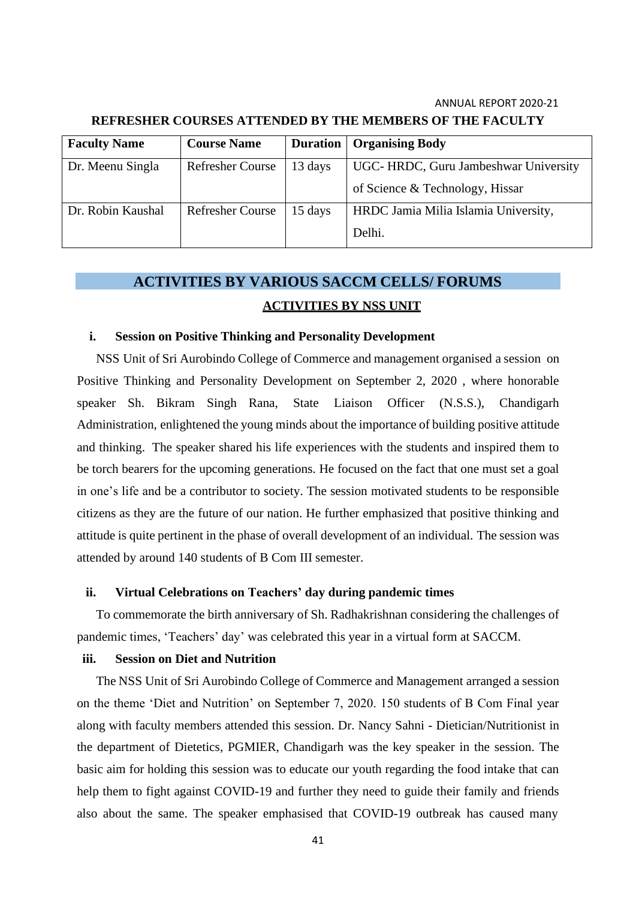## REFRESHER COURSES ATTENDED BY THE MEMBERS OF THE FACULTY

| Faculty Name | Course Name | Duration | Organising Body |
|---|---|---|---|
| Dr. Meenu Singla | Refresher Course | 13 days | UGC- HRDC, Guru Jambeshwar University of Science & Technology, Hissar |
| Dr. Robin Kaushal | Refresher Course | 15 days | HRDC Jamia Milia Islamia University, Delhi. |

# ACTIVITIES BY VARIOUS SACCM CELLS/ FORUMS

## ACTIVITIES BY NSS UNIT

### i. Session on Positive Thinking and Personality Development

NSS Unit of Sri Aurobindo College of Commerce and management organised a session on Positive Thinking and Personality Development on September 2, 2020 , where honorable speaker Sh. Bikram Singh Rana, State Liaison Officer (N.S.S.), Chandigarh Administration, enlightened the young minds about the importance of building positive attitude and thinking. The speaker shared his life experiences with the students and inspired them to be torch bearers for the upcoming generations. He focused on the fact that one must set a goal in one's life and be a contributor to society. The session motivated students to be responsible citizens as they are the future of our nation. He further emphasized that positive thinking and attitude is quite pertinent in the phase of overall development of an individual. The session was attended by around 140 students of B Com III semester.

### ii. Virtual Celebrations on Teachers' day during pandemic times

To commemorate the birth anniversary of Sh. Radhakrishnan considering the challenges of pandemic times, 'Teachers' day' was celebrated this year in a virtual form at SACCM.

### iii. Session on Diet and Nutrition

The NSS Unit of Sri Aurobindo College of Commerce and Management arranged a session on the theme 'Diet and Nutrition' on September 7, 2020. 150 students of B Com Final year along with faculty members attended this session. Dr. Nancy Sahni - Dietician/Nutritionist in the department of Dietetics, PGMIER, Chandigarh was the key speaker in the session. The basic aim for holding this session was to educate our youth regarding the food intake that can help them to fight against COVID-19 and further they need to guide their family and friends also about the same. The speaker emphasised that COVID-19 outbreak has caused many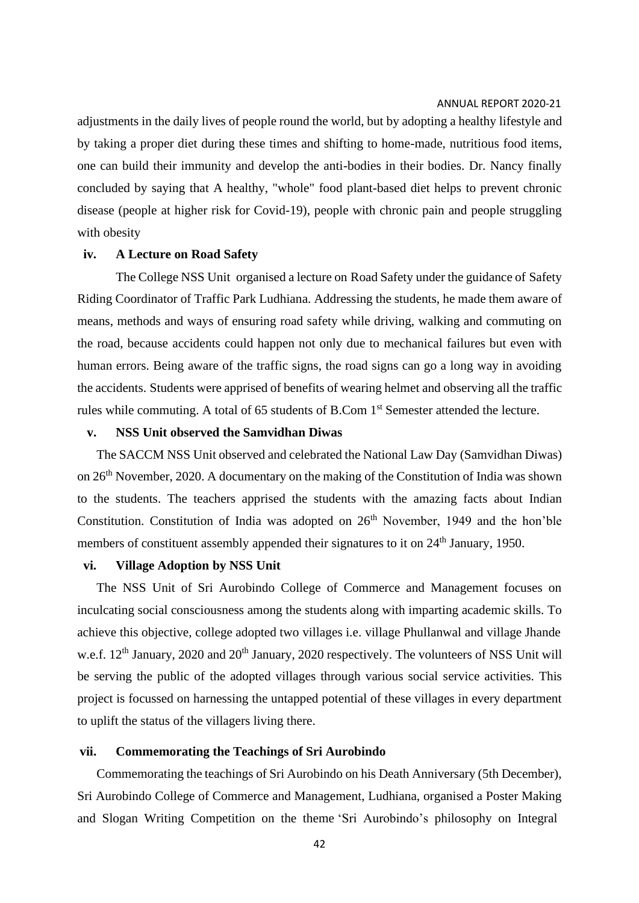adjustments in the daily lives of people round the world, but by adopting a healthy lifestyle and by taking a proper diet during these times and shifting to home-made, nutritious food items, one can build their immunity and develop the anti-bodies in their bodies. Dr. Nancy finally concluded by saying that A healthy, "whole" food plant-based diet helps to prevent chronic disease (people at higher risk for Covid-19), people with chronic pain and people struggling with obesity

### iv. A Lecture on Road Safety

The College NSS Unit organised a lecture on Road Safety under the guidance of Safety Riding Coordinator of Traffic Park Ludhiana. Addressing the students, he made them aware of means, methods and ways of ensuring road safety while driving, walking and commuting on the road, because accidents could happen not only due to mechanical failures but even with human errors. Being aware of the traffic signs, the road signs can go a long way in avoiding the accidents. Students were apprised of benefits of wearing helmet and observing all the traffic rules while commuting. A total of 65 students of B.Com 1st Semester attended the lecture.

### v. NSS Unit observed the Samvidhan Diwas

The SACCM NSS Unit observed and celebrated the National Law Day (Samvidhan Diwas) on 26th November, 2020. A documentary on the making of the Constitution of India was shown to the students. The teachers apprised the students with the amazing facts about Indian Constitution. Constitution of India was adopted on 26th November, 1949 and the hon'ble members of constituent assembly appended their signatures to it on 24th January, 1950.

### vi. Village Adoption by NSS Unit

The NSS Unit of Sri Aurobindo College of Commerce and Management focuses on inculcating social consciousness among the students along with imparting academic skills. To achieve this objective, college adopted two villages i.e. village Phullanwal and village Jhande w.e.f. 12th January, 2020 and 20th January, 2020 respectively. The volunteers of NSS Unit will be serving the public of the adopted villages through various social service activities. This project is focussed on harnessing the untapped potential of these villages in every department to uplift the status of the villagers living there.

### vii. Commemorating the Teachings of Sri Aurobindo

Commemorating the teachings of Sri Aurobindo on his Death Anniversary (5th December), Sri Aurobindo College of Commerce and Management, Ludhiana, organised a Poster Making and Slogan Writing Competition on the theme 'Sri Aurobindo's philosophy on Integral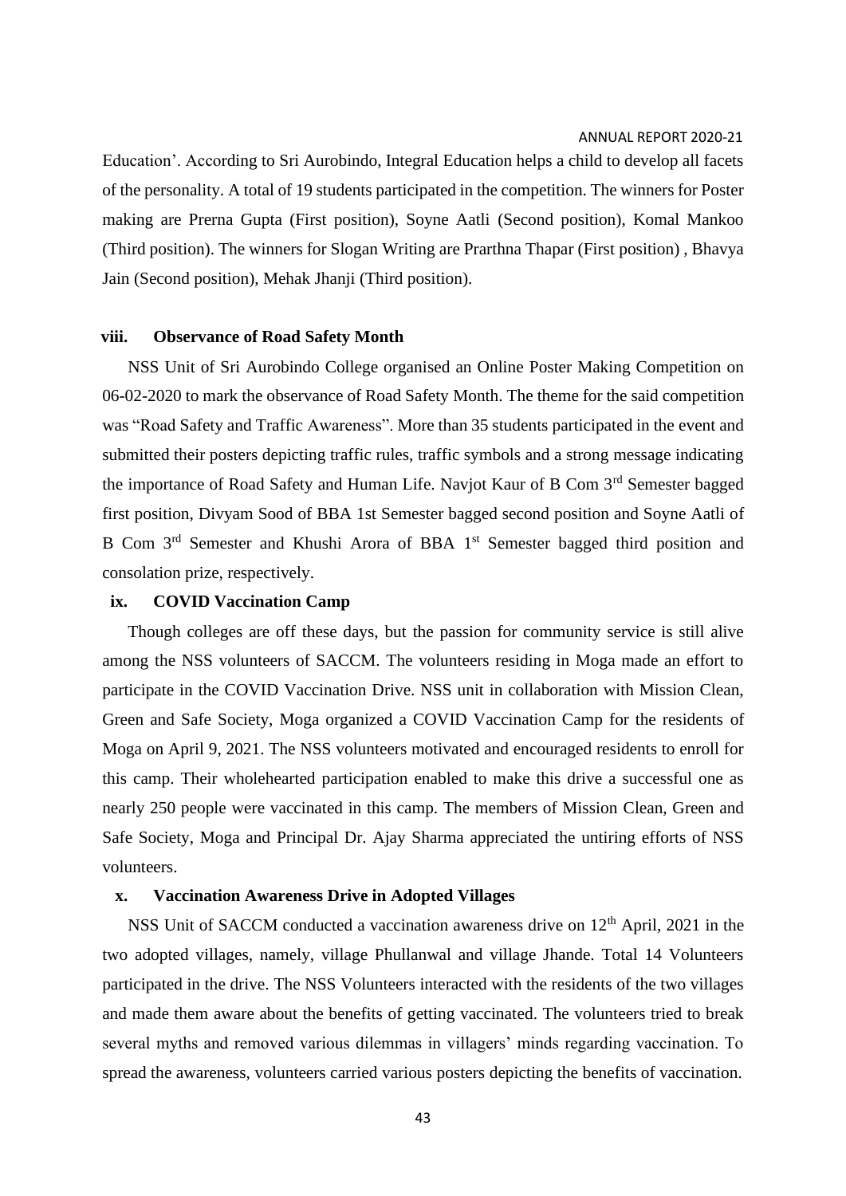Education'. According to Sri Aurobindo, Integral Education helps a child to develop all facets of the personality. A total of 19 students participated in the competition. The winners for Poster making are Prerna Gupta (First position), Soyne Aatli (Second position), Komal Mankoo (Third position). The winners for Slogan Writing are Prarthna Thapar (First position) , Bhavya Jain (Second position), Mehak Jhanji (Third position).

### viii. Observance of Road Safety Month

NSS Unit of Sri Aurobindo College organised an Online Poster Making Competition on 06-02-2020 to mark the observance of Road Safety Month. The theme for the said competition was "Road Safety and Traffic Awareness". More than 35 students participated in the event and submitted their posters depicting traffic rules, traffic symbols and a strong message indicating the importance of Road Safety and Human Life. Navjot Kaur of B Com 3rd Semester bagged first position, Divyam Sood of BBA 1st Semester bagged second position and Soyne Aatli of B Com 3rd Semester and Khushi Arora of BBA 1st Semester bagged third position and consolation prize, respectively.

### ix. COVID Vaccination Camp

Though colleges are off these days, but the passion for community service is still alive among the NSS volunteers of SACCM. The volunteers residing in Moga made an effort to participate in the COVID Vaccination Drive. NSS unit in collaboration with Mission Clean, Green and Safe Society, Moga organized a COVID Vaccination Camp for the residents of Moga on April 9, 2021. The NSS volunteers motivated and encouraged residents to enroll for this camp. Their wholehearted participation enabled to make this drive a successful one as nearly 250 people were vaccinated in this camp. The members of Mission Clean, Green and Safe Society, Moga and Principal Dr. Ajay Sharma appreciated the untiring efforts of NSS volunteers.

### x. Vaccination Awareness Drive in Adopted Villages

NSS Unit of SACCM conducted a vaccination awareness drive on 12th April, 2021 in the two adopted villages, namely, village Phullanwal and village Jhande. Total 14 Volunteers participated in the drive. The NSS Volunteers interacted with the residents of the two villages and made them aware about the benefits of getting vaccinated. The volunteers tried to break several myths and removed various dilemmas in villagers' minds regarding vaccination. To spread the awareness, volunteers carried various posters depicting the benefits of vaccination.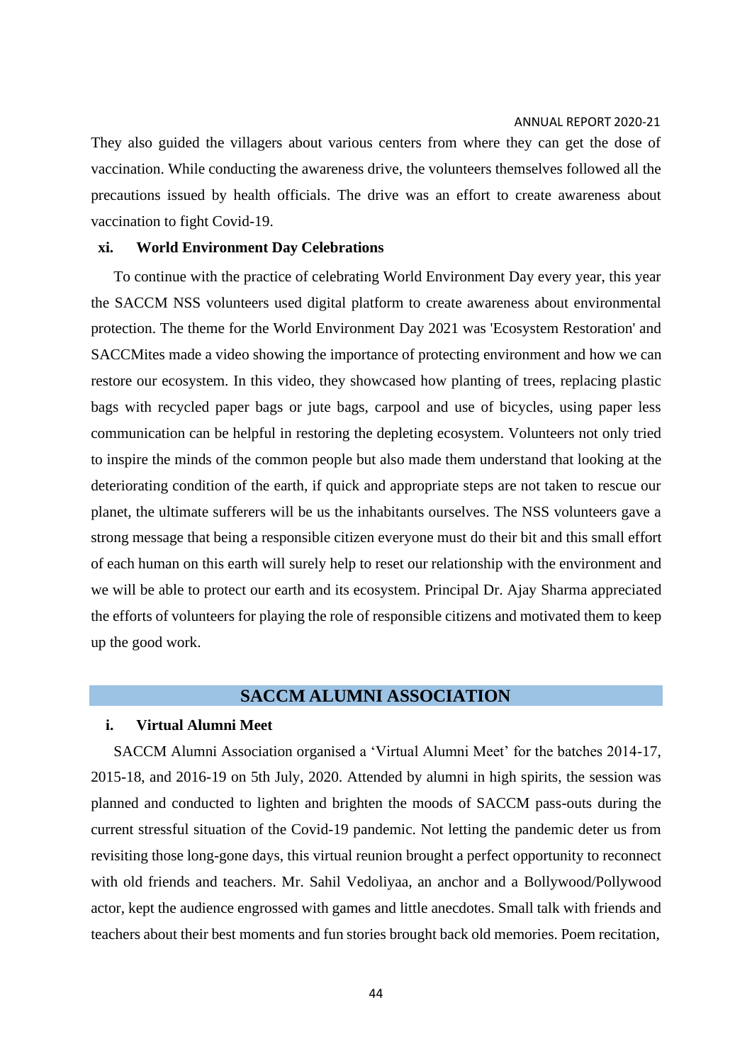They also guided the villagers about various centers from where they can get the dose of vaccination. While conducting the awareness drive, the volunteers themselves followed all the precautions issued by health officials. The drive was an effort to create awareness about vaccination to fight Covid-19.

**xi. World Environment Day Celebrations**

To continue with the practice of celebrating World Environment Day every year, this year the SACCM NSS volunteers used digital platform to create awareness about environmental protection. The theme for the World Environment Day 2021 was 'Ecosystem Restoration' and SACCMites made a video showing the importance of protecting environment and how we can restore our ecosystem. In this video, they showcased how planting of trees, replacing plastic bags with recycled paper bags or jute bags, carpool and use of bicycles, using paper less communication can be helpful in restoring the depleting ecosystem. Volunteers not only tried to inspire the minds of the common people but also made them understand that looking at the deteriorating condition of the earth, if quick and appropriate steps are not taken to rescue our planet, the ultimate sufferers will be us the inhabitants ourselves. The NSS volunteers gave a strong message that being a responsible citizen everyone must do their bit and this small effort of each human on this earth will surely help to reset our relationship with the environment and we will be able to protect our earth and its ecosystem. Principal Dr. Ajay Sharma appreciated the efforts of volunteers for playing the role of responsible citizens and motivated them to keep up the good work.

## SACCM ALUMNI ASSOCIATION

**i. Virtual Alumni Meet**

SACCM Alumni Association organised a 'Virtual Alumni Meet' for the batches 2014-17, 2015-18, and 2016-19 on 5th July, 2020. Attended by alumni in high spirits, the session was planned and conducted to lighten and brighten the moods of SACCM pass-outs during the current stressful situation of the Covid-19 pandemic. Not letting the pandemic deter us from revisiting those long-gone days, this virtual reunion brought a perfect opportunity to reconnect with old friends and teachers. Mr. Sahil Vedoliyaa, an anchor and a Bollywood/Pollywood actor, kept the audience engrossed with games and little anecdotes. Small talk with friends and teachers about their best moments and fun stories brought back old memories. Poem recitation,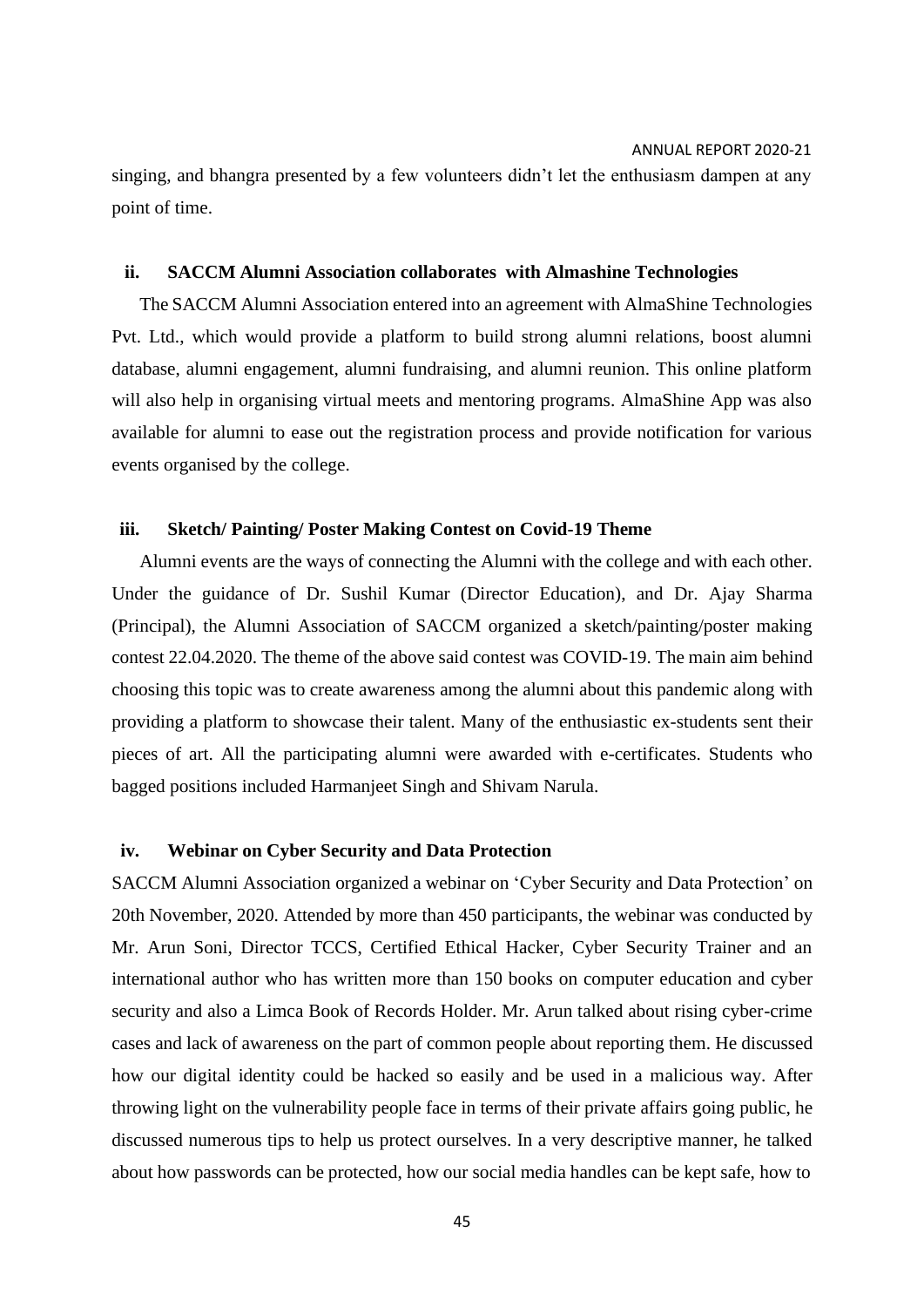singing, and bhangra presented by a few volunteers didn't let the enthusiasm dampen at any point of time.

### ii. SACCM Alumni Association collaborates with Almashine Technologies

The SACCM Alumni Association entered into an agreement with AlmaShine Technologies Pvt. Ltd., which would provide a platform to build strong alumni relations, boost alumni database, alumni engagement, alumni fundraising, and alumni reunion. This online platform will also help in organising virtual meets and mentoring programs. AlmaShine App was also available for alumni to ease out the registration process and provide notification for various events organised by the college.

### iii. Sketch/ Painting/ Poster Making Contest on Covid-19 Theme

Alumni events are the ways of connecting the Alumni with the college and with each other. Under the guidance of Dr. Sushil Kumar (Director Education), and Dr. Ajay Sharma (Principal), the Alumni Association of SACCM organized a sketch/painting/poster making contest 22.04.2020. The theme of the above said contest was COVID-19. The main aim behind choosing this topic was to create awareness among the alumni about this pandemic along with providing a platform to showcase their talent. Many of the enthusiastic ex-students sent their pieces of art. All the participating alumni were awarded with e-certificates. Students who bagged positions included Harmanjeet Singh and Shivam Narula.

### iv. Webinar on Cyber Security and Data Protection

SACCM Alumni Association organized a webinar on 'Cyber Security and Data Protection' on 20th November, 2020. Attended by more than 450 participants, the webinar was conducted by Mr. Arun Soni, Director TCCS, Certified Ethical Hacker, Cyber Security Trainer and an international author who has written more than 150 books on computer education and cyber security and also a Limca Book of Records Holder. Mr. Arun talked about rising cyber-crime cases and lack of awareness on the part of common people about reporting them. He discussed how our digital identity could be hacked so easily and be used in a malicious way. After throwing light on the vulnerability people face in terms of their private affairs going public, he discussed numerous tips to help us protect ourselves. In a very descriptive manner, he talked about how passwords can be protected, how our social media handles can be kept safe, how to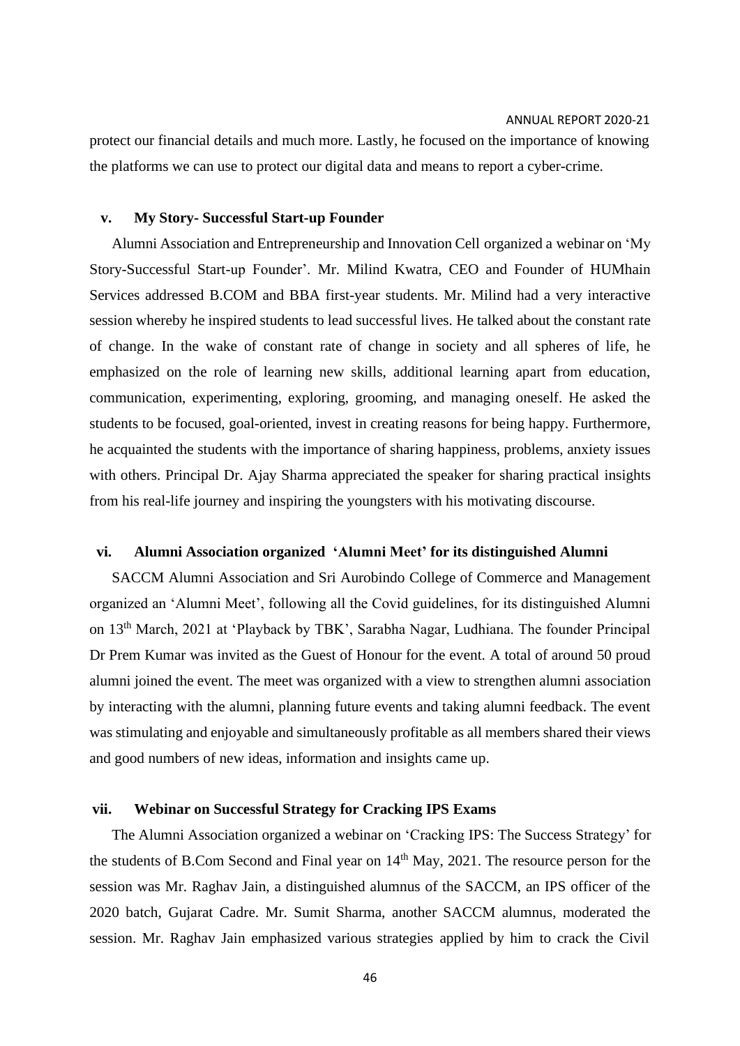protect our financial details and much more. Lastly, he focused on the importance of knowing the platforms we can use to protect our digital data and means to report a cyber-crime.

### v. My Story- Successful Start-up Founder

Alumni Association and Entrepreneurship and Innovation Cell organized a webinar on 'My Story-Successful Start-up Founder'. Mr. Milind Kwatra, CEO and Founder of HUMhain Services addressed B.COM and BBA first-year students. Mr. Milind had a very interactive session whereby he inspired students to lead successful lives. He talked about the constant rate of change. In the wake of constant rate of change in society and all spheres of life, he emphasized on the role of learning new skills, additional learning apart from education, communication, experimenting, exploring, grooming, and managing oneself. He asked the students to be focused, goal-oriented, invest in creating reasons for being happy. Furthermore, he acquainted the students with the importance of sharing happiness, problems, anxiety issues with others. Principal Dr. Ajay Sharma appreciated the speaker for sharing practical insights from his real-life journey and inspiring the youngsters with his motivating discourse.

### vi. Alumni Association organized 'Alumni Meet' for its distinguished Alumni

SACCM Alumni Association and Sri Aurobindo College of Commerce and Management organized an 'Alumni Meet', following all the Covid guidelines, for its distinguished Alumni on 13th March, 2021 at 'Playback by TBK', Sarabha Nagar, Ludhiana. The founder Principal Dr Prem Kumar was invited as the Guest of Honour for the event. A total of around 50 proud alumni joined the event. The meet was organized with a view to strengthen alumni association by interacting with the alumni, planning future events and taking alumni feedback. The event was stimulating and enjoyable and simultaneously profitable as all members shared their views and good numbers of new ideas, information and insights came up.

### vii. Webinar on Successful Strategy for Cracking IPS Exams

The Alumni Association organized a webinar on 'Cracking IPS: The Success Strategy' for the students of B.Com Second and Final year on 14th May, 2021. The resource person for the session was Mr. Raghav Jain, a distinguished alumnus of the SACCM, an IPS officer of the 2020 batch, Gujarat Cadre. Mr. Sumit Sharma, another SACCM alumnus, moderated the session. Mr. Raghav Jain emphasized various strategies applied by him to crack the Civil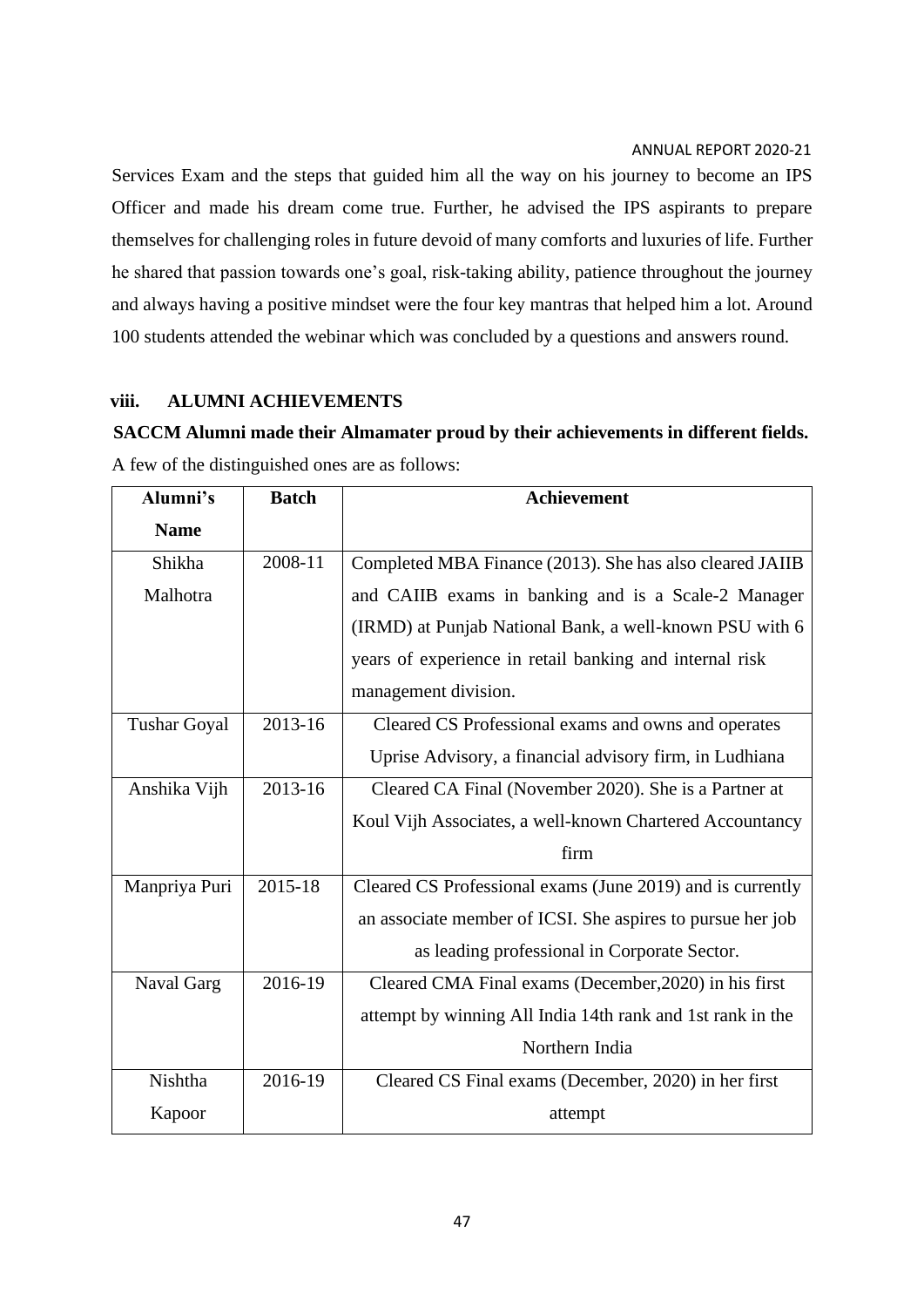Services Exam and the steps that guided him all the way on his journey to become an IPS Officer and made his dream come true. Further, he advised the IPS aspirants to prepare themselves for challenging roles in future devoid of many comforts and luxuries of life. Further he shared that passion towards one's goal, risk-taking ability, patience throughout the journey and always having a positive mindset were the four key mantras that helped him a lot. Around 100 students attended the webinar which was concluded by a questions and answers round.

### viii. ALUMNI ACHIEVEMENTS

**SACCM Alumni made their Almamater proud by their achievements in different fields.**

A few of the distinguished ones are as follows:

| Alumni's Name | Batch | Achievement |
|---|---|---|
| Shikha Malhotra | 2008-11 | Completed MBA Finance (2013). She has also cleared JAIIB and CAIIB exams in banking and is a Scale-2 Manager (IRMD) at Punjab National Bank, a well-known PSU with 6 years of experience in retail banking and internal risk management division. |
| Tushar Goyal | 2013-16 | Cleared CS Professional exams and owns and operates Uprise Advisory, a financial advisory firm, in Ludhiana |
| Anshika Vijh | 2013-16 | Cleared CA Final (November 2020). She is a Partner at Koul Vijh Associates, a well-known Chartered Accountancy firm |
| Manpriya Puri | 2015-18 | Cleared CS Professional exams (June 2019) and is currently an associate member of ICSI. She aspires to pursue her job as leading professional in Corporate Sector. |
| Naval Garg | 2016-19 | Cleared CMA Final exams (December,2020) in his first attempt by winning All India 14th rank and 1st rank in the Northern India |
| Nishtha Kapoor | 2016-19 | Cleared CS Final exams (December, 2020) in her first attempt |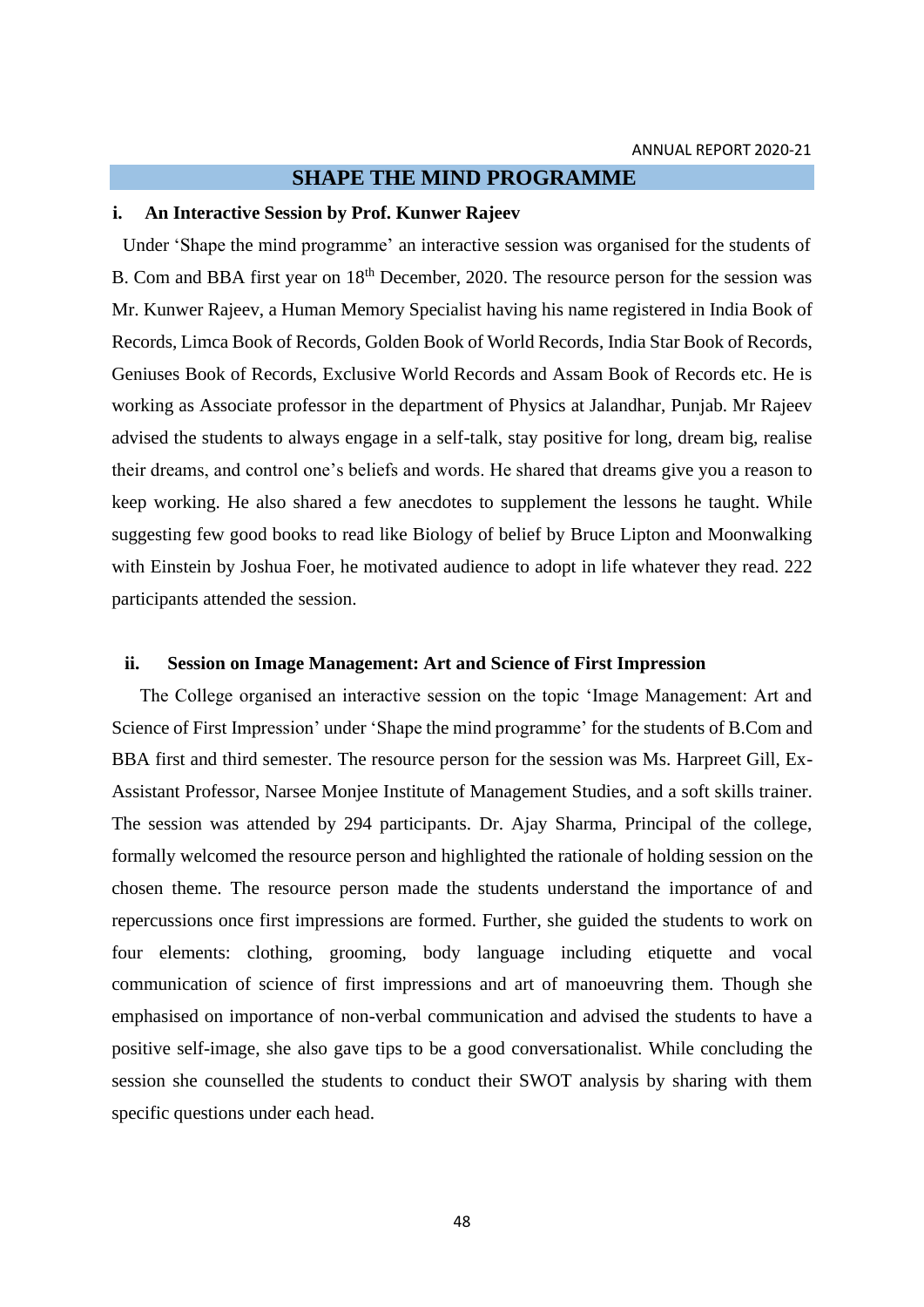## SHAPE THE MIND PROGRAMME

### i. An Interactive Session by Prof. Kunwer Rajeev

Under 'Shape the mind programme' an interactive session was organised for the students of B. Com and BBA first year on 18th December, 2020. The resource person for the session was Mr. Kunwer Rajeev, a Human Memory Specialist having his name registered in India Book of Records, Limca Book of Records, Golden Book of World Records, India Star Book of Records, Geniuses Book of Records, Exclusive World Records and Assam Book of Records etc. He is working as Associate professor in the department of Physics at Jalandhar, Punjab. Mr Rajeev advised the students to always engage in a self-talk, stay positive for long, dream big, realise their dreams, and control one's beliefs and words. He shared that dreams give you a reason to keep working. He also shared a few anecdotes to supplement the lessons he taught. While suggesting few good books to read like Biology of belief by Bruce Lipton and Moonwalking with Einstein by Joshua Foer, he motivated audience to adopt in life whatever they read. 222 participants attended the session.

### ii. Session on Image Management: Art and Science of First Impression

The College organised an interactive session on the topic 'Image Management: Art and Science of First Impression' under 'Shape the mind programme' for the students of B.Com and BBA first and third semester. The resource person for the session was Ms. Harpreet Gill, Ex-Assistant Professor, Narsee Monjee Institute of Management Studies, and a soft skills trainer. The session was attended by 294 participants. Dr. Ajay Sharma, Principal of the college, formally welcomed the resource person and highlighted the rationale of holding session on the chosen theme. The resource person made the students understand the importance of and repercussions once first impressions are formed. Further, she guided the students to work on four elements: clothing, grooming, body language including etiquette and vocal communication of science of first impressions and art of manoeuvring them. Though she emphasised on importance of non-verbal communication and advised the students to have a positive self-image, she also gave tips to be a good conversationalist. While concluding the session she counselled the students to conduct their SWOT analysis by sharing with them specific questions under each head.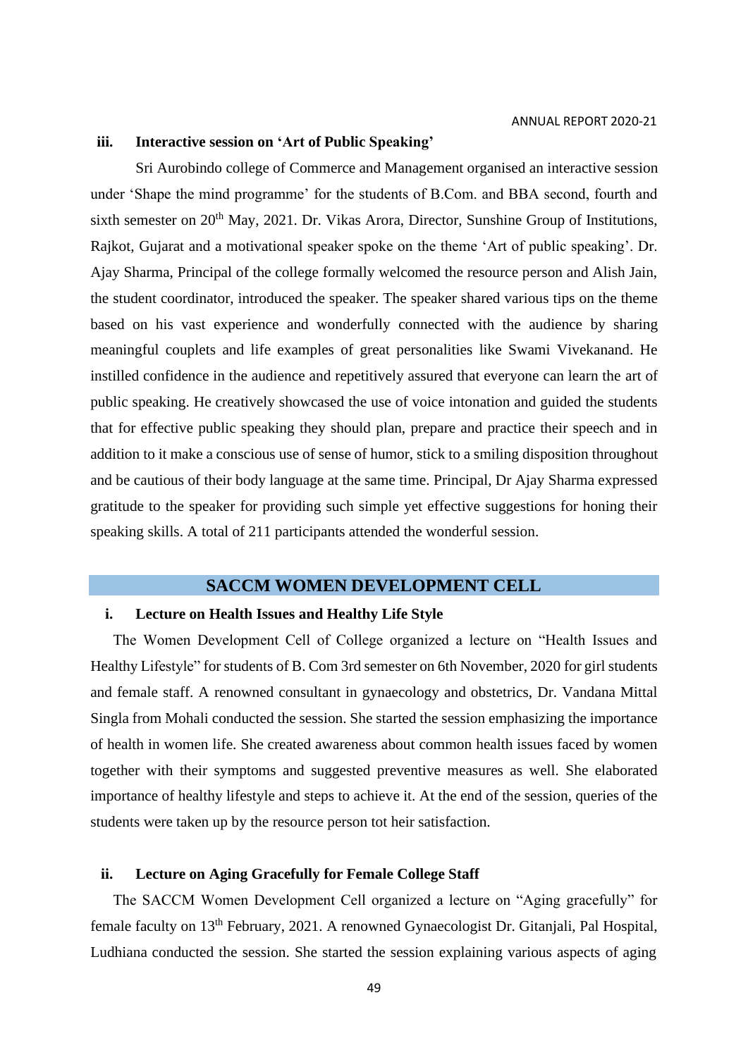### iii. Interactive session on 'Art of Public Speaking'

Sri Aurobindo college of Commerce and Management organised an interactive session under 'Shape the mind programme' for the students of B.Com. and BBA second, fourth and sixth semester on 20th May, 2021. Dr. Vikas Arora, Director, Sunshine Group of Institutions, Rajkot, Gujarat and a motivational speaker spoke on the theme 'Art of public speaking'. Dr. Ajay Sharma, Principal of the college formally welcomed the resource person and Alish Jain, the student coordinator, introduced the speaker. The speaker shared various tips on the theme based on his vast experience and wonderfully connected with the audience by sharing meaningful couplets and life examples of great personalities like Swami Vivekanand. He instilled confidence in the audience and repetitively assured that everyone can learn the art of public speaking. He creatively showcased the use of voice intonation and guided the students that for effective public speaking they should plan, prepare and practice their speech and in addition to it make a conscious use of sense of humor, stick to a smiling disposition throughout and be cautious of their body language at the same time. Principal, Dr Ajay Sharma expressed gratitude to the speaker for providing such simple yet effective suggestions for honing their speaking skills. A total of 211 participants attended the wonderful session.

## SACCM WOMEN DEVELOPMENT CELL

### i. Lecture on Health Issues and Healthy Life Style

The Women Development Cell of College organized a lecture on "Health Issues and Healthy Lifestyle" for students of B. Com 3rd semester on 6th November, 2020 for girl students and female staff. A renowned consultant in gynaecology and obstetrics, Dr. Vandana Mittal Singla from Mohali conducted the session. She started the session emphasizing the importance of health in women life. She created awareness about common health issues faced by women together with their symptoms and suggested preventive measures as well. She elaborated importance of healthy lifestyle and steps to achieve it. At the end of the session, queries of the students were taken up by the resource person tot heir satisfaction.

### ii. Lecture on Aging Gracefully for Female College Staff

The SACCM Women Development Cell organized a lecture on "Aging gracefully" for female faculty on 13th February, 2021. A renowned Gynaecologist Dr. Gitanjali, Pal Hospital, Ludhiana conducted the session. She started the session explaining various aspects of aging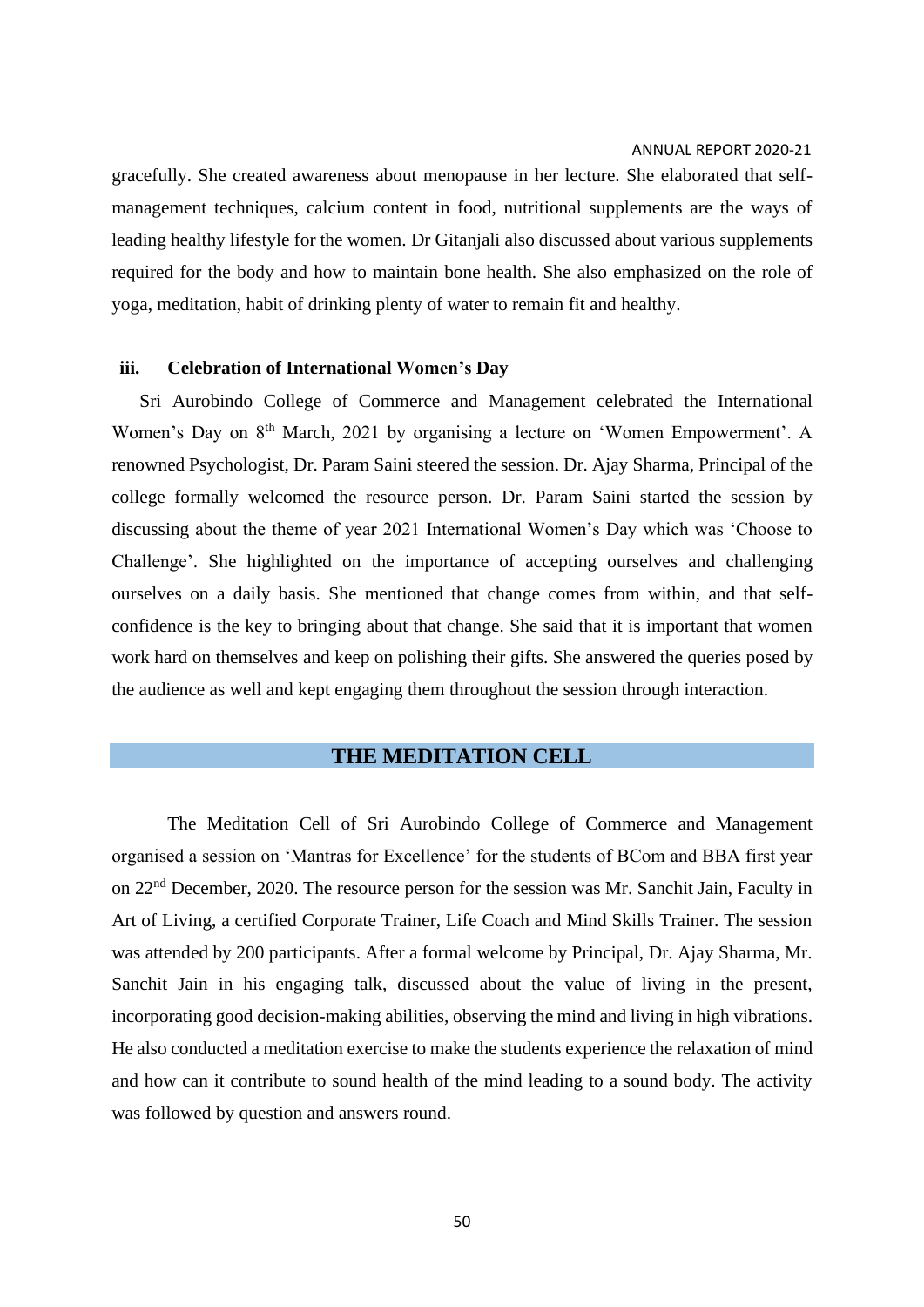gracefully. She created awareness about menopause in her lecture. She elaborated that self-management techniques, calcium content in food, nutritional supplements are the ways of leading healthy lifestyle for the women. Dr Gitanjali also discussed about various supplements required for the body and how to maintain bone health. She also emphasized on the role of yoga, meditation, habit of drinking plenty of water to remain fit and healthy.

### iii. Celebration of International Women's Day

Sri Aurobindo College of Commerce and Management celebrated the International Women's Day on 8th March, 2021 by organising a lecture on 'Women Empowerment'. A renowned Psychologist, Dr. Param Saini steered the session. Dr. Ajay Sharma, Principal of the college formally welcomed the resource person. Dr. Param Saini started the session by discussing about the theme of year 2021 International Women's Day which was 'Choose to Challenge'. She highlighted on the importance of accepting ourselves and challenging ourselves on a daily basis. She mentioned that change comes from within, and that self-confidence is the key to bringing about that change. She said that it is important that women work hard on themselves and keep on polishing their gifts. She answered the queries posed by the audience as well and kept engaging them throughout the session through interaction.

## THE MEDITATION CELL

The Meditation Cell of Sri Aurobindo College of Commerce and Management organised a session on 'Mantras for Excellence' for the students of BCom and BBA first year on 22nd December, 2020. The resource person for the session was Mr. Sanchit Jain, Faculty in Art of Living, a certified Corporate Trainer, Life Coach and Mind Skills Trainer. The session was attended by 200 participants. After a formal welcome by Principal, Dr. Ajay Sharma, Mr. Sanchit Jain in his engaging talk, discussed about the value of living in the present, incorporating good decision-making abilities, observing the mind and living in high vibrations. He also conducted a meditation exercise to make the students experience the relaxation of mind and how can it contribute to sound health of the mind leading to a sound body. The activity was followed by question and answers round.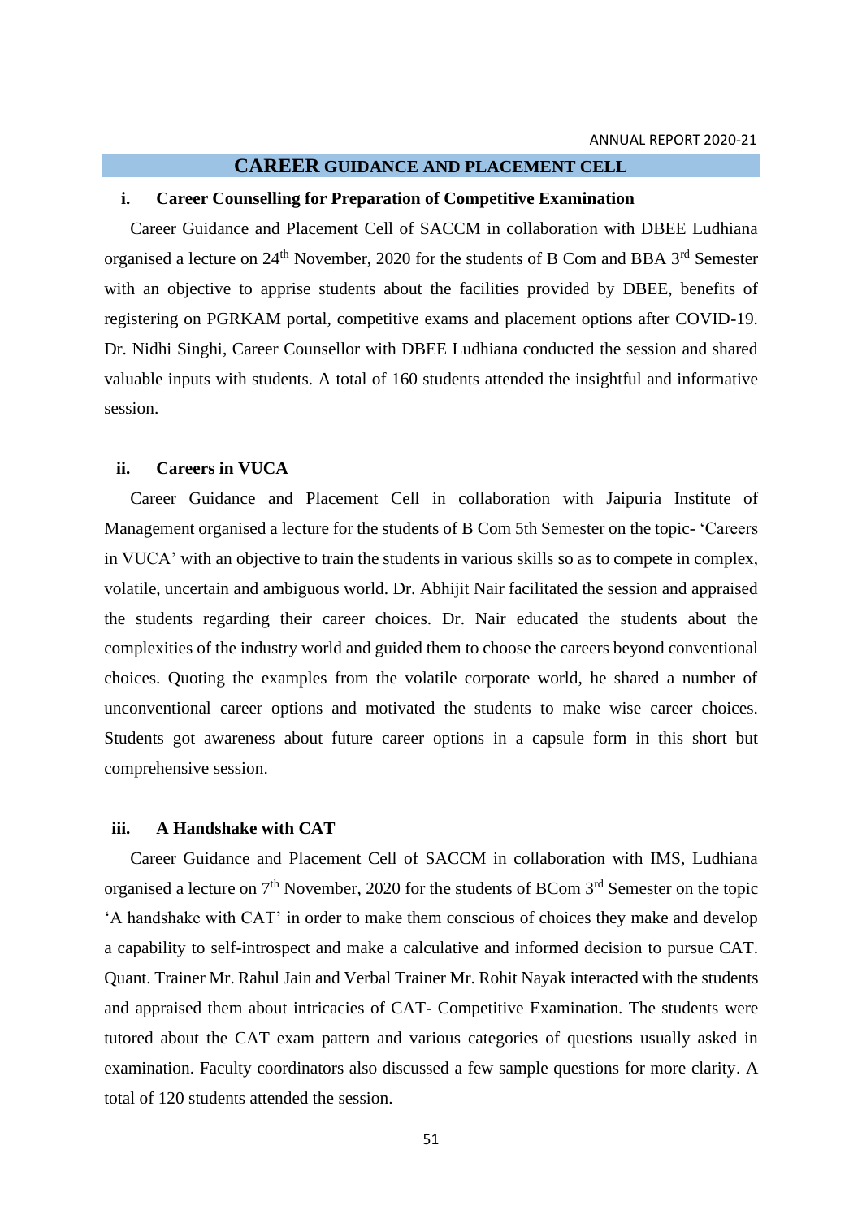## CAREER GUIDANCE AND PLACEMENT CELL

### i. Career Counselling for Preparation of Competitive Examination

Career Guidance and Placement Cell of SACCM in collaboration with DBEE Ludhiana organised a lecture on 24th November, 2020 for the students of B Com and BBA 3rd Semester with an objective to apprise students about the facilities provided by DBEE, benefits of registering on PGRKAM portal, competitive exams and placement options after COVID-19. Dr. Nidhi Singhi, Career Counsellor with DBEE Ludhiana conducted the session and shared valuable inputs with students. A total of 160 students attended the insightful and informative session.

### ii. Careers in VUCA

Career Guidance and Placement Cell in collaboration with Jaipuria Institute of Management organised a lecture for the students of B Com 5th Semester on the topic- 'Careers in VUCA' with an objective to train the students in various skills so as to compete in complex, volatile, uncertain and ambiguous world. Dr. Abhijit Nair facilitated the session and appraised the students regarding their career choices. Dr. Nair educated the students about the complexities of the industry world and guided them to choose the careers beyond conventional choices. Quoting the examples from the volatile corporate world, he shared a number of unconventional career options and motivated the students to make wise career choices. Students got awareness about future career options in a capsule form in this short but comprehensive session.

### iii. A Handshake with CAT

Career Guidance and Placement Cell of SACCM in collaboration with IMS, Ludhiana organised a lecture on 7th November, 2020 for the students of BCom 3rd Semester on the topic 'A handshake with CAT' in order to make them conscious of choices they make and develop a capability to self-introspect and make a calculative and informed decision to pursue CAT. Quant. Trainer Mr. Rahul Jain and Verbal Trainer Mr. Rohit Nayak interacted with the students and appraised them about intricacies of CAT- Competitive Examination. The students were tutored about the CAT exam pattern and various categories of questions usually asked in examination. Faculty coordinators also discussed a few sample questions for more clarity. A total of 120 students attended the session.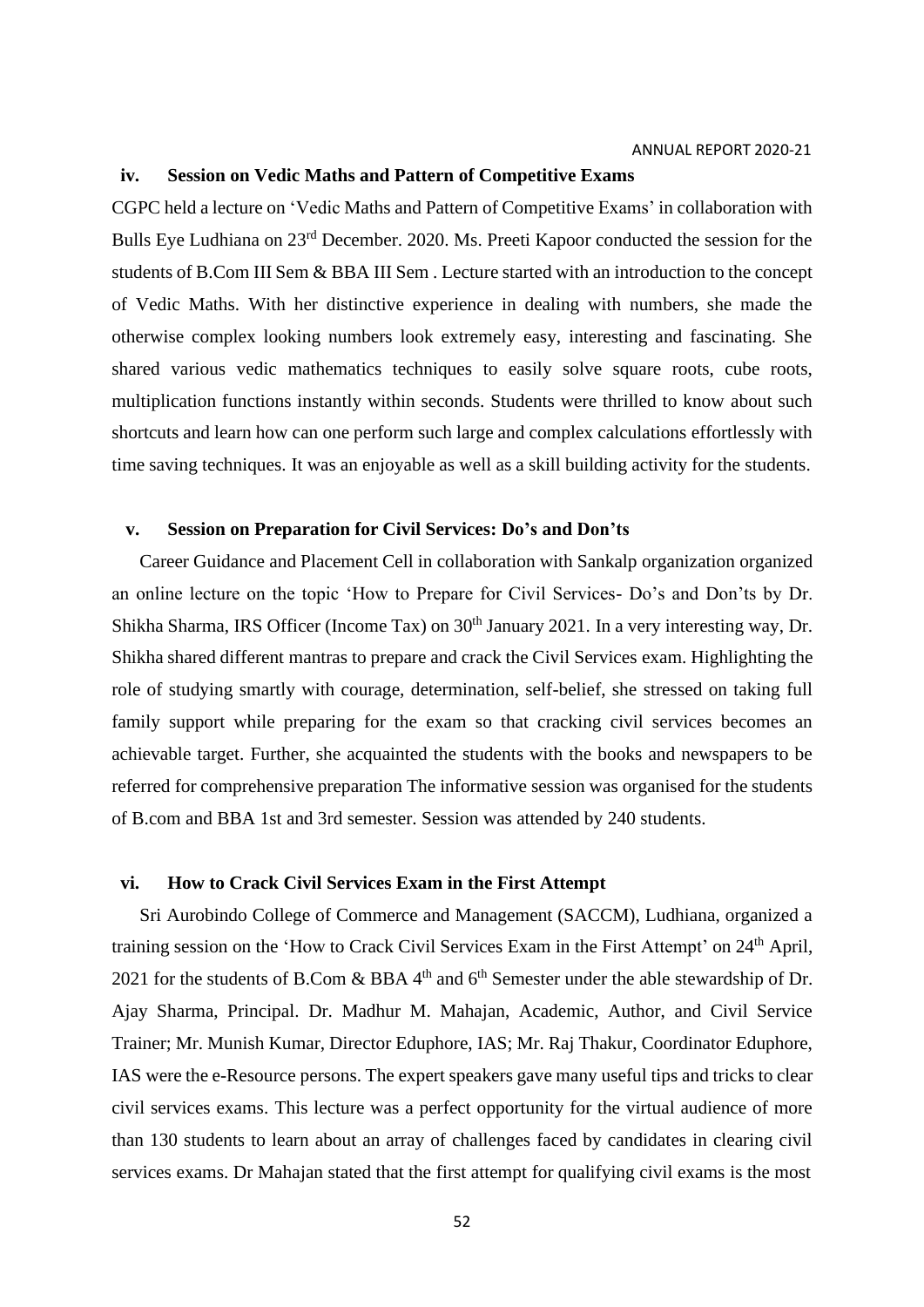### iv. Session on Vedic Maths and Pattern of Competitive Exams

CGPC held a lecture on 'Vedic Maths and Pattern of Competitive Exams' in collaboration with Bulls Eye Ludhiana on 23rd December. 2020. Ms. Preeti Kapoor conducted the session for the students of B.Com III Sem & BBA III Sem . Lecture started with an introduction to the concept of Vedic Maths. With her distinctive experience in dealing with numbers, she made the otherwise complex looking numbers look extremely easy, interesting and fascinating. She shared various vedic mathematics techniques to easily solve square roots, cube roots, multiplication functions instantly within seconds. Students were thrilled to know about such shortcuts and learn how can one perform such large and complex calculations effortlessly with time saving techniques. It was an enjoyable as well as a skill building activity for the students.

### v. Session on Preparation for Civil Services: Do's and Don'ts

Career Guidance and Placement Cell in collaboration with Sankalp organization organized an online lecture on the topic 'How to Prepare for Civil Services- Do's and Don'ts by Dr. Shikha Sharma, IRS Officer (Income Tax) on 30th January 2021. In a very interesting way, Dr. Shikha shared different mantras to prepare and crack the Civil Services exam. Highlighting the role of studying smartly with courage, determination, self-belief, she stressed on taking full family support while preparing for the exam so that cracking civil services becomes an achievable target. Further, she acquainted the students with the books and newspapers to be referred for comprehensive preparation The informative session was organised for the students of B.com and BBA 1st and 3rd semester. Session was attended by 240 students.

### vi. How to Crack Civil Services Exam in the First Attempt

Sri Aurobindo College of Commerce and Management (SACCM), Ludhiana, organized a training session on the 'How to Crack Civil Services Exam in the First Attempt' on 24th April, 2021 for the students of B.Com & BBA 4th and 6th Semester under the able stewardship of Dr. Ajay Sharma, Principal. Dr. Madhur M. Mahajan, Academic, Author, and Civil Service Trainer; Mr. Munish Kumar, Director Eduphore, IAS; Mr. Raj Thakur, Coordinator Eduphore, IAS were the e-Resource persons. The expert speakers gave many useful tips and tricks to clear civil services exams. This lecture was a perfect opportunity for the virtual audience of more than 130 students to learn about an array of challenges faced by candidates in clearing civil services exams. Dr Mahajan stated that the first attempt for qualifying civil exams is the most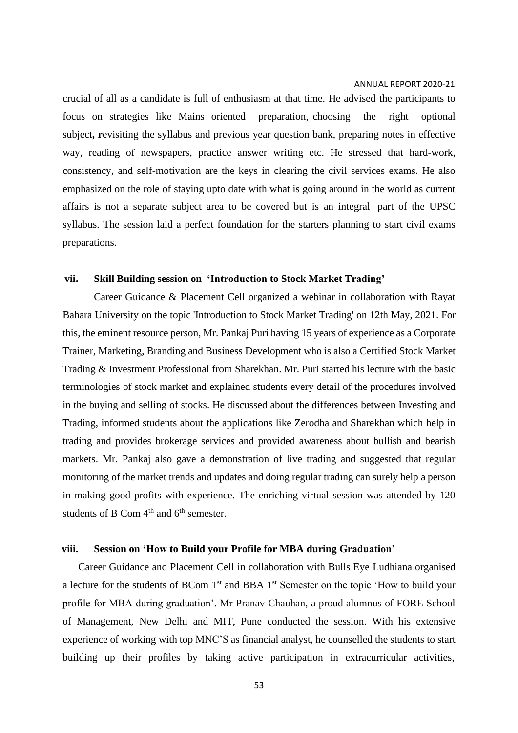crucial of all as a candidate is full of enthusiasm at that time. He advised the participants to focus on strategies like Mains oriented preparation, choosing the right optional subject**, r**evisiting the syllabus and previous year question bank, preparing notes in effective way, reading of newspapers, practice answer writing etc. He stressed that hard-work, consistency, and self-motivation are the keys in clearing the civil services exams. He also emphasized on the role of staying upto date with what is going around in the world as current affairs is not a separate subject area to be covered but is an integral part of the UPSC syllabus. The session laid a perfect foundation for the starters planning to start civil exams preparations.

### vii. Skill Building session on 'Introduction to Stock Market Trading'

Career Guidance & Placement Cell organized a webinar in collaboration with Rayat Bahara University on the topic 'Introduction to Stock Market Trading' on 12th May, 2021. For this, the eminent resource person, Mr. Pankaj Puri having 15 years of experience as a Corporate Trainer, Marketing, Branding and Business Development who is also a Certified Stock Market Trading & Investment Professional from Sharekhan. Mr. Puri started his lecture with the basic terminologies of stock market and explained students every detail of the procedures involved in the buying and selling of stocks. He discussed about the differences between Investing and Trading, informed students about the applications like Zerodha and Sharekhan which help in trading and provides brokerage services and provided awareness about bullish and bearish markets. Mr. Pankaj also gave a demonstration of live trading and suggested that regular monitoring of the market trends and updates and doing regular trading can surely help a person in making good profits with experience. The enriching virtual session was attended by 120 students of B Com 4th and 6th semester.

### viii. Session on 'How to Build your Profile for MBA during Graduation'

Career Guidance and Placement Cell in collaboration with Bulls Eye Ludhiana organised a lecture for the students of BCom 1st and BBA 1st Semester on the topic 'How to build your profile for MBA during graduation'. Mr Pranav Chauhan, a proud alumnus of FORE School of Management, New Delhi and MIT, Pune conducted the session. With his extensive experience of working with top MNC'S as financial analyst, he counselled the students to start building up their profiles by taking active participation in extracurricular activities,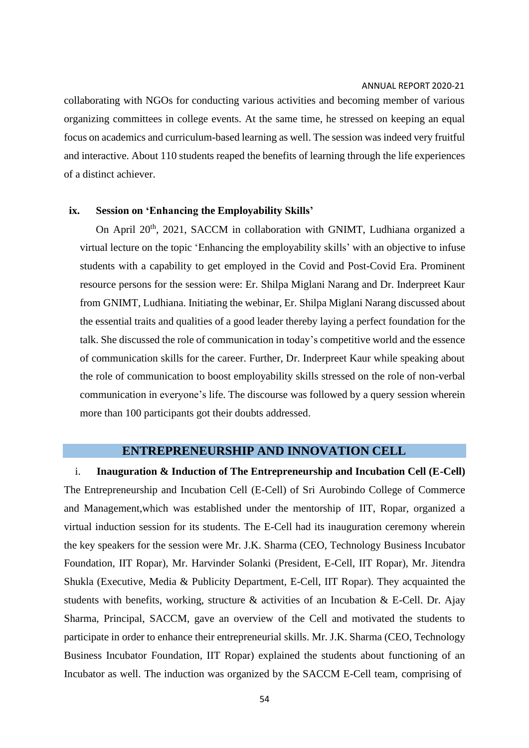collaborating with NGOs for conducting various activities and becoming member of various organizing committees in college events. At the same time, he stressed on keeping an equal focus on academics and curriculum-based learning as well. The session was indeed very fruitful and interactive. About 110 students reaped the benefits of learning through the life experiences of a distinct achiever.

**ix. Session on 'Enhancing the Employability Skills'**

On April 20th, 2021, SACCM in collaboration with GNIMT, Ludhiana organized a virtual lecture on the topic 'Enhancing the employability skills' with an objective to infuse students with a capability to get employed in the Covid and Post-Covid Era. Prominent resource persons for the session were: Er. Shilpa Miglani Narang and Dr. Inderpreet Kaur from GNIMT, Ludhiana. Initiating the webinar, Er. Shilpa Miglani Narang discussed about the essential traits and qualities of a good leader thereby laying a perfect foundation for the talk. She discussed the role of communication in today's competitive world and the essence of communication skills for the career. Further, Dr. Inderpreet Kaur while speaking about the role of communication to boost employability skills stressed on the role of non-verbal communication in everyone's life. The discourse was followed by a query session wherein more than 100 participants got their doubts addressed.

## ENTREPRENEURSHIP AND INNOVATION CELL

**i. Inauguration & Induction of The Entrepreneurship and Incubation Cell (E-Cell)**

The Entrepreneurship and Incubation Cell (E-Cell) of Sri Aurobindo College of Commerce and Management,which was established under the mentorship of IIT, Ropar, organized a virtual induction session for its students. The E-Cell had its inauguration ceremony wherein the key speakers for the session were Mr. J.K. Sharma (CEO, Technology Business Incubator Foundation, IIT Ropar), Mr. Harvinder Solanki (President, E-Cell, IIT Ropar), Mr. Jitendra Shukla (Executive, Media & Publicity Department, E-Cell, IIT Ropar). They acquainted the students with benefits, working, structure & activities of an Incubation & E-Cell. Dr. Ajay Sharma, Principal, SACCM, gave an overview of the Cell and motivated the students to participate in order to enhance their entrepreneurial skills. Mr. J.K. Sharma (CEO, Technology Business Incubator Foundation, IIT Ropar) explained the students about functioning of an Incubator as well. The induction was organized by the SACCM E-Cell team, comprising of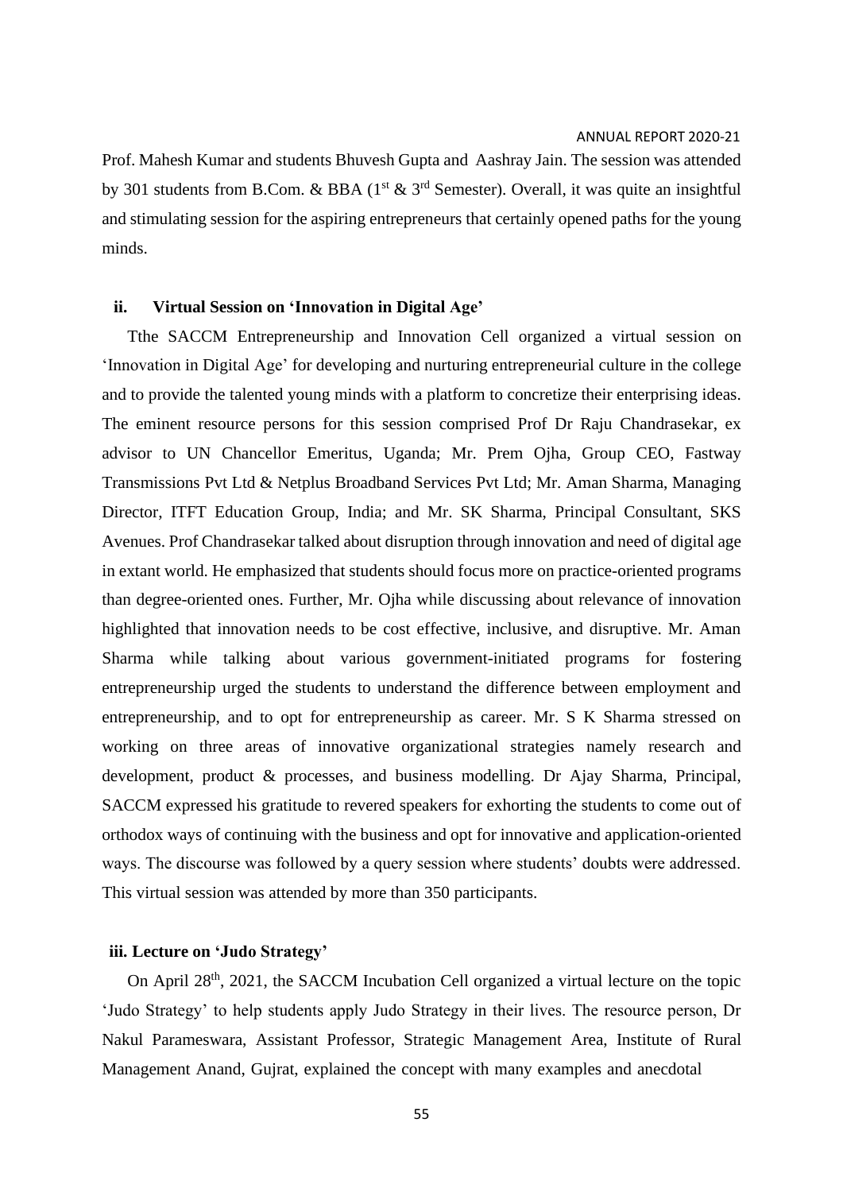Prof. Mahesh Kumar and students Bhuvesh Gupta and Aashray Jain. The session was attended by 301 students from B.Com. & BBA (1st & 3rd Semester). Overall, it was quite an insightful and stimulating session for the aspiring entrepreneurs that certainly opened paths for the young minds.

### ii. Virtual Session on 'Innovation in Digital Age'

Tthe SACCM Entrepreneurship and Innovation Cell organized a virtual session on 'Innovation in Digital Age' for developing and nurturing entrepreneurial culture in the college and to provide the talented young minds with a platform to concretize their enterprising ideas. The eminent resource persons for this session comprised Prof Dr Raju Chandrasekar, ex advisor to UN Chancellor Emeritus, Uganda; Mr. Prem Ojha, Group CEO, Fastway Transmissions Pvt Ltd & Netplus Broadband Services Pvt Ltd; Mr. Aman Sharma, Managing Director, ITFT Education Group, India; and Mr. SK Sharma, Principal Consultant, SKS Avenues. Prof Chandrasekar talked about disruption through innovation and need of digital age in extant world. He emphasized that students should focus more on practice-oriented programs than degree-oriented ones. Further, Mr. Ojha while discussing about relevance of innovation highlighted that innovation needs to be cost effective, inclusive, and disruptive. Mr. Aman Sharma while talking about various government-initiated programs for fostering entrepreneurship urged the students to understand the difference between employment and entrepreneurship, and to opt for entrepreneurship as career. Mr. S K Sharma stressed on working on three areas of innovative organizational strategies namely research and development, product & processes, and business modelling. Dr Ajay Sharma, Principal, SACCM expressed his gratitude to revered speakers for exhorting the students to come out of orthodox ways of continuing with the business and opt for innovative and application-oriented ways. The discourse was followed by a query session where students' doubts were addressed. This virtual session was attended by more than 350 participants.

### iii. Lecture on 'Judo Strategy'

On April 28th, 2021, the SACCM Incubation Cell organized a virtual lecture on the topic 'Judo Strategy' to help students apply Judo Strategy in their lives. The resource person, Dr Nakul Parameswara, Assistant Professor, Strategic Management Area, Institute of Rural Management Anand, Gujrat, explained the concept with many examples and anecdotal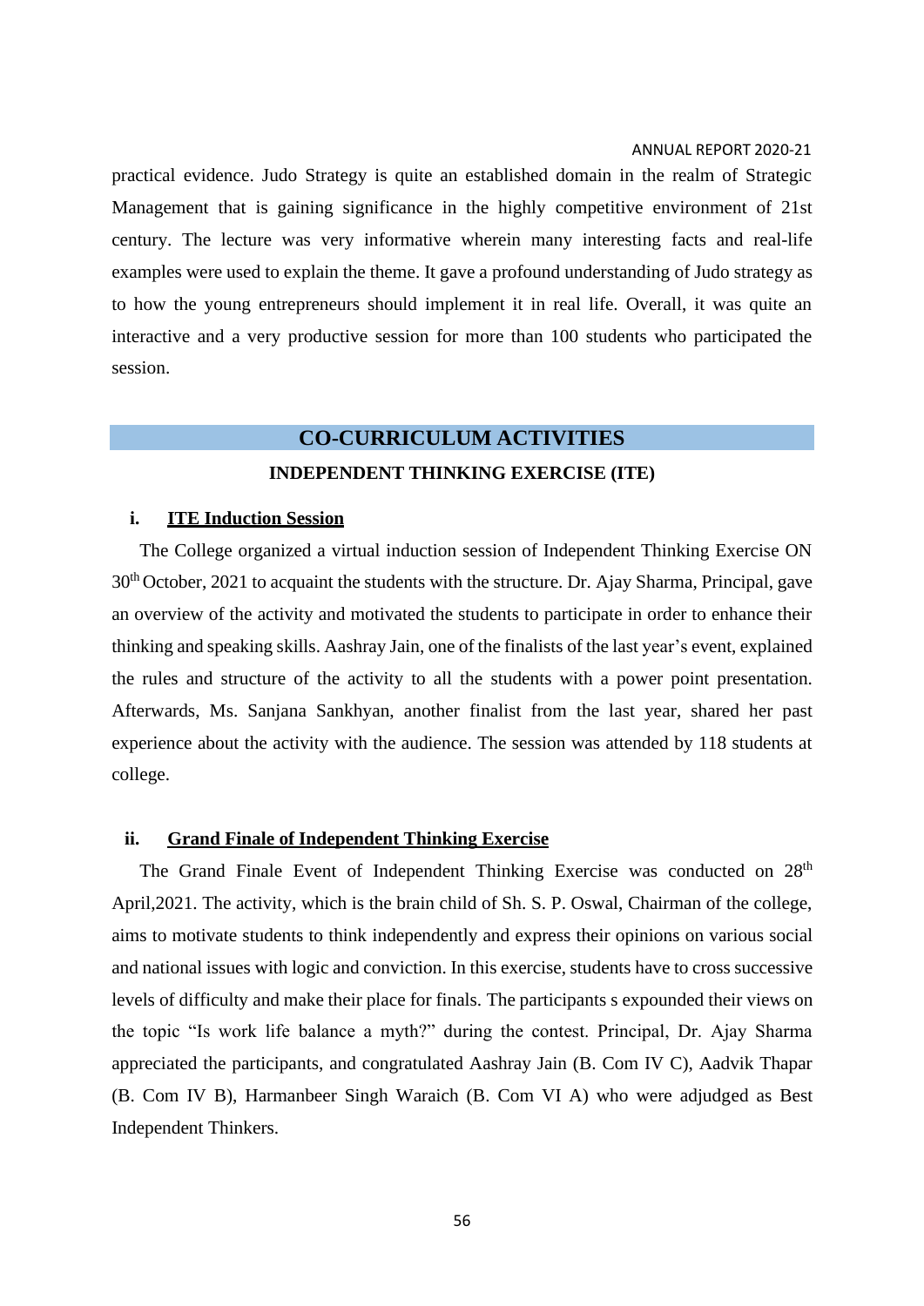practical evidence. Judo Strategy is quite an established domain in the realm of Strategic Management that is gaining significance in the highly competitive environment of 21st century. The lecture was very informative wherein many interesting facts and real-life examples were used to explain the theme. It gave a profound understanding of Judo strategy as to how the young entrepreneurs should implement it in real life. Overall, it was quite an interactive and a very productive session for more than 100 students who participated the session.

## CO-CURRICULUM ACTIVITIES

### INDEPENDENT THINKING EXERCISE (ITE)

**i. <u>ITE Induction Session</u>**

The College organized a virtual induction session of Independent Thinking Exercise ON 30th October, 2021 to acquaint the students with the structure. Dr. Ajay Sharma, Principal, gave an overview of the activity and motivated the students to participate in order to enhance their thinking and speaking skills. Aashray Jain, one of the finalists of the last year's event, explained the rules and structure of the activity to all the students with a power point presentation. Afterwards, Ms. Sanjana Sankhyan, another finalist from the last year, shared her past experience about the activity with the audience. The session was attended by 118 students at college.

**ii. <u>Grand Finale of Independent Thinking Exercise</u>**

The Grand Finale Event of Independent Thinking Exercise was conducted on 28th April,2021. The activity, which is the brain child of Sh. S. P. Oswal, Chairman of the college, aims to motivate students to think independently and express their opinions on various social and national issues with logic and conviction. In this exercise, students have to cross successive levels of difficulty and make their place for finals. The participants s expounded their views on the topic "Is work life balance a myth?" during the contest. Principal, Dr. Ajay Sharma appreciated the participants, and congratulated Aashray Jain (B. Com IV C), Aadvik Thapar (B. Com IV B), Harmanbeer Singh Waraich (B. Com VI A) who were adjudged as Best Independent Thinkers.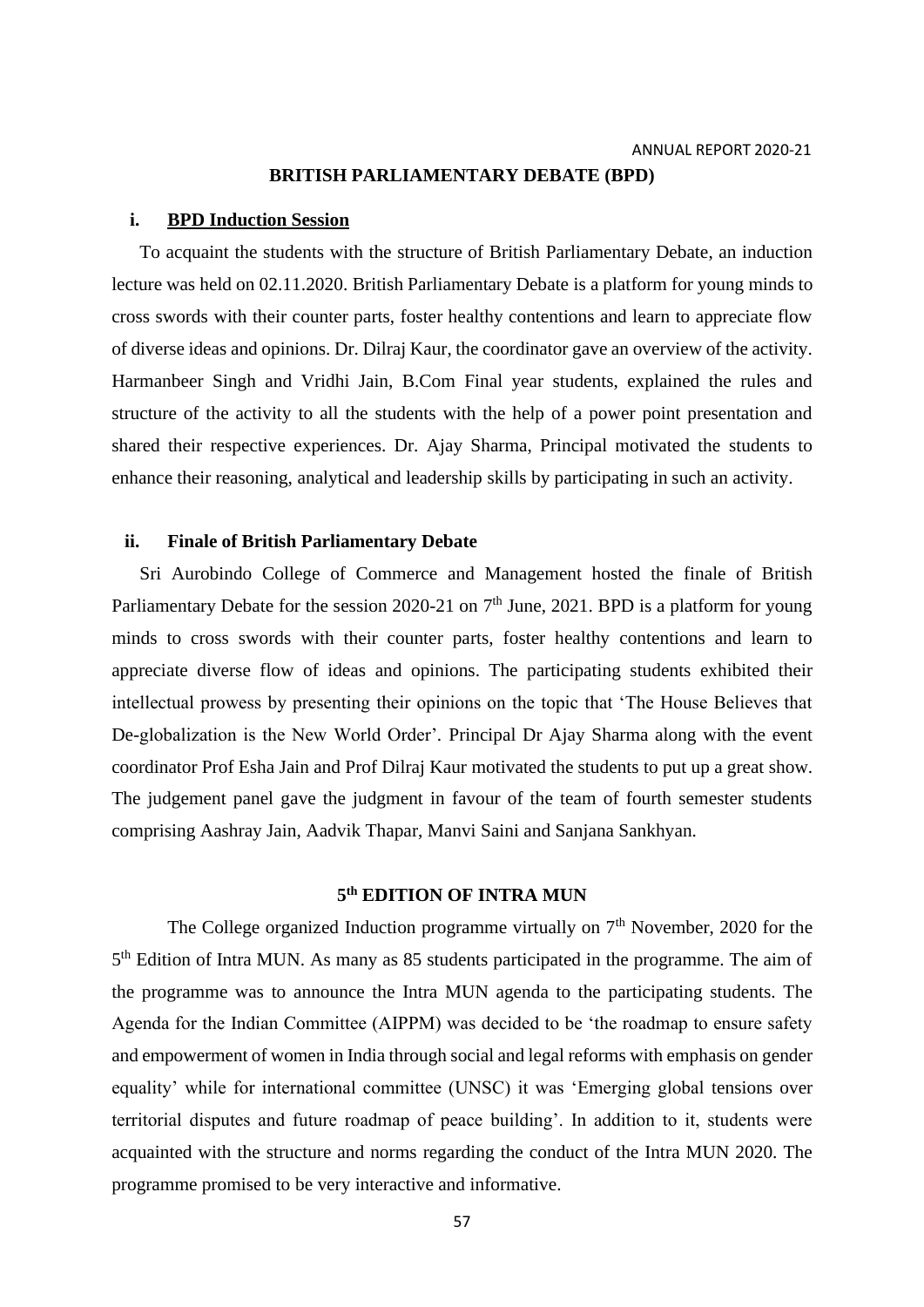## BRITISH PARLIAMENTARY DEBATE (BPD)

### i. BPD Induction Session

To acquaint the students with the structure of British Parliamentary Debate, an induction lecture was held on 02.11.2020. British Parliamentary Debate is a platform for young minds to cross swords with their counter parts, foster healthy contentions and learn to appreciate flow of diverse ideas and opinions. Dr. Dilraj Kaur, the coordinator gave an overview of the activity. Harmanbeer Singh and Vridhi Jain, B.Com Final year students, explained the rules and structure of the activity to all the students with the help of a power point presentation and shared their respective experiences. Dr. Ajay Sharma, Principal motivated the students to enhance their reasoning, analytical and leadership skills by participating in such an activity.

### ii. Finale of British Parliamentary Debate

Sri Aurobindo College of Commerce and Management hosted the finale of British Parliamentary Debate for the session 2020-21 on 7th June, 2021. BPD is a platform for young minds to cross swords with their counter parts, foster healthy contentions and learn to appreciate diverse flow of ideas and opinions. The participating students exhibited their intellectual prowess by presenting their opinions on the topic that 'The House Believes that De-globalization is the New World Order'. Principal Dr Ajay Sharma along with the event coordinator Prof Esha Jain and Prof Dilraj Kaur motivated the students to put up a great show. The judgement panel gave the judgment in favour of the team of fourth semester students comprising Aashray Jain, Aadvik Thapar, Manvi Saini and Sanjana Sankhyan.

## 5th EDITION OF INTRA MUN

The College organized Induction programme virtually on 7th November, 2020 for the 5th Edition of Intra MUN. As many as 85 students participated in the programme. The aim of the programme was to announce the Intra MUN agenda to the participating students. The Agenda for the Indian Committee (AIPPM) was decided to be 'the roadmap to ensure safety and empowerment of women in India through social and legal reforms with emphasis on gender equality' while for international committee (UNSC) it was 'Emerging global tensions over territorial disputes and future roadmap of peace building'. In addition to it, students were acquainted with the structure and norms regarding the conduct of the Intra MUN 2020. The programme promised to be very interactive and informative.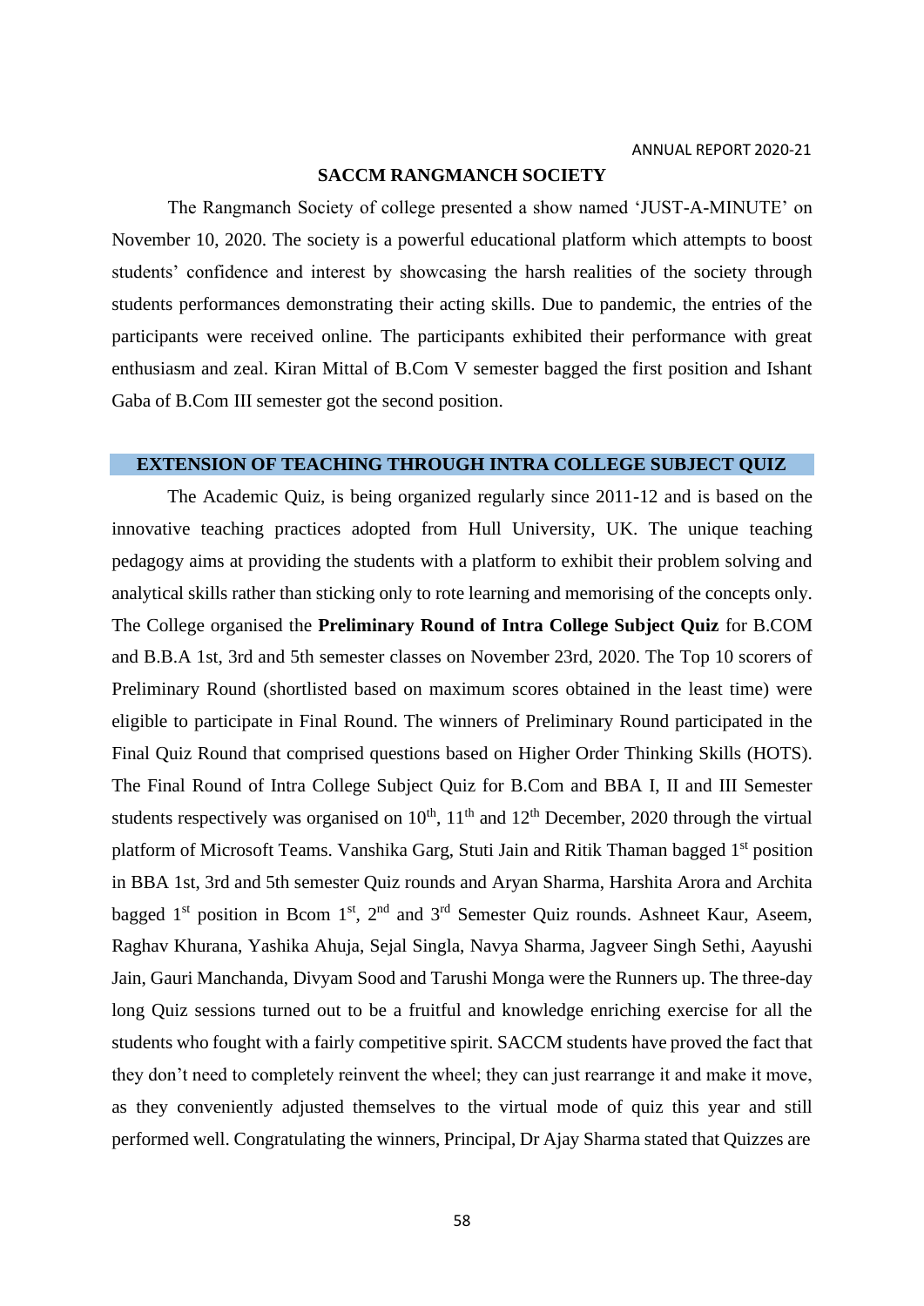## SACCM RANGMANCH SOCIETY

The Rangmanch Society of college presented a show named 'JUST-A-MINUTE' on November 10, 2020. The society is a powerful educational platform which attempts to boost students' confidence and interest by showcasing the harsh realities of the society through students performances demonstrating their acting skills. Due to pandemic, the entries of the participants were received online. The participants exhibited their performance with great enthusiasm and zeal. Kiran Mittal of B.Com V semester bagged the first position and Ishant Gaba of B.Com III semester got the second position.

## EXTENSION OF TEACHING THROUGH INTRA COLLEGE SUBJECT QUIZ

The Academic Quiz, is being organized regularly since 2011-12 and is based on the innovative teaching practices adopted from Hull University, UK. The unique teaching pedagogy aims at providing the students with a platform to exhibit their problem solving and analytical skills rather than sticking only to rote learning and memorising of the concepts only. The College organised the **Preliminary Round of Intra College Subject Quiz** for B.COM and B.B.A 1st, 3rd and 5th semester classes on November 23rd, 2020. The Top 10 scorers of Preliminary Round (shortlisted based on maximum scores obtained in the least time) were eligible to participate in Final Round. The winners of Preliminary Round participated in the Final Quiz Round that comprised questions based on Higher Order Thinking Skills (HOTS). The Final Round of Intra College Subject Quiz for B.Com and BBA I, II and III Semester students respectively was organised on 10th, 11th and 12th December, 2020 through the virtual platform of Microsoft Teams. Vanshika Garg, Stuti Jain and Ritik Thaman bagged 1st position in BBA 1st, 3rd and 5th semester Quiz rounds and Aryan Sharma, Harshita Arora and Archita bagged 1st position in Bcom 1st, 2nd and 3rd Semester Quiz rounds. Ashneet Kaur, Aseem, Raghav Khurana, Yashika Ahuja, Sejal Singla, Navya Sharma, Jagveer Singh Sethi, Aayushi Jain, Gauri Manchanda, Divyam Sood and Tarushi Monga were the Runners up. The three-day long Quiz sessions turned out to be a fruitful and knowledge enriching exercise for all the students who fought with a fairly competitive spirit. SACCM students have proved the fact that they don't need to completely reinvent the wheel; they can just rearrange it and make it move, as they conveniently adjusted themselves to the virtual mode of quiz this year and still performed well. Congratulating the winners, Principal, Dr Ajay Sharma stated that Quizzes are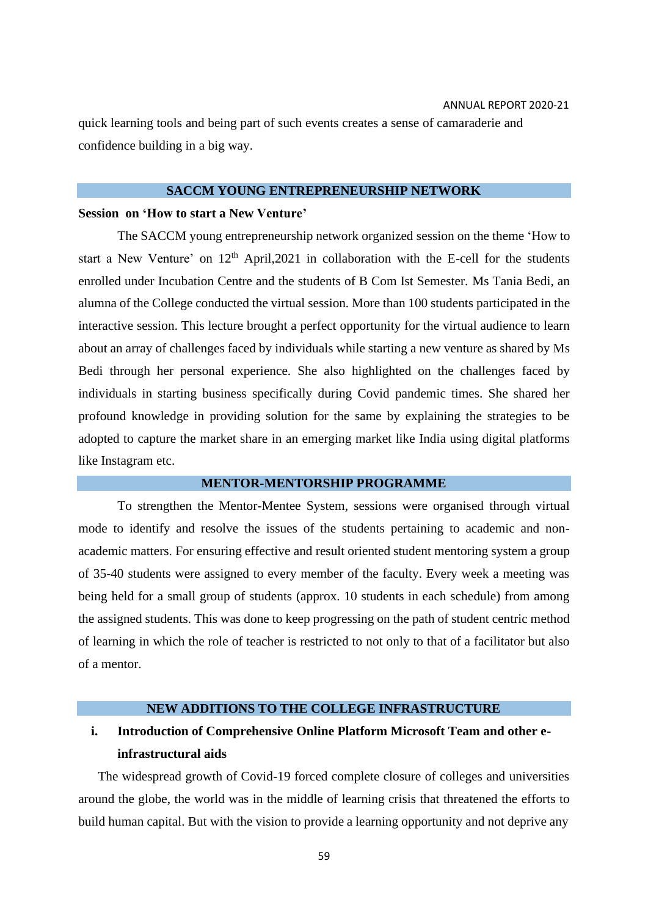quick learning tools and being part of such events creates a sense of camaraderie and confidence building in a big way.

## SACCM YOUNG ENTREPRENEURSHIP NETWORK

**Session on 'How to start a New Venture'**

The SACCM young entrepreneurship network organized session on the theme 'How to start a New Venture' on 12th April,2021 in collaboration with the E-cell for the students enrolled under Incubation Centre and the students of B Com Ist Semester. Ms Tania Bedi, an alumna of the College conducted the virtual session. More than 100 students participated in the interactive session. This lecture brought a perfect opportunity for the virtual audience to learn about an array of challenges faced by individuals while starting a new venture as shared by Ms Bedi through her personal experience. She also highlighted on the challenges faced by individuals in starting business specifically during Covid pandemic times. She shared her profound knowledge in providing solution for the same by explaining the strategies to be adopted to capture the market share in an emerging market like India using digital platforms like Instagram etc.

## MENTOR-MENTORSHIP PROGRAMME

To strengthen the Mentor-Mentee System, sessions were organised through virtual mode to identify and resolve the issues of the students pertaining to academic and non-academic matters. For ensuring effective and result oriented student mentoring system a group of 35-40 students were assigned to every member of the faculty. Every week a meeting was being held for a small group of students (approx. 10 students in each schedule) from among the assigned students. This was done to keep progressing on the path of student centric method of learning in which the role of teacher is restricted to not only to that of a facilitator but also of a mentor.

## NEW ADDITIONS TO THE COLLEGE INFRASTRUCTURE

**i. Introduction of Comprehensive Online Platform Microsoft Team and other e-infrastructural aids**

The widespread growth of Covid-19 forced complete closure of colleges and universities around the globe, the world was in the middle of learning crisis that threatened the efforts to build human capital. But with the vision to provide a learning opportunity and not deprive any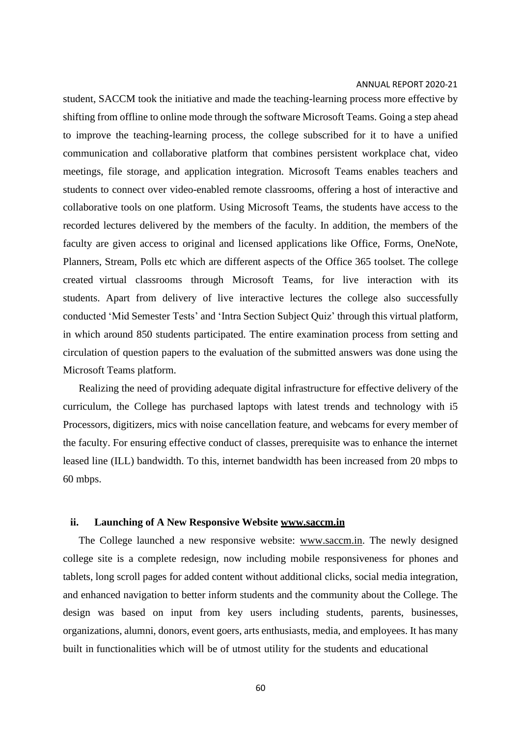student, SACCM took the initiative and made the teaching-learning process more effective by shifting from offline to online mode through the software Microsoft Teams. Going a step ahead to improve the teaching-learning process, the college subscribed for it to have a unified communication and collaborative platform that combines persistent workplace chat, video meetings, file storage, and application integration. Microsoft Teams enables teachers and students to connect over video-enabled remote classrooms, offering a host of interactive and collaborative tools on one platform. Using Microsoft Teams, the students have access to the recorded lectures delivered by the members of the faculty. In addition, the members of the faculty are given access to original and licensed applications like Office, Forms, OneNote, Planners, Stream, Polls etc which are different aspects of the Office 365 toolset. The college created virtual classrooms through Microsoft Teams, for live interaction with its students. Apart from delivery of live interactive lectures the college also successfully conducted 'Mid Semester Tests' and 'Intra Section Subject Quiz' through this virtual platform, in which around 850 students participated. The entire examination process from setting and circulation of question papers to the evaluation of the submitted answers was done using the Microsoft Teams platform.

Realizing the need of providing adequate digital infrastructure for effective delivery of the curriculum, the College has purchased laptops with latest trends and technology with i5 Processors, digitizers, mics with noise cancellation feature, and webcams for every member of the faculty. For ensuring effective conduct of classes, prerequisite was to enhance the internet leased line (ILL) bandwidth. To this, internet bandwidth has been increased from 20 mbps to 60 mbps.

### ii. Launching of A New Responsive Website www.saccm.in

The College launched a new responsive website: www.saccm.in. The newly designed college site is a complete redesign, now including mobile responsiveness for phones and tablets, long scroll pages for added content without additional clicks, social media integration, and enhanced navigation to better inform students and the community about the College. The design was based on input from key users including students, parents, businesses, organizations, alumni, donors, event goers, arts enthusiasts, media, and employees. It has many built in functionalities which will be of utmost utility for the students and educational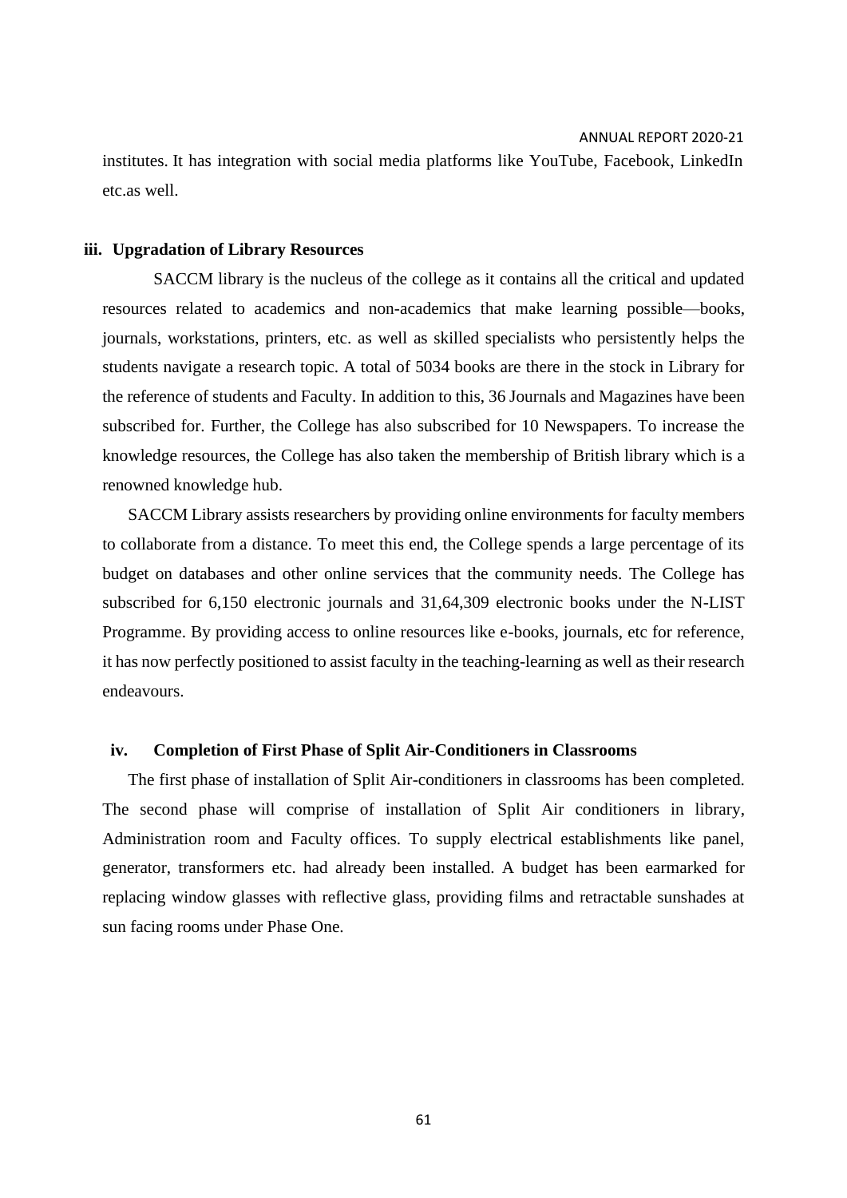institutes. It has integration with social media platforms like YouTube, Facebook, LinkedIn etc.as well.

**iii. Upgradation of Library Resources**

SACCM library is the nucleus of the college as it contains all the critical and updated resources related to academics and non-academics that make learning possible—books, journals, workstations, printers, etc. as well as skilled specialists who persistently helps the students navigate a research topic. A total of 5034 books are there in the stock in Library for the reference of students and Faculty. In addition to this, 36 Journals and Magazines have been subscribed for. Further, the College has also subscribed for 10 Newspapers. To increase the knowledge resources, the College has also taken the membership of British library which is a renowned knowledge hub.

SACCM Library assists researchers by providing online environments for faculty members to collaborate from a distance. To meet this end, the College spends a large percentage of its budget on databases and other online services that the community needs. The College has subscribed for 6,150 electronic journals and 31,64,309 electronic books under the N-LIST Programme. By providing access to online resources like e-books, journals, etc for reference, it has now perfectly positioned to assist faculty in the teaching-learning as well as their research endeavours.

**iv. Completion of First Phase of Split Air-Conditioners in Classrooms**

The first phase of installation of Split Air-conditioners in classrooms has been completed. The second phase will comprise of installation of Split Air conditioners in library, Administration room and Faculty offices. To supply electrical establishments like panel, generator, transformers etc. had already been installed. A budget has been earmarked for replacing window glasses with reflective glass, providing films and retractable sunshades at sun facing rooms under Phase One.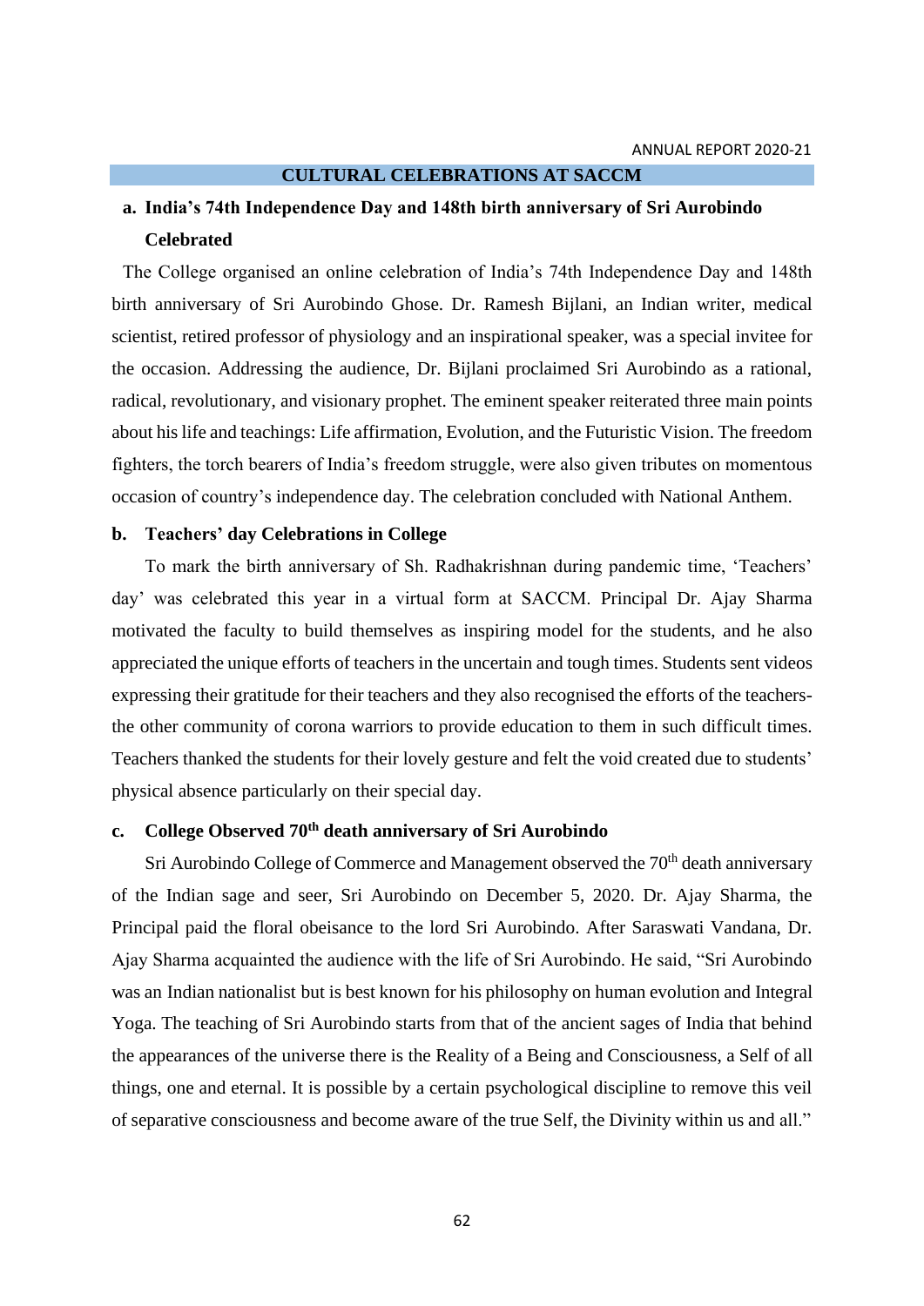## CULTURAL CELEBRATIONS AT SACCM

### a. India's 74th Independence Day and 148th birth anniversary of Sri Aurobindo Celebrated

The College organised an online celebration of India's 74th Independence Day and 148th birth anniversary of Sri Aurobindo Ghose. Dr. Ramesh Bijlani, an Indian writer, medical scientist, retired professor of physiology and an inspirational speaker, was a special invitee for the occasion. Addressing the audience, Dr. Bijlani proclaimed Sri Aurobindo as a rational, radical, revolutionary, and visionary prophet. The eminent speaker reiterated three main points about his life and teachings: Life affirmation, Evolution, and the Futuristic Vision. The freedom fighters, the torch bearers of India's freedom struggle, were also given tributes on momentous occasion of country's independence day. The celebration concluded with National Anthem.

### b. Teachers' day Celebrations in College

To mark the birth anniversary of Sh. Radhakrishnan during pandemic time, 'Teachers' day' was celebrated this year in a virtual form at SACCM. Principal Dr. Ajay Sharma motivated the faculty to build themselves as inspiring model for the students, and he also appreciated the unique efforts of teachers in the uncertain and tough times. Students sent videos expressing their gratitude for their teachers and they also recognised the efforts of the teachers- the other community of corona warriors to provide education to them in such difficult times. Teachers thanked the students for their lovely gesture and felt the void created due to students' physical absence particularly on their special day.

### c. College Observed 70th death anniversary of Sri Aurobindo

Sri Aurobindo College of Commerce and Management observed the 70th death anniversary of the Indian sage and seer, Sri Aurobindo on December 5, 2020. Dr. Ajay Sharma, the Principal paid the floral obeisance to the lord Sri Aurobindo. After Saraswati Vandana, Dr. Ajay Sharma acquainted the audience with the life of Sri Aurobindo. He said, "Sri Aurobindo was an Indian nationalist but is best known for his philosophy on human evolution and Integral Yoga. The teaching of Sri Aurobindo starts from that of the ancient sages of India that behind the appearances of the universe there is the Reality of a Being and Consciousness, a Self of all things, one and eternal. It is possible by a certain psychological discipline to remove this veil of separative consciousness and become aware of the true Self, the Divinity within us and all."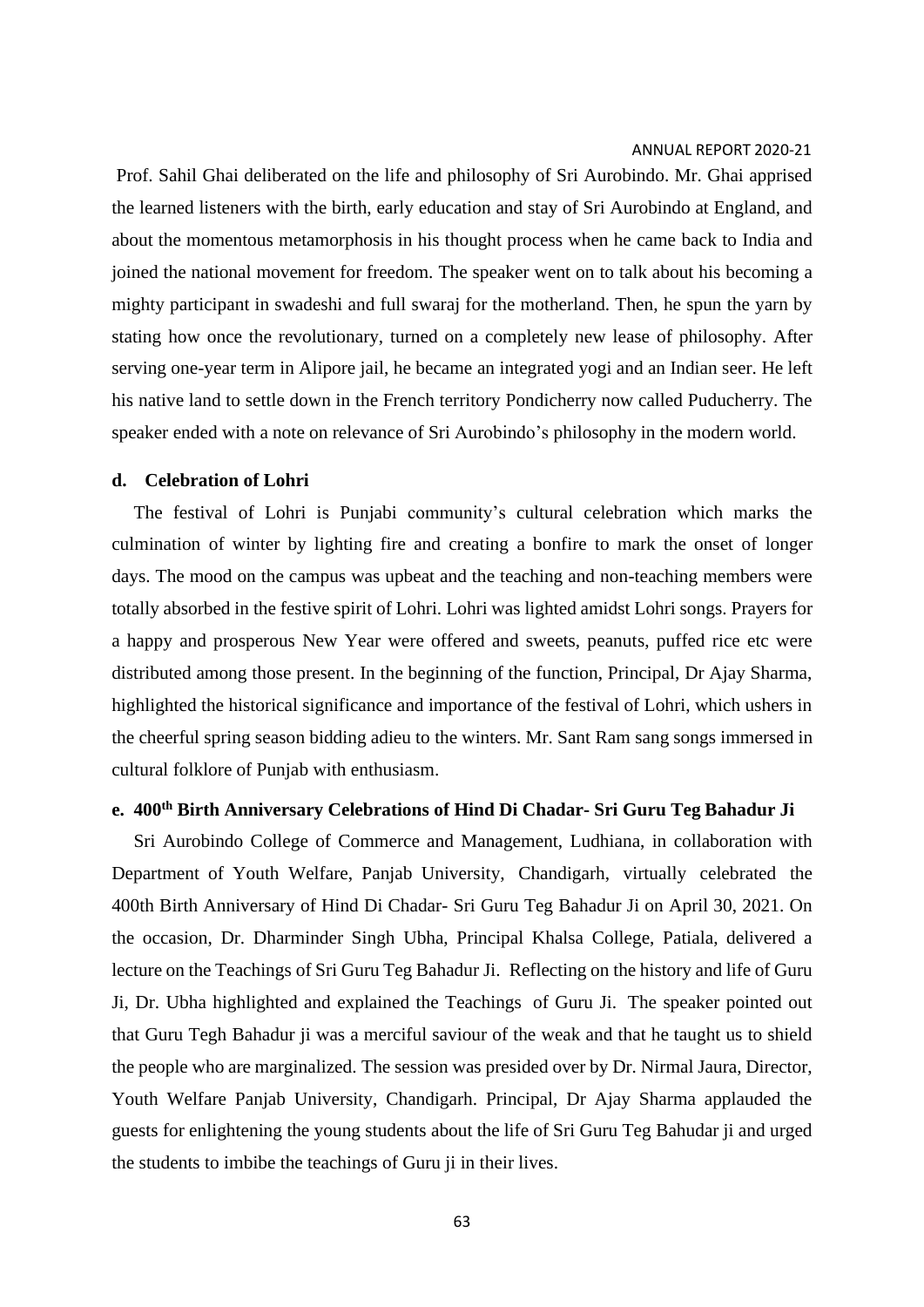Prof. Sahil Ghai deliberated on the life and philosophy of Sri Aurobindo. Mr. Ghai apprised the learned listeners with the birth, early education and stay of Sri Aurobindo at England, and about the momentous metamorphosis in his thought process when he came back to India and joined the national movement for freedom. The speaker went on to talk about his becoming a mighty participant in swadeshi and full swaraj for the motherland. Then, he spun the yarn by stating how once the revolutionary, turned on a completely new lease of philosophy. After serving one-year term in Alipore jail, he became an integrated yogi and an Indian seer. He left his native land to settle down in the French territory Pondicherry now called Puducherry. The speaker ended with a note on relevance of Sri Aurobindo's philosophy in the modern world.

**d. Celebration of Lohri**

The festival of Lohri is Punjabi community's cultural celebration which marks the culmination of winter by lighting fire and creating a bonfire to mark the onset of longer days. The mood on the campus was upbeat and the teaching and non-teaching members were totally absorbed in the festive spirit of Lohri. Lohri was lighted amidst Lohri songs. Prayers for a happy and prosperous New Year were offered and sweets, peanuts, puffed rice etc were distributed among those present. In the beginning of the function, Principal, Dr Ajay Sharma, highlighted the historical significance and importance of the festival of Lohri, which ushers in the cheerful spring season bidding adieu to the winters. Mr. Sant Ram sang songs immersed in cultural folklore of Punjab with enthusiasm.

**e. 400th Birth Anniversary Celebrations of Hind Di Chadar- Sri Guru Teg Bahadur Ji**

Sri Aurobindo College of Commerce and Management, Ludhiana, in collaboration with Department of Youth Welfare, Panjab University, Chandigarh, virtually celebrated the 400th Birth Anniversary of Hind Di Chadar- Sri Guru Teg Bahadur Ji on April 30, 2021. On the occasion, Dr. Dharminder Singh Ubha, Principal Khalsa College, Patiala, delivered a lecture on the Teachings of Sri Guru Teg Bahadur Ji. Reflecting on the history and life of Guru Ji, Dr. Ubha highlighted and explained the Teachings of Guru Ji. The speaker pointed out that Guru Tegh Bahadur ji was a merciful saviour of the weak and that he taught us to shield the people who are marginalized. The session was presided over by Dr. Nirmal Jaura, Director, Youth Welfare Panjab University, Chandigarh. Principal, Dr Ajay Sharma applauded the guests for enlightening the young students about the life of Sri Guru Teg Bahudar ji and urged the students to imbibe the teachings of Guru ji in their lives.